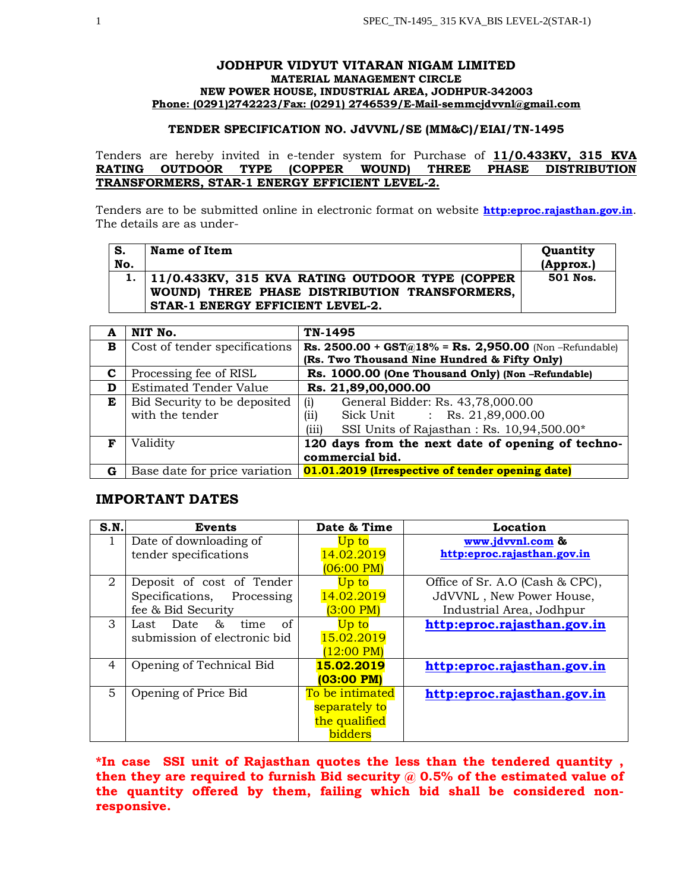**JODHPUR VIDYUT VITARAN NIGAM LIMITED**
**MATERIAL MANAGEMENT CIRCLE**
**NEW POWER HOUSE, INDUSTRIAL AREA, JODHPUR-342003**
**Phone: (0291)2742223/Fax: (0291) 2746539/E-Mail-semmcjdvvnl@gmail.com**

**TENDER SPECIFICATION NO. JdVVNL/SE (MM&C)/EIAI/TN-1495**

Tenders are hereby invited in e-tender system for Purchase of **11/0.433KV, 315 KVA RATING OUTDOOR TYPE (COPPER WOUND) THREE PHASE DISTRIBUTION TRANSFORMERS, STAR-1 ENERGY EFFICIENT LEVEL-2.**

Tenders are to be submitted online in electronic format on website **http:eproc.rajasthan.gov.in**. The details are as under-

| S. No. | Name of Item | Quantity (Approx.) |
|---|---|---|
| 1. | 11/0.433KV, 315 KVA RATING OUTDOOR TYPE (COPPER WOUND) THREE PHASE DISTRIBUTION TRANSFORMERS, STAR-1 ENERGY EFFICIENT LEVEL-2. | 501 Nos. |

| A | NIT No. | TN-1495 |
|---|---|---|
| B | Cost of tender specifications | Rs. 2500.00 + GST@18% = Rs. 2,950.00 (Non –Refundable) (Rs. Two Thousand Nine Hundred & Fifty Only) |
| C | Processing fee of RISL | Rs. 1000.00 (One Thousand Only) (Non –Refundable) |
| D | Estimated Tender Value | Rs. 21,89,00,000.00 |
| E | Bid Security to be deposited with the tender | (i) General Bidder: Rs. 43,78,000.00<br>(ii) Sick Unit : Rs. 21,89,000.00<br>(iii) SSI Units of Rajasthan : Rs. 10,94,500.00* |
| F | Validity | 120 days from the next date of opening of techno-commercial bid. |
| G | Base date for price variation | 01.01.2019 (Irrespective of tender opening date) |

## IMPORTANT DATES

| S.N. | Events | Date & Time | Location |
|---|---|---|---|
| 1 | Date of downloading of tender specifications | Up to 14.02.2019 (06:00 PM) | www.jdvvnl.com & http:eproc.rajasthan.gov.in |
| 2 | Deposit of cost of Tender Specifications, Processing fee & Bid Security | Up to 14.02.2019 (3:00 PM) | Office of Sr. A.O (Cash & CPC), JdVVNL , New Power House, Industrial Area, Jodhpur |
| 3 | Last Date & time of submission of electronic bid | Up to 15.02.2019 (12:00 PM) | http:eproc.rajasthan.gov.in |
| 4 | Opening of Technical Bid | **15.02.2019 (03:00 PM)** | http:eproc.rajasthan.gov.in |
| 5 | Opening of Price Bid | To be intimated separately to the qualified bidders | http:eproc.rajasthan.gov.in |

***In case SSI unit of Rajasthan quotes the less than the tendered quantity , then they are required to furnish Bid security @ 0.5% of the estimated value of the quantity offered by them, failing which bid shall be considered non-responsive.**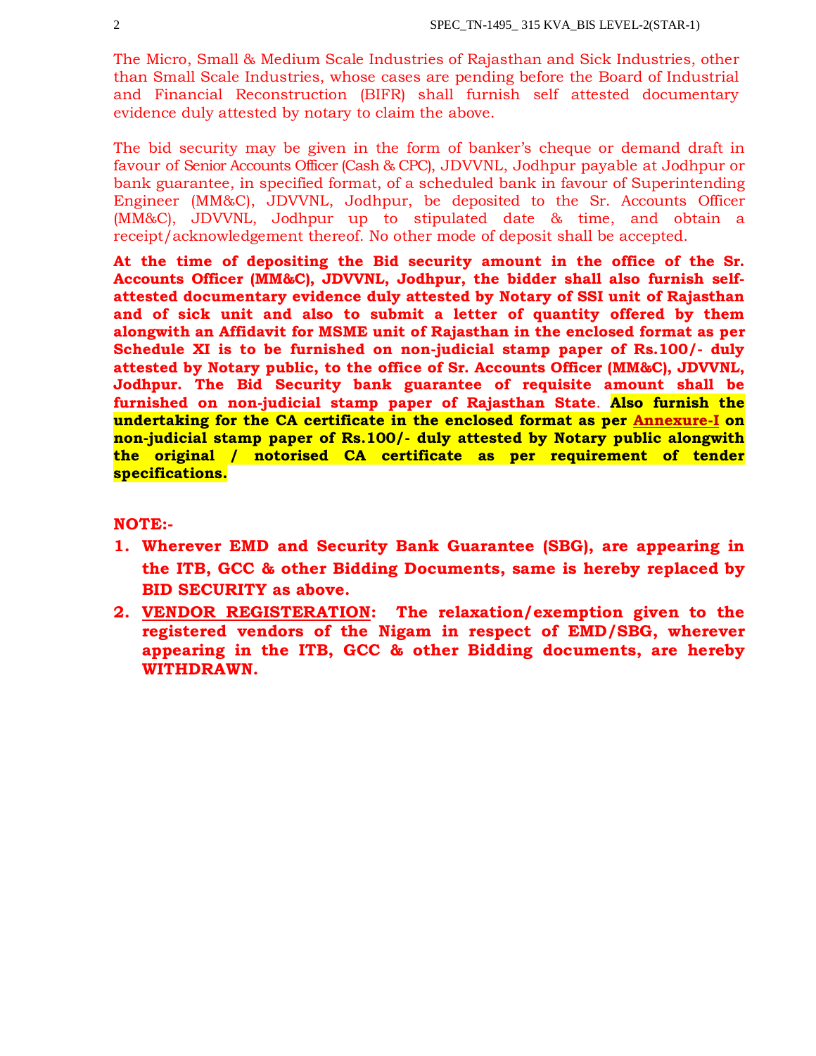The Micro, Small & Medium Scale Industries of Rajasthan and Sick Industries, other than Small Scale Industries, whose cases are pending before the Board of Industrial and Financial Reconstruction (BIFR) shall furnish self attested documentary evidence duly attested by notary to claim the above.

The bid security may be given in the form of banker's cheque or demand draft in favour of Senior Accounts Officer (Cash & CPC), JDVVNL, Jodhpur payable at Jodhpur or bank guarantee, in specified format, of a scheduled bank in favour of Superintending Engineer (MM&C), JDVVNL, Jodhpur, be deposited to the Sr. Accounts Officer (MM&C), JDVVNL, Jodhpur up to stipulated date & time, and obtain a receipt/acknowledgement thereof. No other mode of deposit shall be accepted.

**At the time of depositing the Bid security amount in the office of the Sr. Accounts Officer (MM&C), JDVVNL, Jodhpur, the bidder shall also furnish self-attested documentary evidence duly attested by Notary of SSI unit of Rajasthan and of sick unit and also to submit a letter of quantity offered by them alongwith an Affidavit for MSME unit of Rajasthan in the enclosed format as per Schedule XI is to be furnished on non-judicial stamp paper of Rs.100/- duly attested by Notary public, to the office of Sr. Accounts Officer (MM&C), JDVVNL, Jodhpur. The Bid Security bank guarantee of requisite amount shall be furnished on non-judicial stamp paper of Rajasthan State**. **Also furnish the undertaking for the CA certificate in the enclosed format as per Annexure-I on non-judicial stamp paper of Rs.100/- duly attested by Notary public alongwith the original / notorised CA certificate as per requirement of tender specifications.**

**NOTE:-**

1. **Wherever EMD and Security Bank Guarantee (SBG), are appearing in the ITB, GCC & other Bidding Documents, same is hereby replaced by BID SECURITY as above.**
2. **VENDOR REGISTERATION: The relaxation/exemption given to the registered vendors of the Nigam in respect of EMD/SBG, wherever appearing in the ITB, GCC & other Bidding documents, are hereby WITHDRAWN.**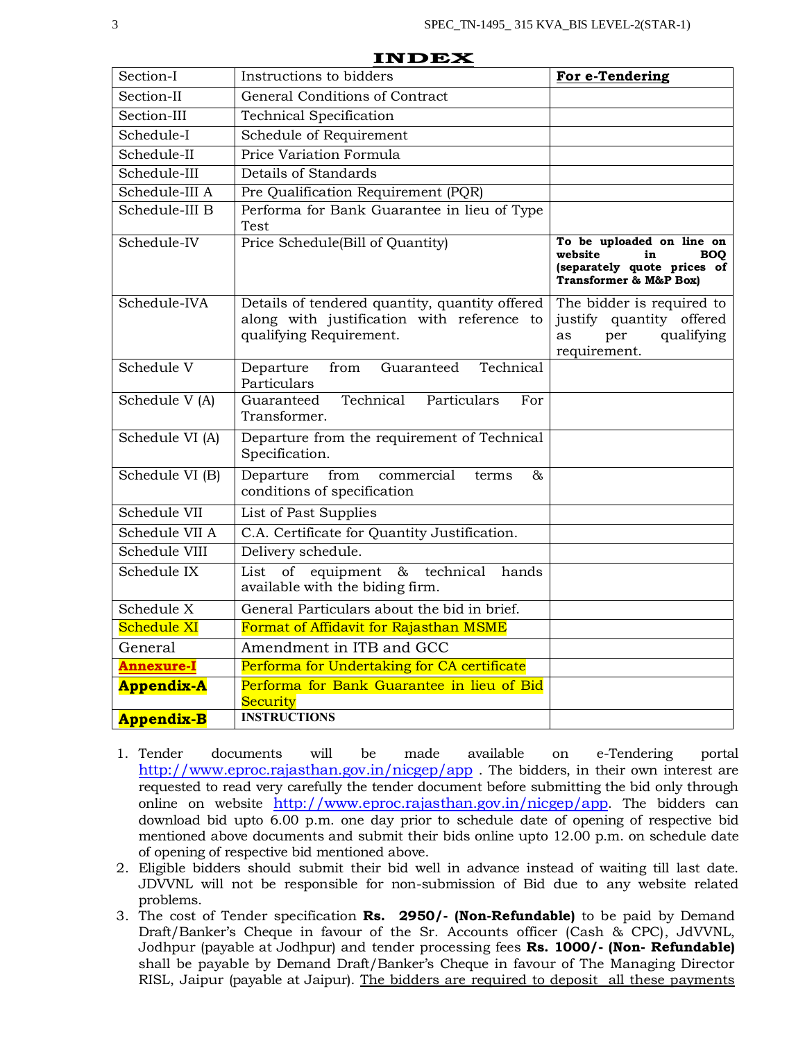# INDEX

| Section-I | Instructions to bidders | **For e-Tendering** |
|---|---|---|
| Section-II | General Conditions of Contract | |
| Section-III | Technical Specification | |
| Schedule-I | Schedule of Requirement | |
| Schedule-II | Price Variation Formula | |
| Schedule-III | Details of Standards | |
| Schedule-III A | Pre Qualification Requirement (PQR) | |
| Schedule-III B | Performa for Bank Guarantee in lieu of Type Test | |
| Schedule-IV | Price Schedule(Bill of Quantity) | **To be uploaded on line on website in BOQ (separately quote prices of Transformer & M&P Box)** |
| Schedule-IVA | Details of tendered quantity, quantity offered along with justification with reference to qualifying Requirement. | The bidder is required to justify quantity offered as per qualifying requirement. |
| Schedule V | Departure from Guaranteed Technical Particulars | |
| Schedule V (A) | Guaranteed Technical Particulars For Transformer. | |
| Schedule VI (A) | Departure from the requirement of Technical Specification. | |
| Schedule VI (B) | Departure from commercial terms & conditions of specification | |
| Schedule VII | List of Past Supplies | |
| Schedule VII A | C.A. Certificate for Quantity Justification. | |
| Schedule VIII | Delivery schedule. | |
| Schedule IX | List of equipment & technical hands available with the biding firm. | |
| Schedule X | General Particulars about the bid in brief. | |
| Schedule XI | Format of Affidavit for Rajasthan MSME | |
| General | Amendment in ITB and GCC | |
| **Annexure-I** | Performa for Undertaking for CA certificate | |
| **Appendix-A** | Performa for Bank Guarantee in lieu of Bid Security | |
| **Appendix-B** | **INSTRUCTIONS** | |

1. Tender documents will be made available on e-Tendering portal http://www.eproc.rajasthan.gov.in/nicgep/app . The bidders, in their own interest are requested to read very carefully the tender document before submitting the bid only through online on website http://www.eproc.rajasthan.gov.in/nicgep/app. The bidders can download bid upto 6.00 p.m. one day prior to schedule date of opening of respective bid mentioned above documents and submit their bids online upto 12.00 p.m. on schedule date of opening of respective bid mentioned above.
2. Eligible bidders should submit their bid well in advance instead of waiting till last date. JDVVNL will not be responsible for non-submission of Bid due to any website related problems.
3. The cost of Tender specification **Rs. 2950/- (Non-Refundable)** to be paid by Demand Draft/Banker's Cheque in favour of the Sr. Accounts officer (Cash & CPC), JdVVNL, Jodhpur (payable at Jodhpur) and tender processing fees **Rs. 1000/- (Non- Refundable)** shall be payable by Demand Draft/Banker's Cheque in favour of The Managing Director RISL, Jaipur (payable at Jaipur). The bidders are required to deposit all these payments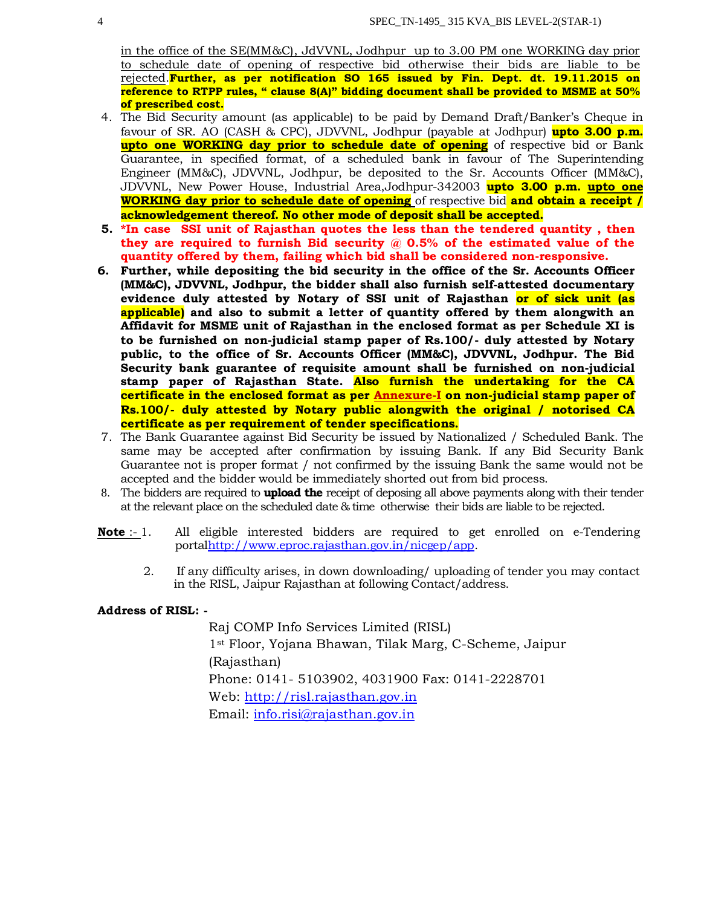in the office of the SE(MM&C), JdVVNL, Jodhpur up to 3.00 PM one WORKING day prior to schedule date of opening of respective bid otherwise their bids are liable to be rejected.**Further, as per notification SO 165 issued by Fin. Dept. dt. 19.11.2015 on reference to RTPP rules, " clause 8(A)" bidding document shall be provided to MSME at 50% of prescribed cost.**

4. The Bid Security amount (as applicable) to be paid by Demand Draft/Banker's Cheque in favour of SR. AO (CASH & CPC), JDVVNL, Jodhpur (payable at Jodhpur) **upto 3.00 p.m. upto one WORKING day prior to schedule date of opening** of respective bid or Bank Guarantee, in specified format, of a scheduled bank in favour of The Superintending Engineer (MM&C), JDVVNL, Jodhpur, be deposited to the Sr. Accounts Officer (MM&C), JDVVNL, New Power House, Industrial Area,Jodhpur-342003 **upto 3.00 p.m. upto one WORKING day prior to schedule date of opening** of respective bid **and obtain a receipt / acknowledgement thereof. No other mode of deposit shall be accepted.**
5. ***In case SSI unit of Rajasthan quotes the less than the tendered quantity , then they are required to furnish Bid security @ 0.5% of the estimated value of the quantity offered by them, failing which bid shall be considered non-responsive.**
6. **Further, while depositing the bid security in the office of the Sr. Accounts Officer (MM&C), JDVVNL, Jodhpur, the bidder shall also furnish self-attested documentary evidence duly attested by Notary of SSI unit of Rajasthan or of sick unit (as applicable) and also to submit a letter of quantity offered by them alongwith an Affidavit for MSME unit of Rajasthan in the enclosed format as per Schedule XI is to be furnished on non-judicial stamp paper of Rs.100/- duly attested by Notary public, to the office of Sr. Accounts Officer (MM&C), JDVVNL, Jodhpur. The Bid Security bank guarantee of requisite amount shall be furnished on non-judicial stamp paper of Rajasthan State. Also furnish the undertaking for the CA certificate in the enclosed format as per Annexure-I on non-judicial stamp paper of Rs.100/- duly attested by Notary public alongwith the original / notorised CA certificate as per requirement of tender specifications.**
7. The Bank Guarantee against Bid Security be issued by Nationalized / Scheduled Bank. The same may be accepted after confirmation by issuing Bank. If any Bid Security Bank Guarantee not is proper format / not confirmed by the issuing Bank the same would not be accepted and the bidder would be immediately shorted out from bid process.
8. The bidders are required to **upload the** receipt of deposing all above payments along with their tender at the relevant place on the scheduled date & time otherwise their bids are liable to be rejected.

**Note** :- 1. All eligible interested bidders are required to get enrolled on e-Tendering portalhttp://www.eproc.rajasthan.gov.in/nicgep/app.

2. If any difficulty arises, in down downloading/ uploading of tender you may contact in the RISL, Jaipur Rajasthan at following Contact/address.

**Address of RISL: -**

Raj COMP Info Services Limited (RISL)
1st Floor, Yojana Bhawan, Tilak Marg, C-Scheme, Jaipur (Rajasthan)
Phone: 0141- 5103902, 4031900 Fax: 0141-2228701
Web: http://risl.rajasthan.gov.in
Email: info.risi@rajasthan.gov.in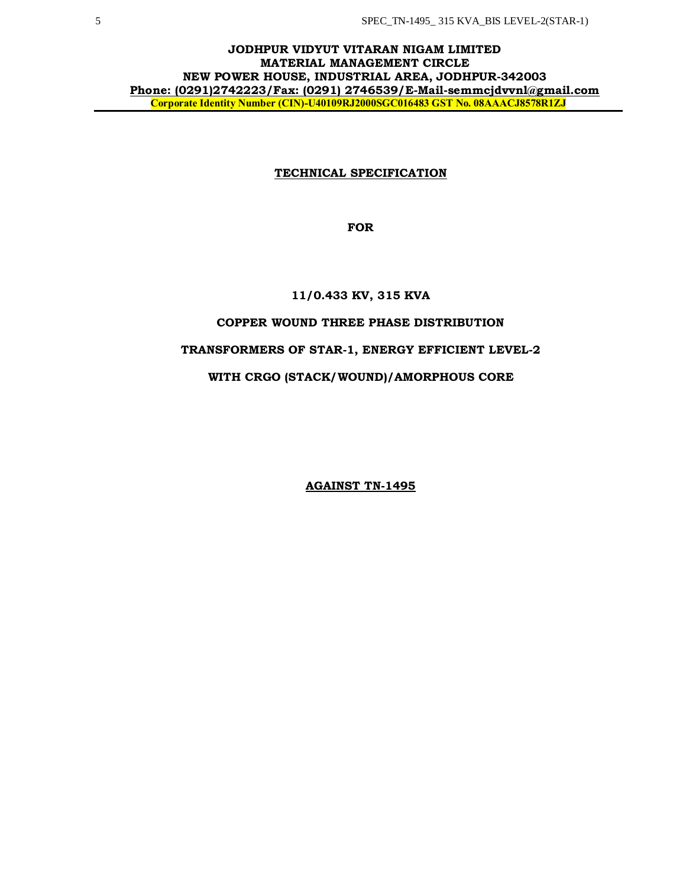**JODHPUR VIDYUT VITARAN NIGAM LIMITED**
**MATERIAL MANAGEMENT CIRCLE**
**NEW POWER HOUSE, INDUSTRIAL AREA, JODHPUR-342003**
**Phone: (0291)2742223/Fax: (0291) 2746539/E-Mail-semmcjdvvnl@gmail.com**
**Corporate Identity Number (CIN)-U40109RJ2000SGC016483 GST No. 08AAACJ8578R1ZJ**

# TECHNICAL SPECIFICATION

**FOR**

**11/0.433 KV, 315 KVA**

**COPPER WOUND THREE PHASE DISTRIBUTION**

**TRANSFORMERS OF STAR-1, ENERGY EFFICIENT LEVEL-2**

**WITH CRGO (STACK/WOUND)/AMORPHOUS CORE**

**AGAINST TN-1495**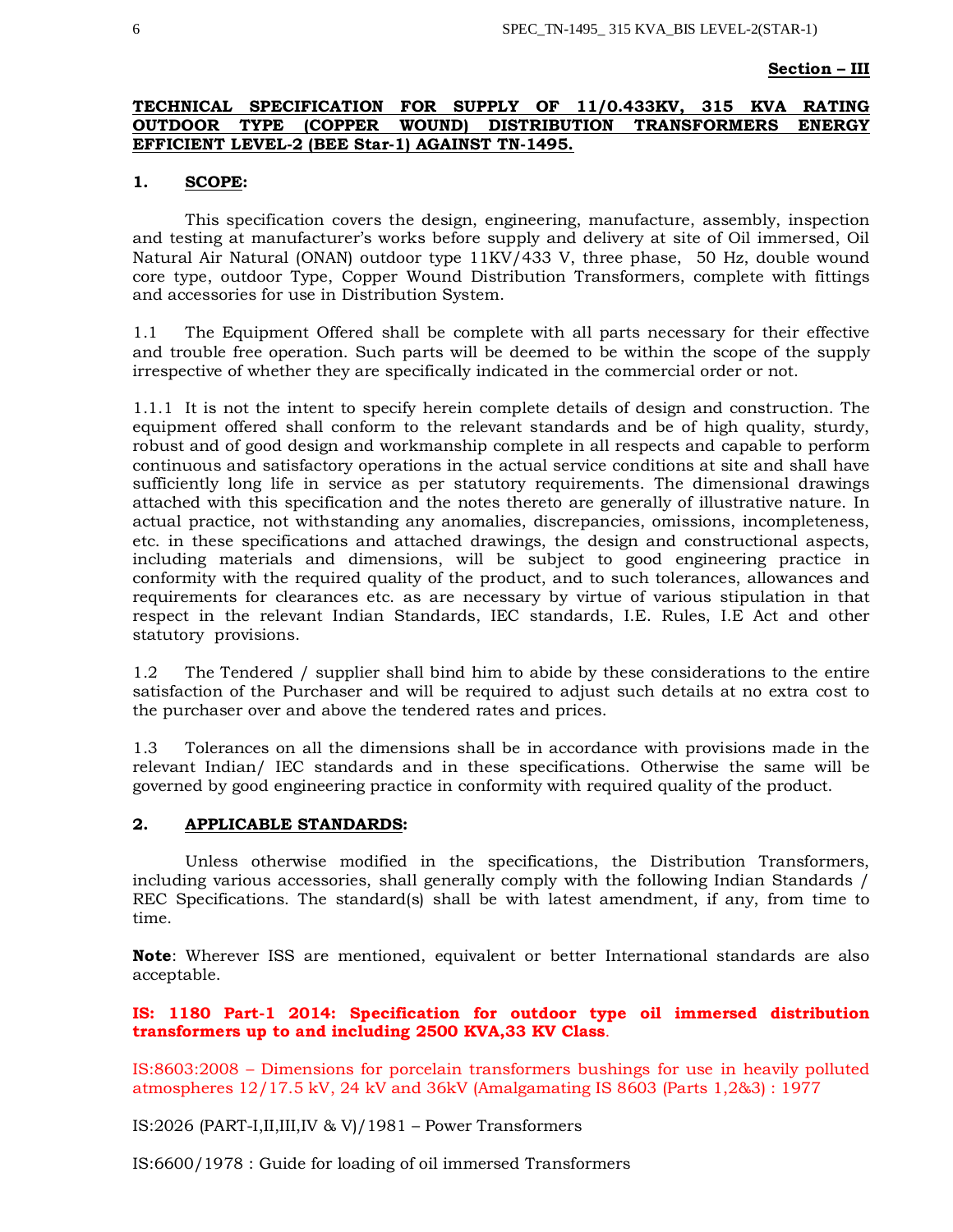**Section – III**

## TECHNICAL SPECIFICATION FOR SUPPLY OF 11/0.433KV, 315 KVA RATING OUTDOOR TYPE (COPPER WOUND) DISTRIBUTION TRANSFORMERS ENERGY EFFICIENT LEVEL-2 (BEE Star-1) AGAINST TN-1495.

### 1. SCOPE:

This specification covers the design, engineering, manufacture, assembly, inspection and testing at manufacturer's works before supply and delivery at site of Oil immersed, Oil Natural Air Natural (ONAN) outdoor type 11KV/433 V, three phase, 50 Hz, double wound core type, outdoor Type, Copper Wound Distribution Transformers, complete with fittings and accessories for use in Distribution System.

1.1 The Equipment Offered shall be complete with all parts necessary for their effective and trouble free operation. Such parts will be deemed to be within the scope of the supply irrespective of whether they are specifically indicated in the commercial order or not.

1.1.1 It is not the intent to specify herein complete details of design and construction. The equipment offered shall conform to the relevant standards and be of high quality, sturdy, robust and of good design and workmanship complete in all respects and capable to perform continuous and satisfactory operations in the actual service conditions at site and shall have sufficiently long life in service as per statutory requirements. The dimensional drawings attached with this specification and the notes thereto are generally of illustrative nature. In actual practice, not withstanding any anomalies, discrepancies, omissions, incompleteness, etc. in these specifications and attached drawings, the design and constructional aspects, including materials and dimensions, will be subject to good engineering practice in conformity with the required quality of the product, and to such tolerances, allowances and requirements for clearances etc. as are necessary by virtue of various stipulation in that respect in the relevant Indian Standards, IEC standards, I.E. Rules, I.E Act and other statutory provisions.

1.2 The Tendered / supplier shall bind him to abide by these considerations to the entire satisfaction of the Purchaser and will be required to adjust such details at no extra cost to the purchaser over and above the tendered rates and prices.

1.3 Tolerances on all the dimensions shall be in accordance with provisions made in the relevant Indian/ IEC standards and in these specifications. Otherwise the same will be governed by good engineering practice in conformity with required quality of the product.

### 2. APPLICABLE STANDARDS:

Unless otherwise modified in the specifications, the Distribution Transformers, including various accessories, shall generally comply with the following Indian Standards / REC Specifications. The standard(s) shall be with latest amendment, if any, from time to time.

**Note**: Wherever ISS are mentioned, equivalent or better International standards are also acceptable.

**IS: 1180 Part-1 2014: Specification for outdoor type oil immersed distribution transformers up to and including 2500 KVA,33 KV Class**.

IS:8603:2008 – Dimensions for porcelain transformers bushings for use in heavily polluted atmospheres 12/17.5 kV, 24 kV and 36kV (Amalgamating IS 8603 (Parts 1,2&3) : 1977

IS:2026 (PART-I,II,III,IV & V)/1981 – Power Transformers

IS:6600/1978 : Guide for loading of oil immersed Transformers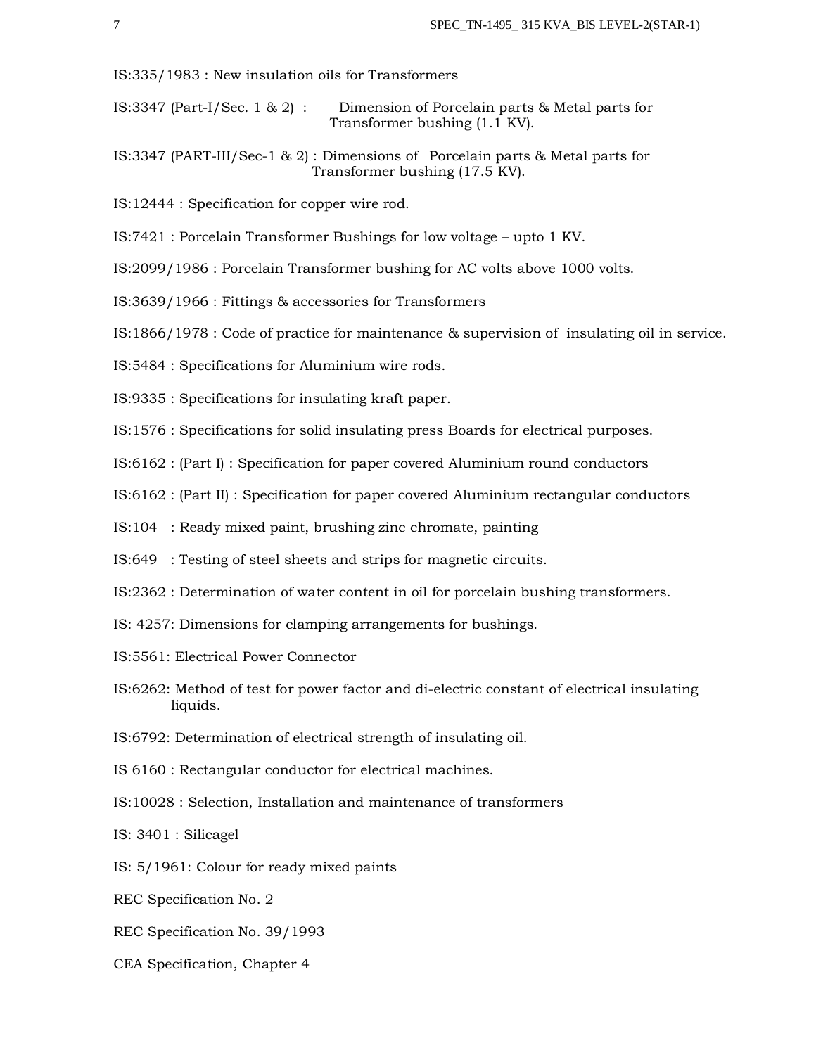IS:335/1983 : New insulation oils for Transformers

IS:3347 (Part-I/Sec. 1 & 2) : Dimension of Porcelain parts & Metal parts for Transformer bushing (1.1 KV).

IS:3347 (PART-III/Sec-1 & 2) : Dimensions of Porcelain parts & Metal parts for Transformer bushing (17.5 KV).

IS:12444 : Specification for copper wire rod.

IS:7421 : Porcelain Transformer Bushings for low voltage – upto 1 KV.

IS:2099/1986 : Porcelain Transformer bushing for AC volts above 1000 volts.

IS:3639/1966 : Fittings & accessories for Transformers

IS:1866/1978 : Code of practice for maintenance & supervision of insulating oil in service.

IS:5484 : Specifications for Aluminium wire rods.

IS:9335 : Specifications for insulating kraft paper.

IS:1576 : Specifications for solid insulating press Boards for electrical purposes.

IS:6162 : (Part I) : Specification for paper covered Aluminium round conductors

IS:6162 : (Part II) : Specification for paper covered Aluminium rectangular conductors

IS:104 : Ready mixed paint, brushing zinc chromate, painting

IS:649 : Testing of steel sheets and strips for magnetic circuits.

IS:2362 : Determination of water content in oil for porcelain bushing transformers.

IS: 4257: Dimensions for clamping arrangements for bushings.

IS:5561: Electrical Power Connector

IS:6262: Method of test for power factor and di-electric constant of electrical insulating liquids.

IS:6792: Determination of electrical strength of insulating oil.

IS 6160 : Rectangular conductor for electrical machines.

IS:10028 : Selection, Installation and maintenance of transformers

IS: 3401 : Silicagel

IS: 5/1961: Colour for ready mixed paints

REC Specification No. 2

REC Specification No. 39/1993

CEA Specification, Chapter 4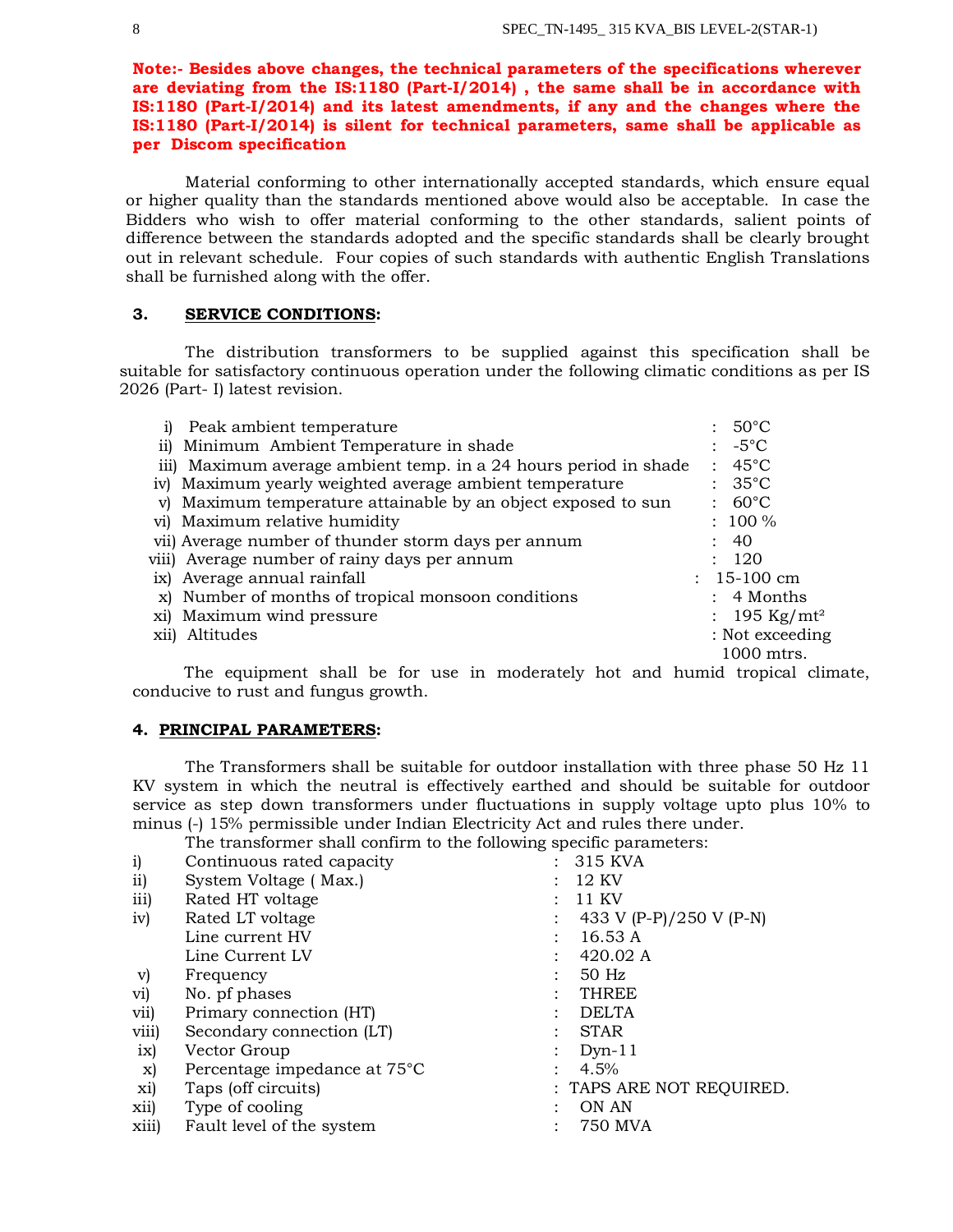**Note:- Besides above changes, the technical parameters of the specifications wherever are deviating from the IS:1180 (Part-I/2014) , the same shall be in accordance with IS:1180 (Part-I/2014) and its latest amendments, if any and the changes where the IS:1180 (Part-I/2014) is silent for technical parameters, same shall be applicable as per Discom specification**

Material conforming to other internationally accepted standards, which ensure equal or higher quality than the standards mentioned above would also be acceptable. In case the Bidders who wish to offer material conforming to the other standards, salient points of difference between the standards adopted and the specific standards shall be clearly brought out in relevant schedule. Four copies of such standards with authentic English Translations shall be furnished along with the offer.

## 3. SERVICE CONDITIONS:

The distribution transformers to be supplied against this specification shall be suitable for satisfactory continuous operation under the following climatic conditions as per IS 2026 (Part- I) latest revision.

| | | |
|---|---|---|
| i) | Peak ambient temperature | : 50°C |
| ii) | Minimum Ambient Temperature in shade | : -5°C |
| iii) | Maximum average ambient temp. in a 24 hours period in shade | : 45°C |
| iv) | Maximum yearly weighted average ambient temperature | : 35°C |
| v) | Maximum temperature attainable by an object exposed to sun | : 60°C |
| vi) | Maximum relative humidity | : 100 % |
| vii) | Average number of thunder storm days per annum | : 40 |
| viii) | Average number of rainy days per annum | : 120 |
| ix) | Average annual rainfall | : 15-100 cm |
| x) | Number of months of tropical monsoon conditions | : 4 Months |
| xi) | Maximum wind pressure | : 195 Kg/mt² |
| xii) | Altitudes | : Not exceeding 1000 mtrs. |

The equipment shall be for use in moderately hot and humid tropical climate, conducive to rust and fungus growth.

## 4. PRINCIPAL PARAMETERS:

The Transformers shall be suitable for outdoor installation with three phase 50 Hz 11 KV system in which the neutral is effectively earthed and should be suitable for outdoor service as step down transformers under fluctuations in supply voltage upto plus 10% to minus (-) 15% permissible under Indian Electricity Act and rules there under.

The transformer shall confirm to the following specific parameters:

| | | |
|---|---|---|
| i) | Continuous rated capacity | : 315 KVA |
| ii) | System Voltage ( Max.) | : 12 KV |
| iii) | Rated HT voltage | : 11 KV |
| iv) | Rated LT voltage | : 433 V (P-P)/250 V (P-N) |
| | Line current HV | : 16.53 A |
| | Line Current LV | : 420.02 A |
| v) | Frequency | : 50 Hz |
| vi) | No. pf phases | : THREE |
| vii) | Primary connection (HT) | : DELTA |
| viii) | Secondary connection (LT) | : STAR |
| ix) | Vector Group | : Dyn-11 |
| x) | Percentage impedance at 75°C | : 4.5% |
| xi) | Taps (off circuits) | : TAPS ARE NOT REQUIRED. |
| xii) | Type of cooling | : ON AN |
| xiii) | Fault level of the system | : 750 MVA |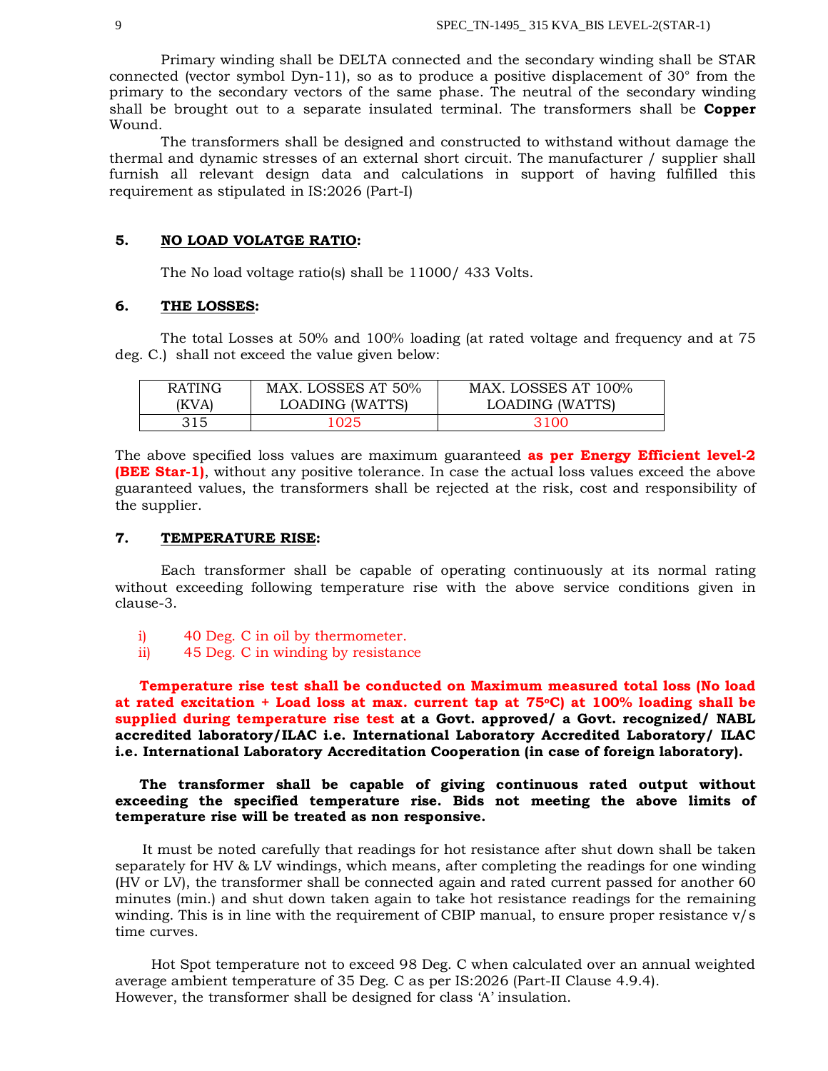Primary winding shall be DELTA connected and the secondary winding shall be STAR connected (vector symbol Dyn-11), so as to produce a positive displacement of 30° from the primary to the secondary vectors of the same phase. The neutral of the secondary winding shall be brought out to a separate insulated terminal. The transformers shall be **Copper** Wound.

The transformers shall be designed and constructed to withstand without damage the thermal and dynamic stresses of an external short circuit. The manufacturer / supplier shall furnish all relevant design data and calculations in support of having fulfilled this requirement as stipulated in IS:2026 (Part-I)

## 5. NO LOAD VOLATGE RATIO:

The No load voltage ratio(s) shall be 11000/ 433 Volts.

## 6. THE LOSSES:

The total Losses at 50% and 100% loading (at rated voltage and frequency and at 75 deg. C.) shall not exceed the value given below:

| RATING (KVA) | MAX. LOSSES AT 50% LOADING (WATTS) | MAX. LOSSES AT 100% LOADING (WATTS) |
|---|---|---|
| 315 | 1025 | 3100 |

The above specified loss values are maximum guaranteed **as per Energy Efficient level-2 (BEE Star-1)**, without any positive tolerance. In case the actual loss values exceed the above guaranteed values, the transformers shall be rejected at the risk, cost and responsibility of the supplier.

## 7. TEMPERATURE RISE:

Each transformer shall be capable of operating continuously at its normal rating without exceeding following temperature rise with the above service conditions given in clause-3.

i) 40 Deg. C in oil by thermometer.
ii) 45 Deg. C in winding by resistance

**Temperature rise test shall be conducted on Maximum measured total loss (No load at rated excitation + Load loss at max. current tap at 75ºC) at 100% loading shall be supplied during temperature rise test at a Govt. approved/ a Govt. recognized/ NABL accredited laboratory/ILAC i.e. International Laboratory Accredited Laboratory/ ILAC i.e. International Laboratory Accreditation Cooperation (in case of foreign laboratory).**

**The transformer shall be capable of giving continuous rated output without exceeding the specified temperature rise. Bids not meeting the above limits of temperature rise will be treated as non responsive.**

It must be noted carefully that readings for hot resistance after shut down shall be taken separately for HV & LV windings, which means, after completing the readings for one winding (HV or LV), the transformer shall be connected again and rated current passed for another 60 minutes (min.) and shut down taken again to take hot resistance readings for the remaining winding. This is in line with the requirement of CBIP manual, to ensure proper resistance v/s time curves.

Hot Spot temperature not to exceed 98 Deg. C when calculated over an annual weighted average ambient temperature of 35 Deg. C as per IS:2026 (Part-II Clause 4.9.4).
However, the transformer shall be designed for class 'A' insulation.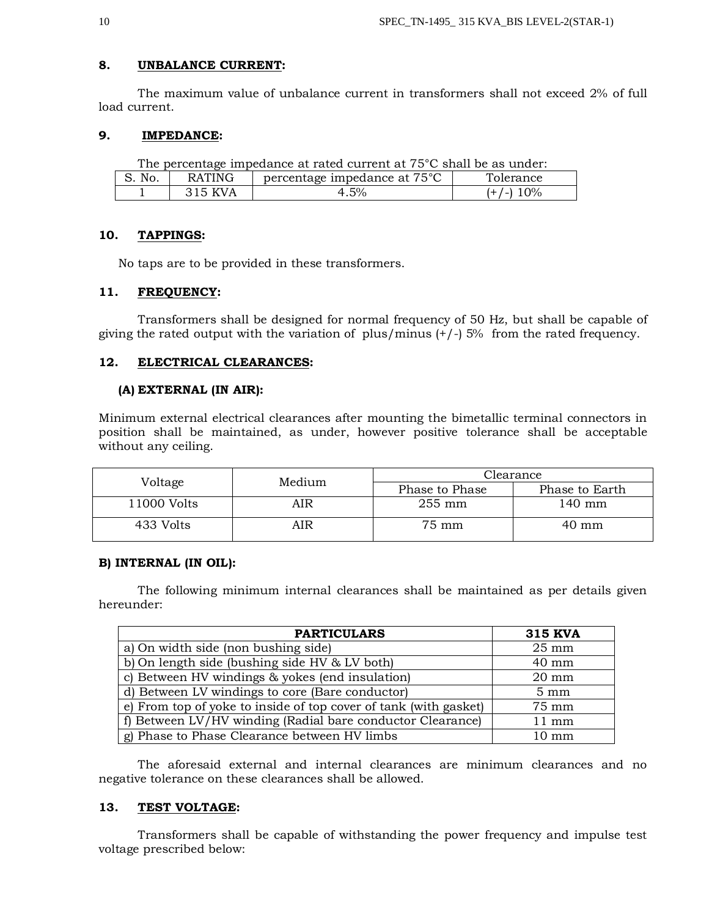## 8. UNBALANCE CURRENT:

The maximum value of unbalance current in transformers shall not exceed 2% of full load current.

## 9. IMPEDANCE:

The percentage impedance at rated current at 75°C shall be as under:

| S. No. | RATING | percentage impedance at 75°C | Tolerance |
|---|---|---|---|
| 1 | 315 KVA | 4.5% | (+/-) 10% |

## 10. TAPPINGS:

No taps are to be provided in these transformers.

## 11. FREQUENCY:

Transformers shall be designed for normal frequency of 50 Hz, but shall be capable of giving the rated output with the variation of plus/minus (+/-) 5% from the rated frequency.

## 12. ELECTRICAL CLEARANCES:

### (A) EXTERNAL (IN AIR):

Minimum external electrical clearances after mounting the bimetallic terminal connectors in position shall be maintained, as under, however positive tolerance shall be acceptable without any ceiling.

| Voltage | Medium | Clearance | |
|---|---|---|---|
| | | Phase to Phase | Phase to Earth |
| 11000 Volts | AIR | 255 mm | 140 mm |
| 433 Volts | AIR | 75 mm | 40 mm |

### B) INTERNAL (IN OIL):

The following minimum internal clearances shall be maintained as per details given hereunder:

| PARTICULARS | 315 KVA |
|---|---|
| a) On width side (non bushing side) | 25 mm |
| b) On length side (bushing side HV & LV both) | 40 mm |
| c) Between HV windings & yokes (end insulation) | 20 mm |
| d) Between LV windings to core (Bare conductor) | 5 mm |
| e) From top of yoke to inside of top cover of tank (with gasket) | 75 mm |
| f) Between LV/HV winding (Radial bare conductor Clearance) | 11 mm |
| g) Phase to Phase Clearance between HV limbs | 10 mm |

The aforesaid external and internal clearances are minimum clearances and no negative tolerance on these clearances shall be allowed.

## 13. TEST VOLTAGE:

Transformers shall be capable of withstanding the power frequency and impulse test voltage prescribed below: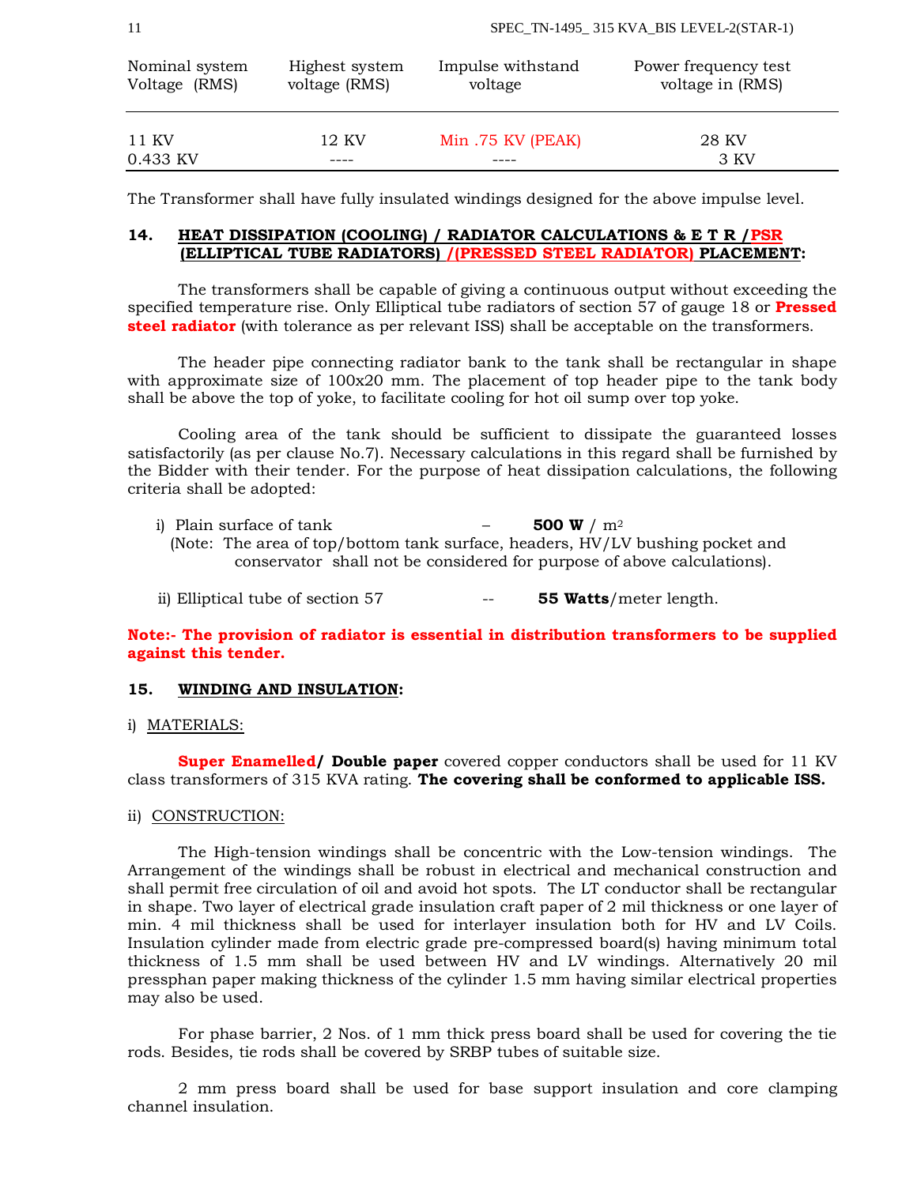| Nominal system Voltage (RMS) | Highest system voltage (RMS) | Impulse withstand voltage | Power frequency test voltage in (RMS) |
|---|---|---|---|
| 11 KV | 12 KV | Min .75 KV (PEAK) | 28 KV |
| 0.433 KV | ---- | ---- | 3 KV |

The Transformer shall have fully insulated windings designed for the above impulse level.

## 14. HEAT DISSIPATION (COOLING) / RADIATOR CALCULATIONS & E T R /PSR (ELLIPTICAL TUBE RADIATORS) /(PRESSED STEEL RADIATOR) PLACEMENT:

The transformers shall be capable of giving a continuous output without exceeding the specified temperature rise. Only Elliptical tube radiators of section 57 of gauge 18 or **Pressed steel radiator** (with tolerance as per relevant ISS) shall be acceptable on the transformers.

The header pipe connecting radiator bank to the tank shall be rectangular in shape with approximate size of 100x20 mm. The placement of top header pipe to the tank body shall be above the top of yoke, to facilitate cooling for hot oil sump over top yoke.

Cooling area of the tank should be sufficient to dissipate the guaranteed losses satisfactorily (as per clause No.7). Necessary calculations in this regard shall be furnished by the Bidder with their tender. For the purpose of heat dissipation calculations, the following criteria shall be adopted:

i) Plain surface of tank – **500 W** / $m^2$
(Note: The area of top/bottom tank surface, headers, HV/LV bushing pocket and conservator shall not be considered for purpose of above calculations).

ii) Elliptical tube of section 57 -- **55 Watts**/meter length.

**Note:- The provision of radiator is essential in distribution transformers to be supplied against this tender.**

## 15. WINDING AND INSULATION:

i) MATERIALS:

**Super Enamelled/ Double paper** covered copper conductors shall be used for 11 KV class transformers of 315 KVA rating. **The covering shall be conformed to applicable ISS.**

ii) CONSTRUCTION:

The High-tension windings shall be concentric with the Low-tension windings. The Arrangement of the windings shall be robust in electrical and mechanical construction and shall permit free circulation of oil and avoid hot spots. The LT conductor shall be rectangular in shape. Two layer of electrical grade insulation craft paper of 2 mil thickness or one layer of min. 4 mil thickness shall be used for interlayer insulation both for HV and LV Coils. Insulation cylinder made from electric grade pre-compressed board(s) having minimum total thickness of 1.5 mm shall be used between HV and LV windings. Alternatively 20 mil pressphan paper making thickness of the cylinder 1.5 mm having similar electrical properties may also be used.

For phase barrier, 2 Nos. of 1 mm thick press board shall be used for covering the tie rods. Besides, tie rods shall be covered by SRBP tubes of suitable size.

2 mm press board shall be used for base support insulation and core clamping channel insulation.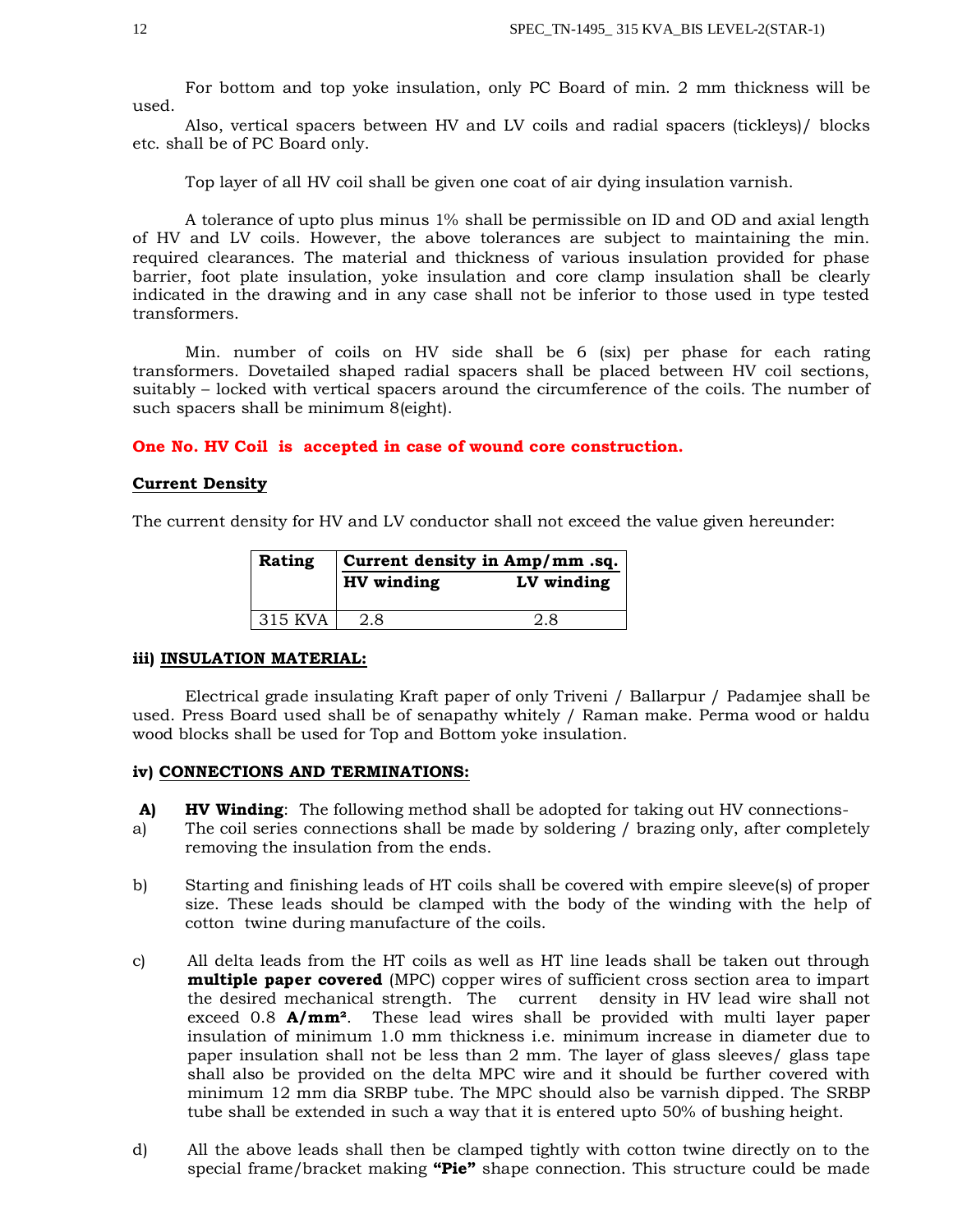For bottom and top yoke insulation, only PC Board of min. 2 mm thickness will be used.

Also, vertical spacers between HV and LV coils and radial spacers (tickleys)/ blocks etc. shall be of PC Board only.

Top layer of all HV coil shall be given one coat of air dying insulation varnish.

A tolerance of upto plus minus 1% shall be permissible on ID and OD and axial length of HV and LV coils. However, the above tolerances are subject to maintaining the min. required clearances. The material and thickness of various insulation provided for phase barrier, foot plate insulation, yoke insulation and core clamp insulation shall be clearly indicated in the drawing and in any case shall not be inferior to those used in type tested transformers.

Min. number of coils on HV side shall be 6 (six) per phase for each rating transformers. Dovetailed shaped radial spacers shall be placed between HV coil sections, suitably – locked with vertical spacers around the circumference of the coils. The number of such spacers shall be minimum 8(eight).

**One No. HV Coil is accepted in case of wound core construction.**

**Current Density**

The current density for HV and LV conductor shall not exceed the value given hereunder:

| Rating | Current density in Amp/mm .sq. | |
|---|---|---|
| | HV winding | LV winding |
| 315 KVA | 2.8 | 2.8 |

**iii) INSULATION MATERIAL:**

Electrical grade insulating Kraft paper of only Triveni / Ballarpur / Padamjee shall be used. Press Board used shall be of senapathy whitely / Raman make. Perma wood or haldu wood blocks shall be used for Top and Bottom yoke insulation.

**iv) CONNECTIONS AND TERMINATIONS:**

**A) HV Winding**: The following method shall be adopted for taking out HV connections-

a) The coil series connections shall be made by soldering / brazing only, after completely removing the insulation from the ends.

b) Starting and finishing leads of HT coils shall be covered with empire sleeve(s) of proper size. These leads should be clamped with the body of the winding with the help of cotton twine during manufacture of the coils.

c) All delta leads from the HT coils as well as HT line leads shall be taken out through **multiple paper covered** (MPC) copper wires of sufficient cross section area to impart the desired mechanical strength. The current density in HV lead wire shall not exceed 0.8 **A/mm²**. These lead wires shall be provided with multi layer paper insulation of minimum 1.0 mm thickness i.e. minimum increase in diameter due to paper insulation shall not be less than 2 mm. The layer of glass sleeves/ glass tape shall also be provided on the delta MPC wire and it should be further covered with minimum 12 mm dia SRBP tube. The MPC should also be varnish dipped. The SRBP tube shall be extended in such a way that it is entered upto 50% of bushing height.

d) All the above leads shall then be clamped tightly with cotton twine directly on to the special frame/bracket making **"Pie"** shape connection. This structure could be made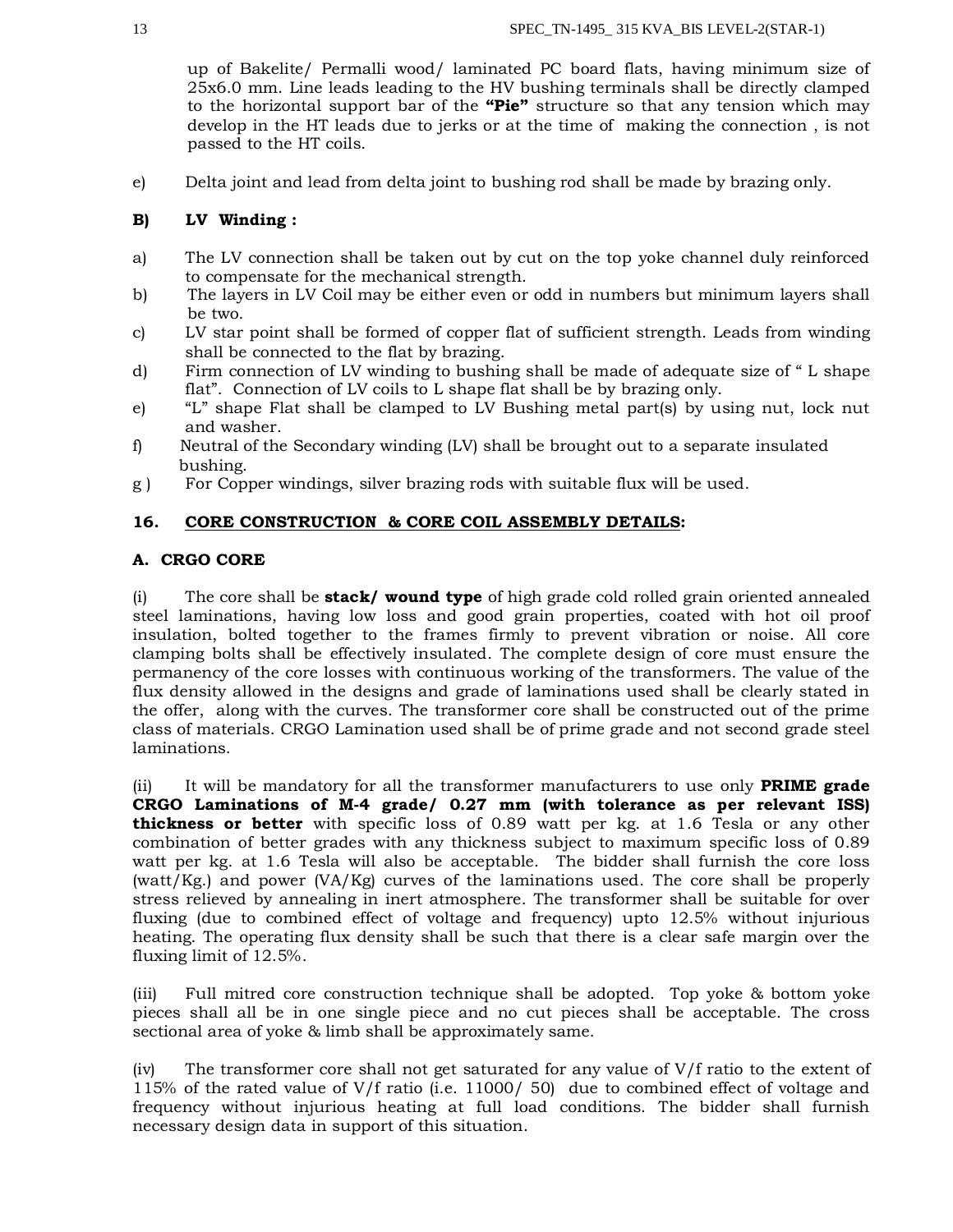up of Bakelite/ Permalli wood/ laminated PC board flats, having minimum size of 25x6.0 mm. Line leads leading to the HV bushing terminals shall be directly clamped to the horizontal support bar of the **"Pie"** structure so that any tension which may develop in the HT leads due to jerks or at the time of making the connection , is not passed to the HT coils.

e) Delta joint and lead from delta joint to bushing rod shall be made by brazing only.

**B) LV Winding :**

a) The LV connection shall be taken out by cut on the top yoke channel duly reinforced to compensate for the mechanical strength.

b) The layers in LV Coil may be either even or odd in numbers but minimum layers shall be two.

c) LV star point shall be formed of copper flat of sufficient strength. Leads from winding shall be connected to the flat by brazing.

d) Firm connection of LV winding to bushing shall be made of adequate size of " L shape flat". Connection of LV coils to L shape flat shall be by brazing only.

e) "L" shape Flat shall be clamped to LV Bushing metal part(s) by using nut, lock nut and washer.

f) Neutral of the Secondary winding (LV) shall be brought out to a separate insulated bushing.

g ) For Copper windings, silver brazing rods with suitable flux will be used.

## 16. CORE CONSTRUCTION & CORE COIL ASSEMBLY DETAILS:

### A. CRGO CORE

(i) The core shall be **stack/ wound type** of high grade cold rolled grain oriented annealed steel laminations, having low loss and good grain properties, coated with hot oil proof insulation, bolted together to the frames firmly to prevent vibration or noise. All core clamping bolts shall be effectively insulated. The complete design of core must ensure the permanency of the core losses with continuous working of the transformers. The value of the flux density allowed in the designs and grade of laminations used shall be clearly stated in the offer, along with the curves. The transformer core shall be constructed out of the prime class of materials. CRGO Lamination used shall be of prime grade and not second grade steel laminations.

(ii) It will be mandatory for all the transformer manufacturers to use only **PRIME grade CRGO Laminations of M-4 grade/ 0.27 mm (with tolerance as per relevant ISS) thickness or better** with specific loss of 0.89 watt per kg. at 1.6 Tesla or any other combination of better grades with any thickness subject to maximum specific loss of 0.89 watt per kg. at 1.6 Tesla will also be acceptable. The bidder shall furnish the core loss (watt/Kg.) and power (VA/Kg) curves of the laminations used. The core shall be properly stress relieved by annealing in inert atmosphere. The transformer shall be suitable for over fluxing (due to combined effect of voltage and frequency) upto 12.5% without injurious heating. The operating flux density shall be such that there is a clear safe margin over the fluxing limit of 12.5%.

(iii) Full mitred core construction technique shall be adopted. Top yoke & bottom yoke pieces shall all be in one single piece and no cut pieces shall be acceptable. The cross sectional area of yoke & limb shall be approximately same.

(iv) The transformer core shall not get saturated for any value of V/f ratio to the extent of 115% of the rated value of V/f ratio (i.e. 11000/ 50) due to combined effect of voltage and frequency without injurious heating at full load conditions. The bidder shall furnish necessary design data in support of this situation.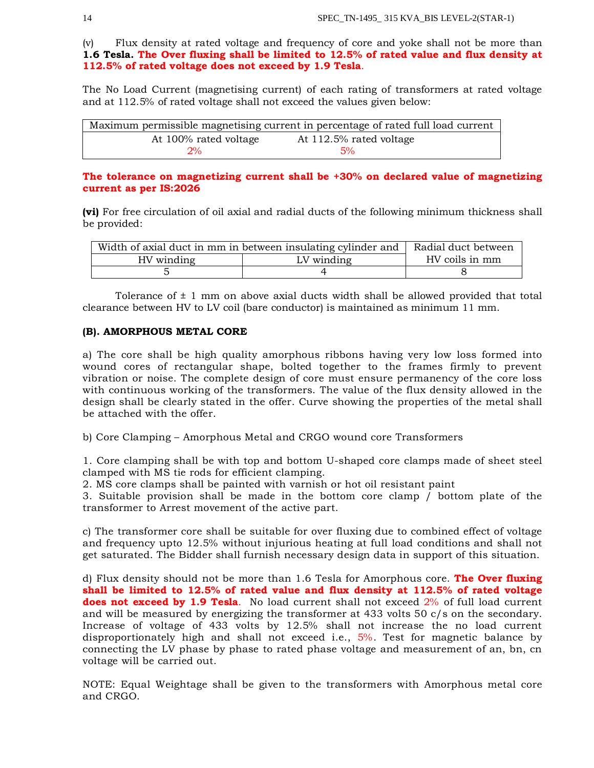(v) Flux density at rated voltage and frequency of core and yoke shall not be more than **1.6 Tesla. The Over fluxing shall be limited to 12.5% of rated value and flux density at 112.5% of rated voltage does not exceed by 1.9 Tesla**.

The No Load Current (magnetising current) of each rating of transformers at rated voltage and at 112.5% of rated voltage shall not exceed the values given below:

| Maximum permissible magnetising current in percentage of rated full load current | |
|---|---|
| At 100% rated voltage | At 112.5% rated voltage |
| 2% | 5% |

**The tolerance on magnetizing current shall be +30% on declared value of magnetizing current as per IS:2026**

**(vi)** For free circulation of oil axial and radial ducts of the following minimum thickness shall be provided:

| Width of axial duct in mm in between insulating cylinder and | | Radial duct between HV coils in mm |
|---|---|---|
| HV winding | LV winding | |
| 5 | 4 | 8 |

Tolerance of ± 1 mm on above axial ducts width shall be allowed provided that total clearance between HV to LV coil (bare conductor) is maintained as minimum 11 mm.

**(B). AMORPHOUS METAL CORE**

a) The core shall be high quality amorphous ribbons having very low loss formed into wound cores of rectangular shape, bolted together to the frames firmly to prevent vibration or noise. The complete design of core must ensure permanency of the core loss with continuous working of the transformers. The value of the flux density allowed in the design shall be clearly stated in the offer. Curve showing the properties of the metal shall be attached with the offer.

b) Core Clamping – Amorphous Metal and CRGO wound core Transformers

1. Core clamping shall be with top and bottom U-shaped core clamps made of sheet steel clamped with MS tie rods for efficient clamping.
2. MS core clamps shall be painted with varnish or hot oil resistant paint
3. Suitable provision shall be made in the bottom core clamp / bottom plate of the transformer to Arrest movement of the active part.

c) The transformer core shall be suitable for over fluxing due to combined effect of voltage and frequency upto 12.5% without injurious heating at full load conditions and shall not get saturated. The Bidder shall furnish necessary design data in support of this situation.

d) Flux density should not be more than 1.6 Tesla for Amorphous core. **The Over fluxing shall be limited to 12.5% of rated value and flux density at 112.5% of rated voltage does not exceed by 1.9 Tesla**. No load current shall not exceed 2% of full load current and will be measured by energizing the transformer at 433 volts 50 c/s on the secondary. Increase of voltage of 433 volts by 12.5% shall not increase the no load current disproportionately high and shall not exceed i.e., 5%. Test for magnetic balance by connecting the LV phase by phase to rated phase voltage and measurement of an, bn, cn voltage will be carried out.

NOTE: Equal Weightage shall be given to the transformers with Amorphous metal core and CRGO.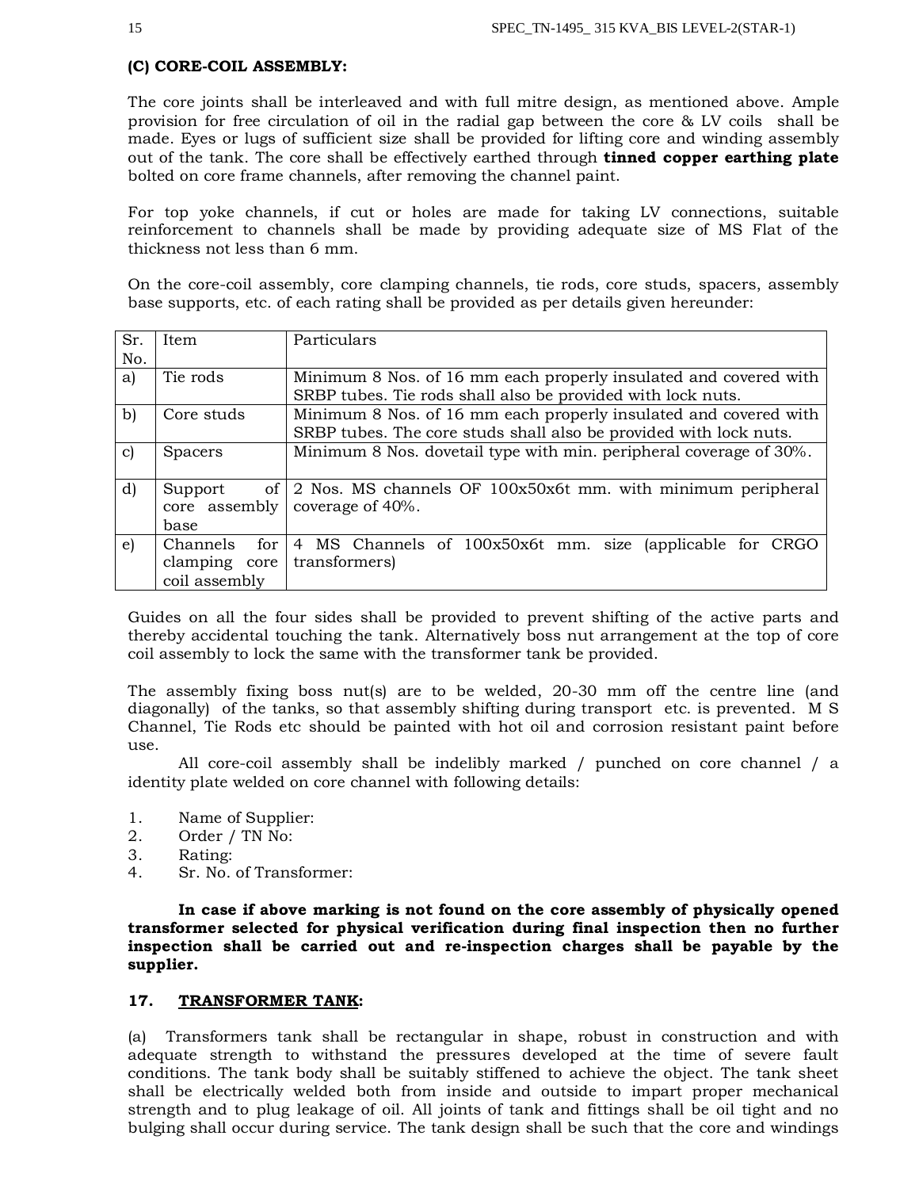**(C) CORE-COIL ASSEMBLY:**

The core joints shall be interleaved and with full mitre design, as mentioned above. Ample provision for free circulation of oil in the radial gap between the core & LV coils shall be made. Eyes or lugs of sufficient size shall be provided for lifting core and winding assembly out of the tank. The core shall be effectively earthed through **tinned copper earthing plate** bolted on core frame channels, after removing the channel paint.

For top yoke channels, if cut or holes are made for taking LV connections, suitable reinforcement to channels shall be made by providing adequate size of MS Flat of the thickness not less than 6 mm.

On the core-coil assembly, core clamping channels, tie rods, core studs, spacers, assembly base supports, etc. of each rating shall be provided as per details given hereunder:

| Sr. No. | Item | Particulars |
|---|---|---|
| a) | Tie rods | Minimum 8 Nos. of 16 mm each properly insulated and covered with SRBP tubes. Tie rods shall also be provided with lock nuts. |
| b) | Core studs | Minimum 8 Nos. of 16 mm each properly insulated and covered with SRBP tubes. The core studs shall also be provided with lock nuts. |
| c) | Spacers | Minimum 8 Nos. dovetail type with min. peripheral coverage of 30%. |
| d) | Support of core assembly base | 2 Nos. MS channels OF 100x50x6t mm. with minimum peripheral coverage of 40%. |
| e) | Channels for clamping core coil assembly | 4 MS Channels of 100x50x6t mm. size (applicable for CRGO transformers) |

Guides on all the four sides shall be provided to prevent shifting of the active parts and thereby accidental touching the tank. Alternatively boss nut arrangement at the top of core coil assembly to lock the same with the transformer tank be provided.

The assembly fixing boss nut(s) are to be welded, 20-30 mm off the centre line (and diagonally) of the tanks, so that assembly shifting during transport etc. is prevented. M S Channel, Tie Rods etc should be painted with hot oil and corrosion resistant paint before use.

All core-coil assembly shall be indelibly marked / punched on core channel / a identity plate welded on core channel with following details:

1. Name of Supplier:
2. Order / TN No:
3. Rating:
4. Sr. No. of Transformer:

**In case if above marking is not found on the core assembly of physically opened transformer selected for physical verification during final inspection then no further inspection shall be carried out and re-inspection charges shall be payable by the supplier.**

## 17. TRANSFORMER TANK:

(a) Transformers tank shall be rectangular in shape, robust in construction and with adequate strength to withstand the pressures developed at the time of severe fault conditions. The tank body shall be suitably stiffened to achieve the object. The tank sheet shall be electrically welded both from inside and outside to impart proper mechanical strength and to plug leakage of oil. All joints of tank and fittings shall be oil tight and no bulging shall occur during service. The tank design shall be such that the core and windings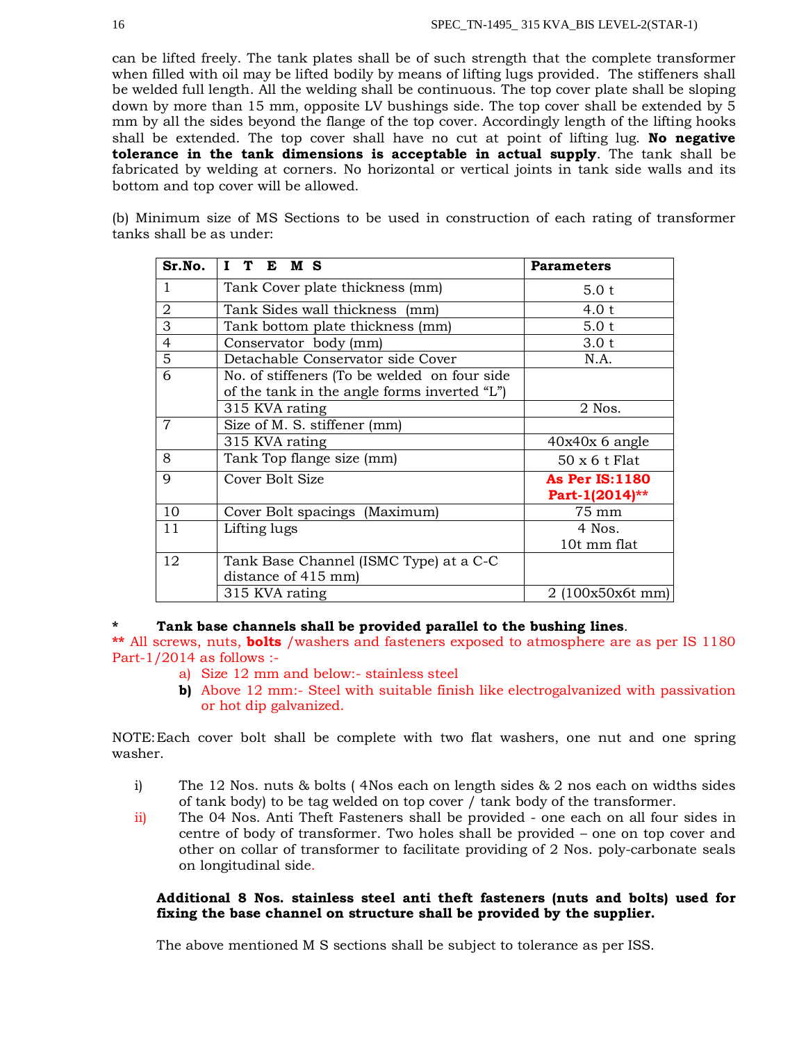can be lifted freely. The tank plates shall be of such strength that the complete transformer when filled with oil may be lifted bodily by means of lifting lugs provided. The stiffeners shall be welded full length. All the welding shall be continuous. The top cover plate shall be sloping down by more than 15 mm, opposite LV bushings side. The top cover shall be extended by 5 mm by all the sides beyond the flange of the top cover. Accordingly length of the lifting hooks shall be extended. The top cover shall have no cut at point of lifting lug. **No negative tolerance in the tank dimensions is acceptable in actual supply**. The tank shall be fabricated by welding at corners. No horizontal or vertical joints in tank side walls and its bottom and top cover will be allowed.

(b) Minimum size of MS Sections to be used in construction of each rating of transformer tanks shall be as under:

| Sr.No. | I T E M S | Parameters |
|---|---|---|
| 1 | Tank Cover plate thickness (mm) | 5.0 t |
| 2 | Tank Sides wall thickness (mm) | 4.0 t |
| 3 | Tank bottom plate thickness (mm) | 5.0 t |
| 4 | Conservator body (mm) | 3.0 t |
| 5 | Detachable Conservator side Cover | N.A. |
| 6 | No. of stiffeners (To be welded on four side of the tank in the angle forms inverted "L") | |
| | 315 KVA rating | 2 Nos. |
| 7 | Size of M. S. stiffener (mm) | |
| | 315 KVA rating | 40x40x 6 angle |
| 8 | Tank Top flange size (mm) | 50 x 6 t Flat |
| 9 | Cover Bolt Size | **As Per IS:1180 Part-1(2014)**** |
| 10 | Cover Bolt spacings (Maximum) | 75 mm |
| 11 | Lifting lugs | 4 Nos. 10t mm flat |
| 12 | Tank Base Channel (ISMC Type) at a C-C distance of 415 mm) | |
| | 315 KVA rating | 2 (100x50x6t mm) |

\* **Tank base channels shall be provided parallel to the bushing lines**.

** All screws, nuts, **bolts** /washers and fasteners exposed to atmosphere are as per IS 1180 Part-1/2014 as follows :-

a) Size 12 mm and below:- stainless steel

**b)** Above 12 mm:- Steel with suitable finish like electrogalvanized with passivation or hot dip galvanized.

NOTE: Each cover bolt shall be complete with two flat washers, one nut and one spring washer.

i) The 12 Nos. nuts & bolts ( 4Nos each on length sides & 2 nos each on widths sides of tank body) to be tag welded on top cover / tank body of the transformer.

ii) The 04 Nos. Anti Theft Fasteners shall be provided - one each on all four sides in centre of body of transformer. Two holes shall be provided – one on top cover and other on collar of transformer to facilitate providing of 2 Nos. poly-carbonate seals on longitudinal side.

**Additional 8 Nos. stainless steel anti theft fasteners (nuts and bolts) used for fixing the base channel on structure shall be provided by the supplier.**

The above mentioned M S sections shall be subject to tolerance as per ISS.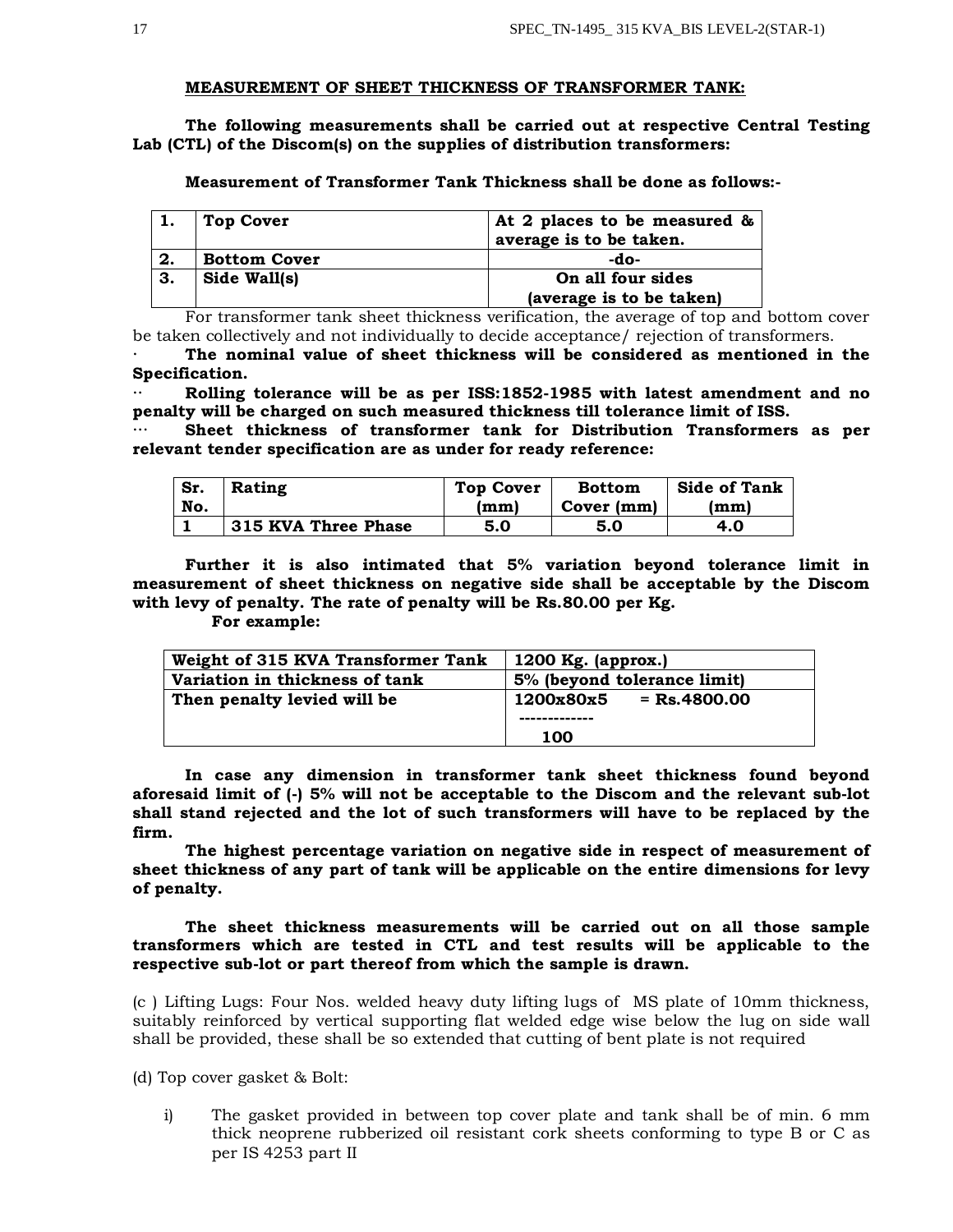## MEASUREMENT OF SHEET THICKNESS OF TRANSFORMER TANK:

**The following measurements shall be carried out at respective Central Testing Lab (CTL) of the Discom(s) on the supplies of distribution transformers:**

**Measurement of Transformer Tank Thickness shall be done as follows:-**

| | | |
|---|---|---|
| **1.** | **Top Cover** | **At 2 places to be measured & average is to be taken.** |
| **2.** | **Bottom Cover** | **-do-** |
| **3.** | **Side Wall(s)** | **On all four sides (average is to be taken)** |

For transformer tank sheet thickness verification, the average of top and bottom cover be taken collectively and not individually to decide acceptance/ rejection of transformers.

· **The nominal value of sheet thickness will be considered as mentioned in the Specification.**

·· **Rolling tolerance will be as per ISS:1852-1985 with latest amendment and no penalty will be charged on such measured thickness till tolerance limit of ISS.**

··· **Sheet thickness of transformer tank for Distribution Transformers as per relevant tender specification are as under for ready reference:**

| Sr. No. | Rating | Top Cover (mm) | Bottom Cover (mm) | Side of Tank (mm) |
|---|---|---|---|---|
| 1 | 315 KVA Three Phase | 5.0 | 5.0 | 4.0 |

**Further it is also intimated that 5% variation beyond tolerance limit in measurement of sheet thickness on negative side shall be acceptable by the Discom with levy of penalty. The rate of penalty will be Rs.80.00 per Kg.**

**For example:**

| | |
|---|---|
| **Weight of 315 KVA Transformer Tank** | **1200 Kg. (approx.)** |
| **Variation in thickness of tank** | **5% (beyond tolerance limit)** |
| **Then penalty levied will be** | **$\frac{1200 \times 80 \times 5}{100}$ = Rs.4800.00** |

**In case any dimension in transformer tank sheet thickness found beyond aforesaid limit of (-) 5% will not be acceptable to the Discom and the relevant sub-lot shall stand rejected and the lot of such transformers will have to be replaced by the firm.**

**The highest percentage variation on negative side in respect of measurement of sheet thickness of any part of tank will be applicable on the entire dimensions for levy of penalty.**

**The sheet thickness measurements will be carried out on all those sample transformers which are tested in CTL and test results will be applicable to the respective sub-lot or part thereof from which the sample is drawn.**

(c ) Lifting Lugs: Four Nos. welded heavy duty lifting lugs of MS plate of 10mm thickness, suitably reinforced by vertical supporting flat welded edge wise below the lug on side wall shall be provided, these shall be so extended that cutting of bent plate is not required

(d) Top cover gasket & Bolt:

i) The gasket provided in between top cover plate and tank shall be of min. 6 mm thick neoprene rubberized oil resistant cork sheets conforming to type B or C as per IS 4253 part II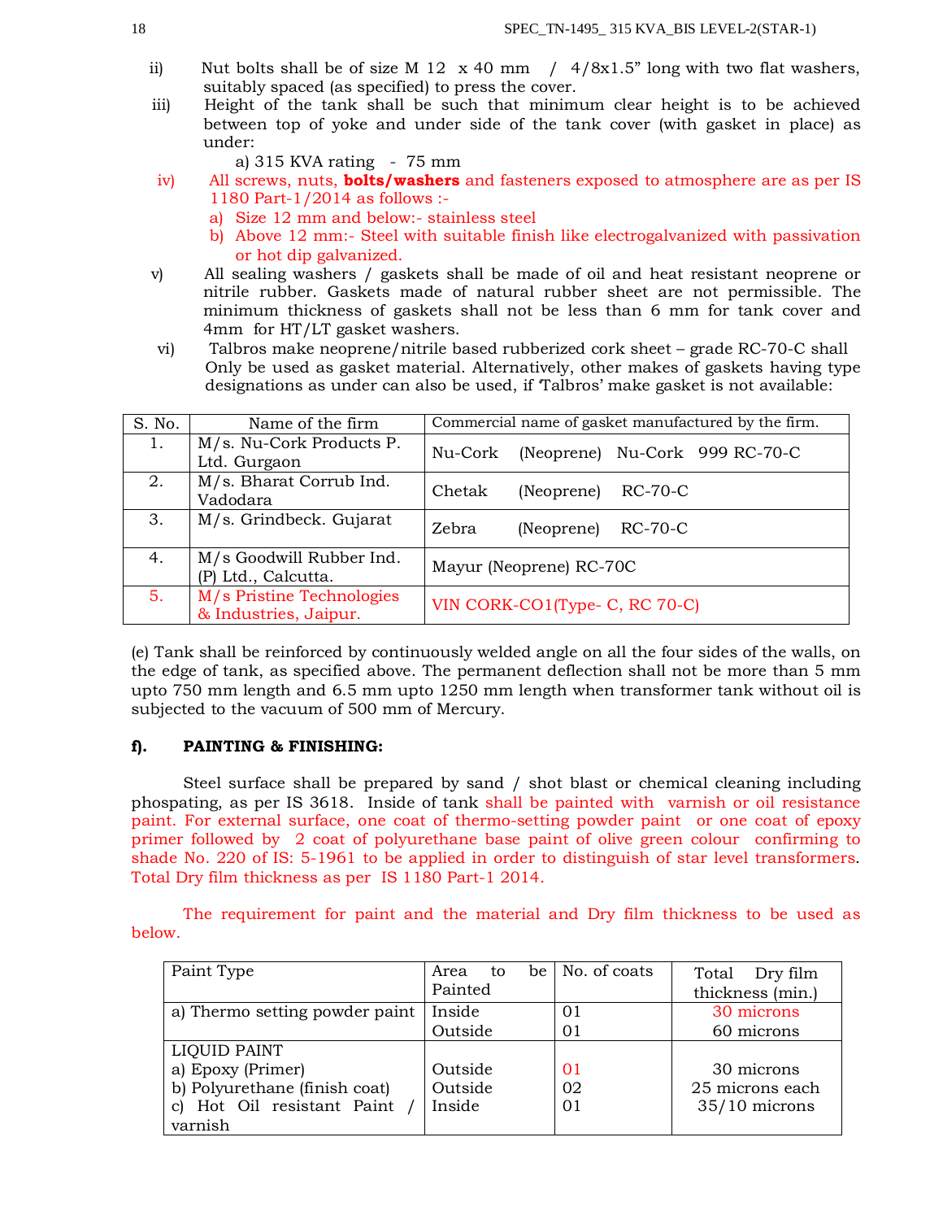ii) Nut bolts shall be of size M 12 x 40 mm / 4/8x1.5" long with two flat washers, suitably spaced (as specified) to press the cover.

iii) Height of the tank shall be such that minimum clear height is to be achieved between top of yoke and under side of the tank cover (with gasket in place) as under:

a) 315 KVA rating - 75 mm

iv) All screws, nuts, **bolts/washers** and fasteners exposed to atmosphere are as per IS 1180 Part-1/2014 as follows :-

a) Size 12 mm and below:- stainless steel

b) Above 12 mm:- Steel with suitable finish like electrogalvanized with passivation or hot dip galvanized.

v) All sealing washers / gaskets shall be made of oil and heat resistant neoprene or nitrile rubber. Gaskets made of natural rubber sheet are not permissible. The minimum thickness of gaskets shall not be less than 6 mm for tank cover and 4mm for HT/LT gasket washers.

vi) Talbros make neoprene/nitrile based rubberized cork sheet – grade RC-70-C shall Only be used as gasket material. Alternatively, other makes of gaskets having type designations as under can also be used, if 'Talbros' make gasket is not available:

| S. No. | Name of the firm | Commercial name of gasket manufactured by the firm. |
|---|---|---|
| 1. | M/s. Nu-Cork Products P. Ltd. Gurgaon | Nu-Cork (Neoprene) Nu-Cork 999 RC-70-C |
| 2. | M/s. Bharat Corrub Ind. Vadodara | Chetak (Neoprene) RC-70-C |
| 3. | M/s. Grindbeck. Gujarat | Zebra (Neoprene) RC-70-C |
| 4. | M/s Goodwill Rubber Ind. (P) Ltd., Calcutta. | Mayur (Neoprene) RC-70C |
| 5. | M/s Pristine Technologies & Industries, Jaipur. | VIN CORK-CO1(Type- C, RC 70-C) |

(e) Tank shall be reinforced by continuously welded angle on all the four sides of the walls, on the edge of tank, as specified above. The permanent deflection shall not be more than 5 mm upto 750 mm length and 6.5 mm upto 1250 mm length when transformer tank without oil is subjected to the vacuum of 500 mm of Mercury.

### f). PAINTING & FINISHING:

Steel surface shall be prepared by sand / shot blast or chemical cleaning including phospating, as per IS 3618. Inside of tank shall be painted with varnish or oil resistance paint. For external surface, one coat of thermo-setting powder paint or one coat of epoxy primer followed by 2 coat of polyurethane base paint of olive green colour confirming to shade No. 220 of IS: 5-1961 to be applied in order to distinguish of star level transformers. Total Dry film thickness as per IS 1180 Part-1 2014.

The requirement for paint and the material and Dry film thickness to be used as below.

| Paint Type | Area to be Painted | No. of coats | Total Dry film thickness (min.) |
|---|---|---|---|
| a) Thermo setting powder paint | Inside<br>Outside | 01<br>01 | 30 microns<br>60 microns |
| LIQUID PAINT<br>a) Epoxy (Primer)<br>b) Polyurethane (finish coat)<br>c) Hot Oil resistant Paint / varnish | <br>Outside<br>Outside<br>Inside | <br>01<br>02<br>01 | <br>30 microns<br>25 microns each<br>35/10 microns |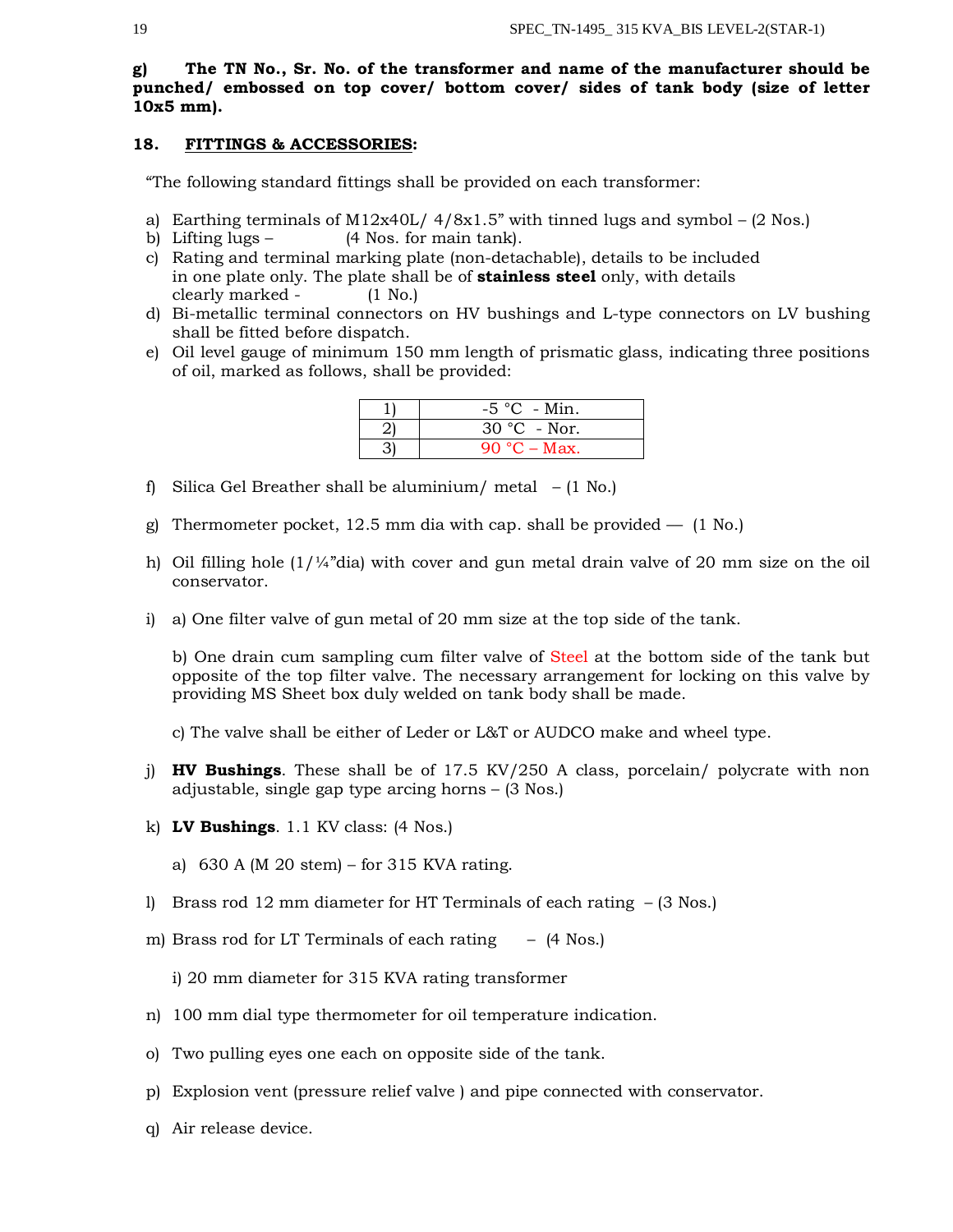**g) The TN No., Sr. No. of the transformer and name of the manufacturer should be punched/ embossed on top cover/ bottom cover/ sides of tank body (size of letter 10x5 mm).**

## 18. FITTINGS & ACCESSORIES:

"The following standard fittings shall be provided on each transformer:

a) Earthing terminals of M12x40L/ 4/8x1.5" with tinned lugs and symbol – (2 Nos.)
b) Lifting lugs – (4 Nos. for main tank).
c) Rating and terminal marking plate (non-detachable), details to be included in one plate only. The plate shall be of **stainless steel** only, with details clearly marked - (1 No.)
d) Bi-metallic terminal connectors on HV bushings and L-type connectors on LV bushing shall be fitted before dispatch.
e) Oil level gauge of minimum 150 mm length of prismatic glass, indicating three positions of oil, marked as follows, shall be provided:

| | |
|---|---|
| 1) | -5 °C - Min. |
| 2) | 30 °C - Nor. |
| 3) | 90 °C – Max. |

f) Silica Gel Breather shall be aluminium/ metal – (1 No.)

g) Thermometer pocket, 12.5 mm dia with cap. shall be provided — (1 No.)

h) Oil filling hole (1/¼"dia) with cover and gun metal drain valve of 20 mm size on the oil conservator.

i) a) One filter valve of gun metal of 20 mm size at the top side of the tank.

   b) One drain cum sampling cum filter valve of Steel at the bottom side of the tank but opposite of the top filter valve. The necessary arrangement for locking on this valve by providing MS Sheet box duly welded on tank body shall be made.

   c) The valve shall be either of Leder or L&T or AUDCO make and wheel type.

j) **HV Bushings**. These shall be of 17.5 KV/250 A class, porcelain/ polycrate with non adjustable, single gap type arcing horns – (3 Nos.)

k) **LV Bushings**. 1.1 KV class: (4 Nos.)

   a) 630 A (M 20 stem) – for 315 KVA rating.

l) Brass rod 12 mm diameter for HT Terminals of each rating – (3 Nos.)

m) Brass rod for LT Terminals of each rating – (4 Nos.)

   i) 20 mm diameter for 315 KVA rating transformer

n) 100 mm dial type thermometer for oil temperature indication.

o) Two pulling eyes one each on opposite side of the tank.

p) Explosion vent (pressure relief valve ) and pipe connected with conservator.

q) Air release device.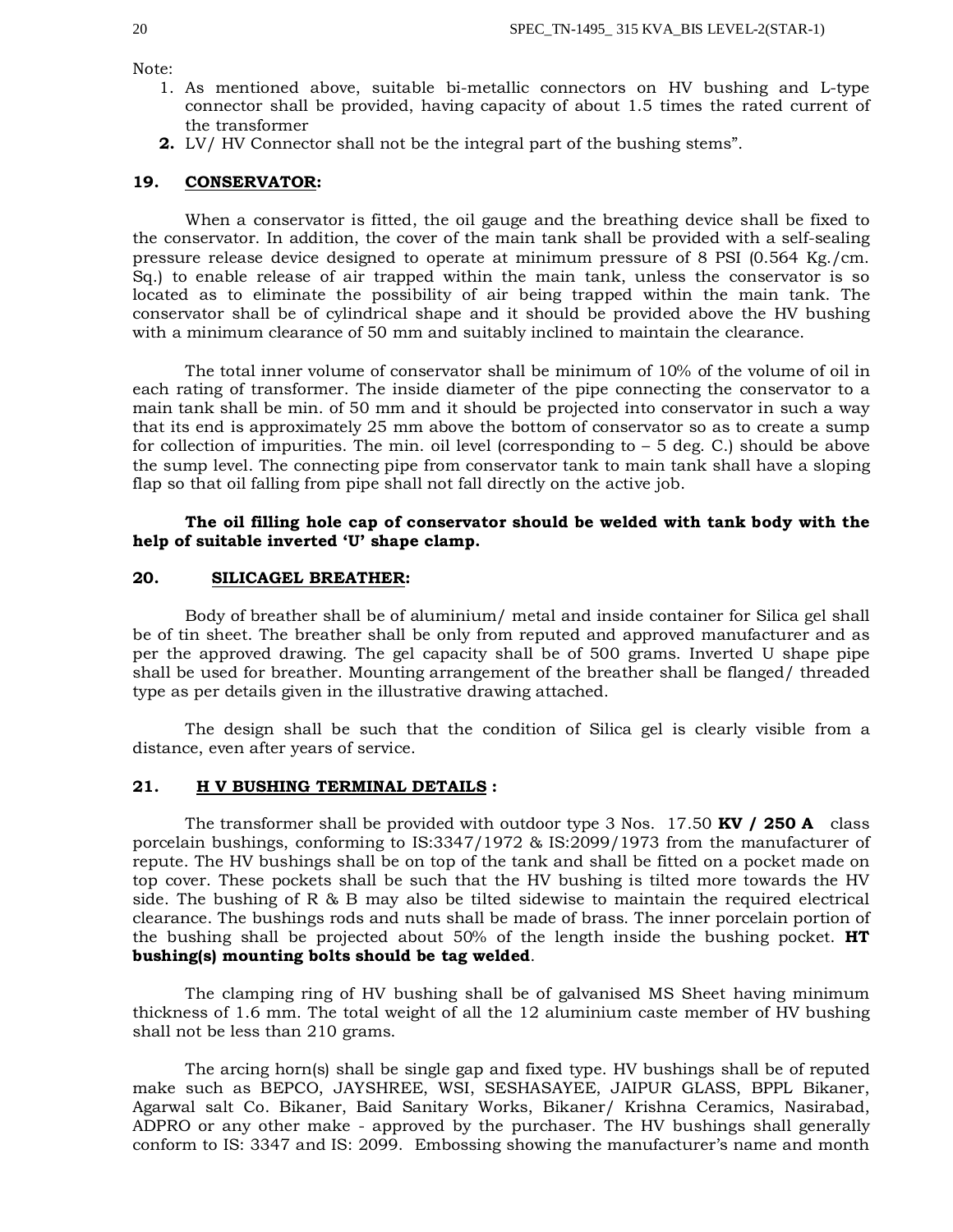Note:

1. As mentioned above, suitable bi-metallic connectors on HV bushing and L-type connector shall be provided, having capacity of about 1.5 times the rated current of the transformer
2. LV/ HV Connector shall not be the integral part of the bushing stems".

## 19. CONSERVATOR:

When a conservator is fitted, the oil gauge and the breathing device shall be fixed to the conservator. In addition, the cover of the main tank shall be provided with a self-sealing pressure release device designed to operate at minimum pressure of 8 PSI (0.564 Kg./cm. Sq.) to enable release of air trapped within the main tank, unless the conservator is so located as to eliminate the possibility of air being trapped within the main tank. The conservator shall be of cylindrical shape and it should be provided above the HV bushing with a minimum clearance of 50 mm and suitably inclined to maintain the clearance.

The total inner volume of conservator shall be minimum of 10% of the volume of oil in each rating of transformer. The inside diameter of the pipe connecting the conservator to a main tank shall be min. of 50 mm and it should be projected into conservator in such a way that its end is approximately 25 mm above the bottom of conservator so as to create a sump for collection of impurities. The min. oil level (corresponding to – 5 deg. C.) should be above the sump level. The connecting pipe from conservator tank to main tank shall have a sloping flap so that oil falling from pipe shall not fall directly on the active job.

**The oil filling hole cap of conservator should be welded with tank body with the help of suitable inverted 'U' shape clamp.**

## 20. SILICAGEL BREATHER:

Body of breather shall be of aluminium/ metal and inside container for Silica gel shall be of tin sheet. The breather shall be only from reputed and approved manufacturer and as per the approved drawing. The gel capacity shall be of 500 grams. Inverted U shape pipe shall be used for breather. Mounting arrangement of the breather shall be flanged/ threaded type as per details given in the illustrative drawing attached.

The design shall be such that the condition of Silica gel is clearly visible from a distance, even after years of service.

## 21. H V BUSHING TERMINAL DETAILS :

The transformer shall be provided with outdoor type 3 Nos. 17.50 **KV / 250 A** class porcelain bushings, conforming to IS:3347/1972 & IS:2099/1973 from the manufacturer of repute. The HV bushings shall be on top of the tank and shall be fitted on a pocket made on top cover. These pockets shall be such that the HV bushing is tilted more towards the HV side. The bushing of R & B may also be tilted sidewise to maintain the required electrical clearance. The bushings rods and nuts shall be made of brass. The inner porcelain portion of the bushing shall be projected about 50% of the length inside the bushing pocket. **HT bushing(s) mounting bolts should be tag welded**.

The clamping ring of HV bushing shall be of galvanised MS Sheet having minimum thickness of 1.6 mm. The total weight of all the 12 aluminium caste member of HV bushing shall not be less than 210 grams.

The arcing horn(s) shall be single gap and fixed type. HV bushings shall be of reputed make such as BEPCO, JAYSHREE, WSI, SESHASAYEE, JAIPUR GLASS, BPPL Bikaner, Agarwal salt Co. Bikaner, Baid Sanitary Works, Bikaner/ Krishna Ceramics, Nasirabad, ADPRO or any other make - approved by the purchaser. The HV bushings shall generally conform to IS: 3347 and IS: 2099. Embossing showing the manufacturer's name and month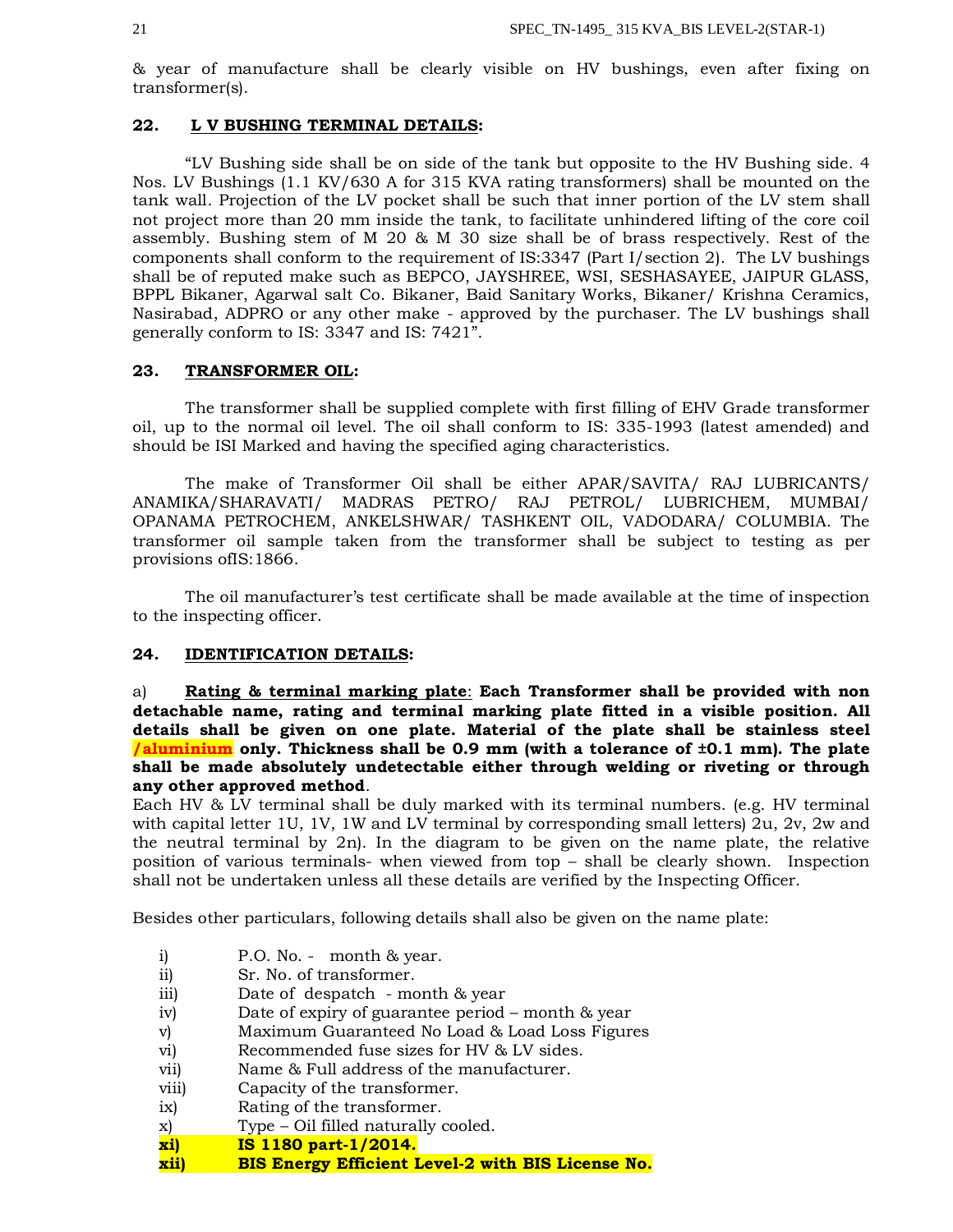& year of manufacture shall be clearly visible on HV bushings, even after fixing on transformer(s).

## 22. L V BUSHING TERMINAL DETAILS:

"LV Bushing side shall be on side of the tank but opposite to the HV Bushing side. 4 Nos. LV Bushings (1.1 KV/630 A for 315 KVA rating transformers) shall be mounted on the tank wall. Projection of the LV pocket shall be such that inner portion of the LV stem shall not project more than 20 mm inside the tank, to facilitate unhindered lifting of the core coil assembly. Bushing stem of M 20 & M 30 size shall be of brass respectively. Rest of the components shall conform to the requirement of IS:3347 (Part I/section 2). The LV bushings shall be of reputed make such as BEPCO, JAYSHREE, WSI, SESHASAYEE, JAIPUR GLASS, BPPL Bikaner, Agarwal salt Co. Bikaner, Baid Sanitary Works, Bikaner/ Krishna Ceramics, Nasirabad, ADPRO or any other make - approved by the purchaser. The LV bushings shall generally conform to IS: 3347 and IS: 7421".

## 23. TRANSFORMER OIL:

The transformer shall be supplied complete with first filling of EHV Grade transformer oil, up to the normal oil level. The oil shall conform to IS: 335-1993 (latest amended) and should be ISI Marked and having the specified aging characteristics.

The make of Transformer Oil shall be either APAR/SAVITA/ RAJ LUBRICANTS/ ANAMIKA/SHARAVATI/ MADRAS PETRO/ RAJ PETROL/ LUBRICHEM, MUMBAI/ OPANAMA PETROCHEM, ANKELSHWAR/ TASHKENT OIL, VADODARA/ COLUMBIA. The transformer oil sample taken from the transformer shall be subject to testing as per provisions ofIS:1866.

The oil manufacturer's test certificate shall be made available at the time of inspection to the inspecting officer.

## 24. IDENTIFICATION DETAILS:

a) **Rating & terminal marking plate**: **Each Transformer shall be provided with non detachable name, rating and terminal marking plate fitted in a visible position. All details shall be given on one plate. Material of the plate shall be stainless steel /aluminium only. Thickness shall be 0.9 mm (with a tolerance of ±0.1 mm). The plate shall be made absolutely undetectable either through welding or riveting or through any other approved method**.

Each HV & LV terminal shall be duly marked with its terminal numbers. (e.g. HV terminal with capital letter 1U, 1V, 1W and LV terminal by corresponding small letters) 2u, 2v, 2w and the neutral terminal by 2n). In the diagram to be given on the name plate, the relative position of various terminals- when viewed from top – shall be clearly shown. Inspection shall not be undertaken unless all these details are verified by the Inspecting Officer.

Besides other particulars, following details shall also be given on the name plate:

i) P.O. No. - month & year.
ii) Sr. No. of transformer.
iii) Date of despatch - month & year
iv) Date of expiry of guarantee period – month & year
v) Maximum Guaranteed No Load & Load Loss Figures
vi) Recommended fuse sizes for HV & LV sides.
vii) Name & Full address of the manufacturer.
viii) Capacity of the transformer.
ix) Rating of the transformer.
x) Type – Oil filled naturally cooled.
**xi) IS 1180 part-1/2014.**
**xii) BIS Energy Efficient Level-2 with BIS License No.**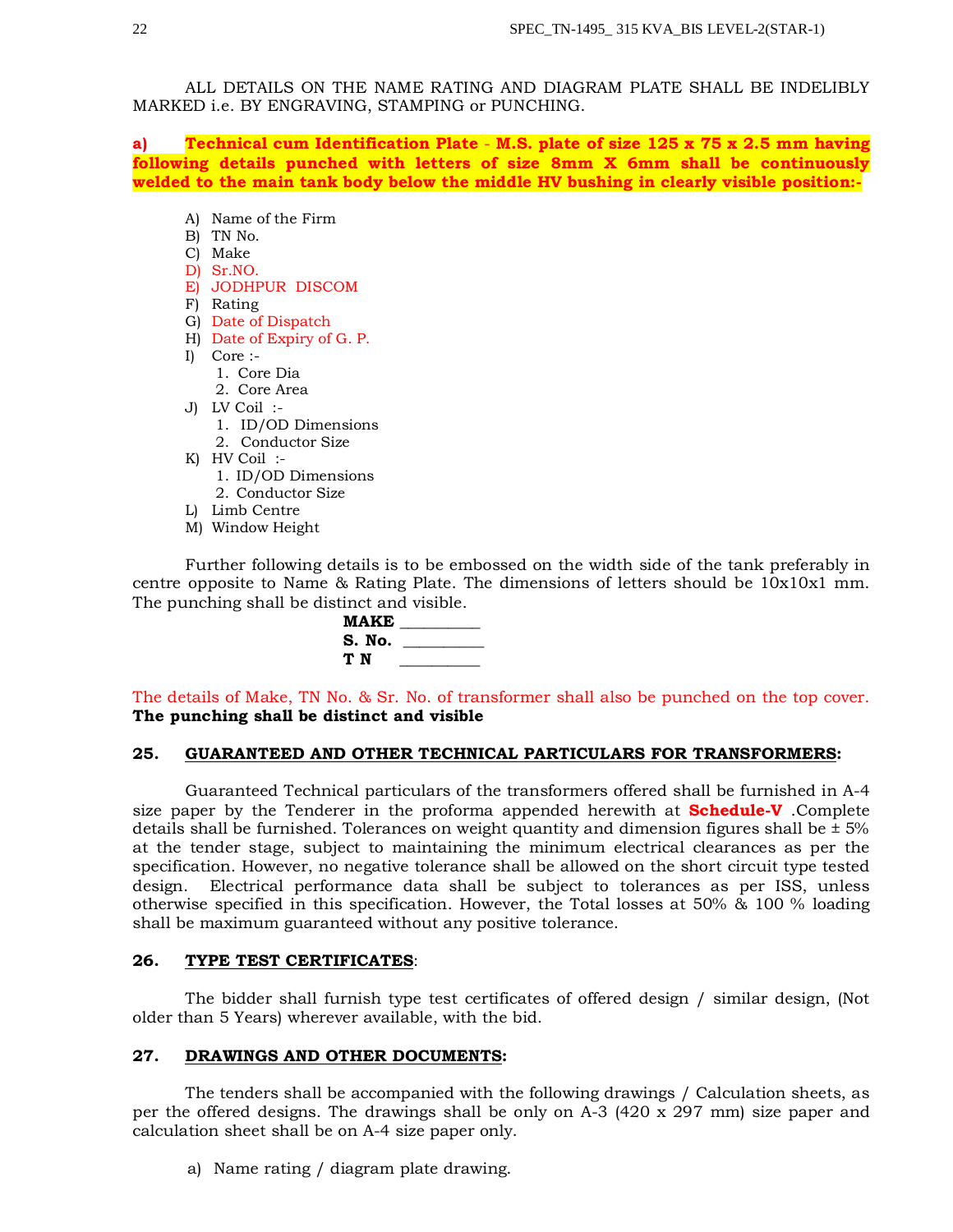ALL DETAILS ON THE NAME RATING AND DIAGRAM PLATE SHALL BE INDELIBLY MARKED i.e. BY ENGRAVING, STAMPING or PUNCHING.

**a) Technical cum Identification Plate - M.S. plate of size 125 x 75 x 2.5 mm having following details punched with letters of size 8mm X 6mm shall be continuously welded to the main tank body below the middle HV bushing in clearly visible position:-**

A) Name of the Firm
B) TN No.
C) Make
D) Sr.NO.
E) JODHPUR DISCOM
F) Rating
G) Date of Dispatch
H) Date of Expiry of G. P.
I) Core :-
   1. Core Dia
   2. Core Area
J) LV Coil :-
   1. ID/OD Dimensions
   2. Conductor Size
K) HV Coil :-
   1. ID/OD Dimensions
   2. Conductor Size
L) Limb Centre
M) Window Height

Further following details is to be embossed on the width side of the tank preferably in centre opposite to Name & Rating Plate. The dimensions of letters should be 10x10x1 mm. The punching shall be distinct and visible.

**MAKE** __________
**S. No.** __________
**T N** __________

The details of Make, TN No. & Sr. No. of transformer shall also be punched on the top cover. **The punching shall be distinct and visible**

## 25. GUARANTEED AND OTHER TECHNICAL PARTICULARS FOR TRANSFORMERS:

Guaranteed Technical particulars of the transformers offered shall be furnished in A-4 size paper by the Tenderer in the proforma appended herewith at **Schedule-V** .Complete details shall be furnished. Tolerances on weight quantity and dimension figures shall be ± 5% at the tender stage, subject to maintaining the minimum electrical clearances as per the specification. However, no negative tolerance shall be allowed on the short circuit type tested design. Electrical performance data shall be subject to tolerances as per ISS, unless otherwise specified in this specification. However, the Total losses at 50% & 100 % loading shall be maximum guaranteed without any positive tolerance.

## 26. TYPE TEST CERTIFICATES:

The bidder shall furnish type test certificates of offered design / similar design, (Not older than 5 Years) wherever available, with the bid.

## 27. DRAWINGS AND OTHER DOCUMENTS:

The tenders shall be accompanied with the following drawings / Calculation sheets, as per the offered designs. The drawings shall be only on A-3 (420 x 297 mm) size paper and calculation sheet shall be on A-4 size paper only.

a) Name rating / diagram plate drawing.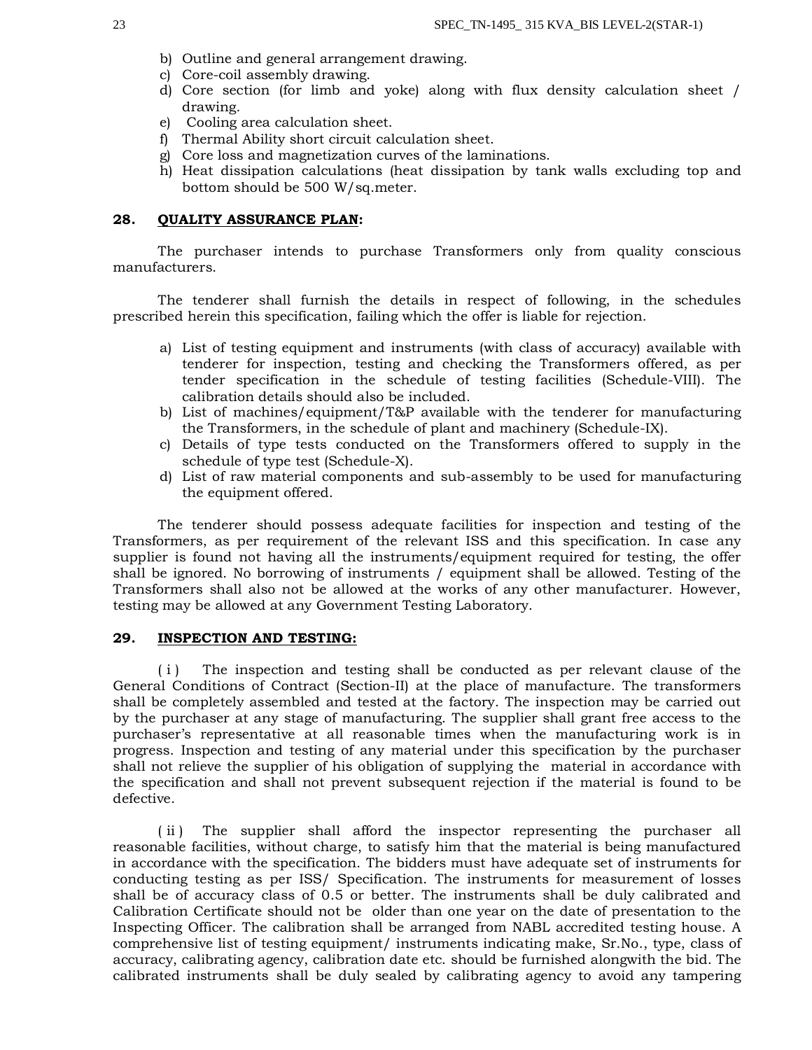b) Outline and general arrangement drawing.
c) Core-coil assembly drawing.
d) Core section (for limb and yoke) along with flux density calculation sheet / drawing.
e) Cooling area calculation sheet.
f) Thermal Ability short circuit calculation sheet.
g) Core loss and magnetization curves of the laminations.
h) Heat dissipation calculations (heat dissipation by tank walls excluding top and bottom should be 500 W/sq.meter.

## 28. QUALITY ASSURANCE PLAN:

The purchaser intends to purchase Transformers only from quality conscious manufacturers.

The tenderer shall furnish the details in respect of following, in the schedules prescribed herein this specification, failing which the offer is liable for rejection.

a) List of testing equipment and instruments (with class of accuracy) available with tenderer for inspection, testing and checking the Transformers offered, as per tender specification in the schedule of testing facilities (Schedule-VIII). The calibration details should also be included.
b) List of machines/equipment/T&P available with the tenderer for manufacturing the Transformers, in the schedule of plant and machinery (Schedule-IX).
c) Details of type tests conducted on the Transformers offered to supply in the schedule of type test (Schedule-X).
d) List of raw material components and sub-assembly to be used for manufacturing the equipment offered.

The tenderer should possess adequate facilities for inspection and testing of the Transformers, as per requirement of the relevant ISS and this specification. In case any supplier is found not having all the instruments/equipment required for testing, the offer shall be ignored. No borrowing of instruments / equipment shall be allowed. Testing of the Transformers shall also not be allowed at the works of any other manufacturer. However, testing may be allowed at any Government Testing Laboratory.

## 29. INSPECTION AND TESTING:

( i ) The inspection and testing shall be conducted as per relevant clause of the General Conditions of Contract (Section-II) at the place of manufacture. The transformers shall be completely assembled and tested at the factory. The inspection may be carried out by the purchaser at any stage of manufacturing. The supplier shall grant free access to the purchaser's representative at all reasonable times when the manufacturing work is in progress. Inspection and testing of any material under this specification by the purchaser shall not relieve the supplier of his obligation of supplying the material in accordance with the specification and shall not prevent subsequent rejection if the material is found to be defective.

( ii ) The supplier shall afford the inspector representing the purchaser all reasonable facilities, without charge, to satisfy him that the material is being manufactured in accordance with the specification. The bidders must have adequate set of instruments for conducting testing as per ISS/ Specification. The instruments for measurement of losses shall be of accuracy class of 0.5 or better. The instruments shall be duly calibrated and Calibration Certificate should not be older than one year on the date of presentation to the Inspecting Officer. The calibration shall be arranged from NABL accredited testing house. A comprehensive list of testing equipment/ instruments indicating make, Sr.No., type, class of accuracy, calibrating agency, calibration date etc. should be furnished alongwith the bid. The calibrated instruments shall be duly sealed by calibrating agency to avoid any tampering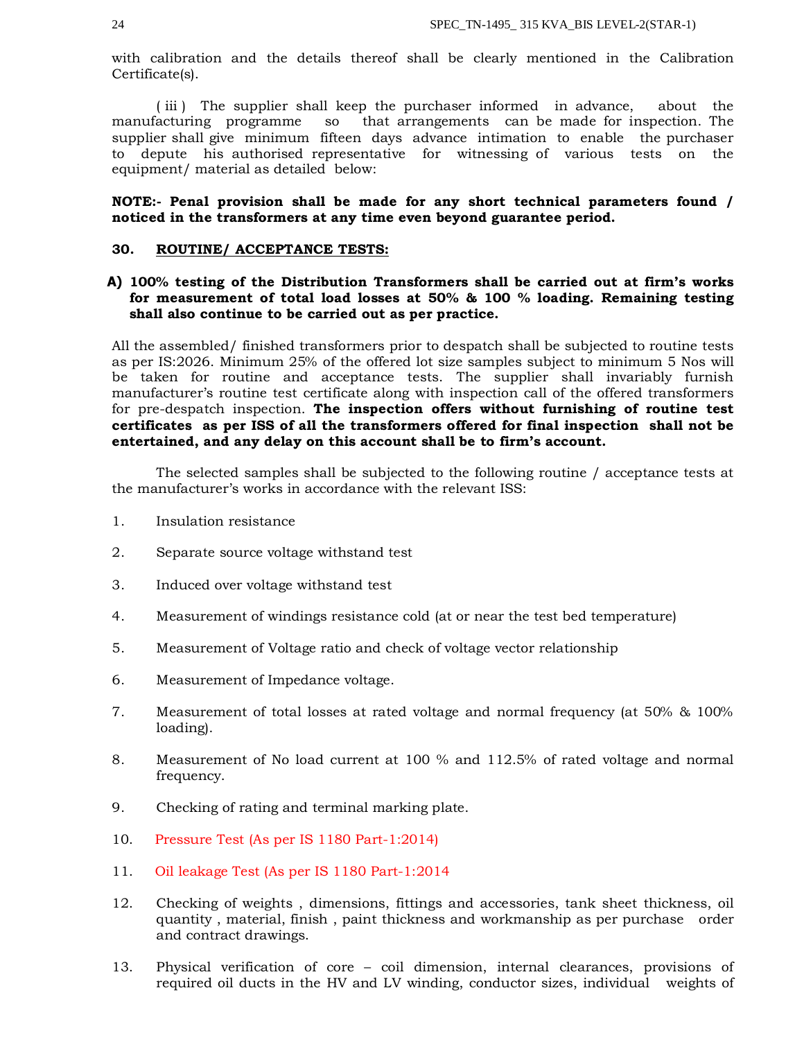with calibration and the details thereof shall be clearly mentioned in the Calibration Certificate(s).

( iii ) The supplier shall keep the purchaser informed in advance, about the manufacturing programme so that arrangements can be made for inspection. The supplier shall give minimum fifteen days advance intimation to enable the purchaser to depute his authorised representative for witnessing of various tests on the equipment/ material as detailed below:

**NOTE:- Penal provision shall be made for any short technical parameters found / noticed in the transformers at any time even beyond guarantee period.**

## 30. ROUTINE/ ACCEPTANCE TESTS:

**A) 100% testing of the Distribution Transformers shall be carried out at firm's works for measurement of total load losses at 50% & 100 % loading. Remaining testing shall also continue to be carried out as per practice.**

All the assembled/ finished transformers prior to despatch shall be subjected to routine tests as per IS:2026. Minimum 25% of the offered lot size samples subject to minimum 5 Nos will be taken for routine and acceptance tests. The supplier shall invariably furnish manufacturer's routine test certificate along with inspection call of the offered transformers for pre-despatch inspection. **The inspection offers without furnishing of routine test certificates as per ISS of all the transformers offered for final inspection shall not be entertained, and any delay on this account shall be to firm's account.**

The selected samples shall be subjected to the following routine / acceptance tests at the manufacturer's works in accordance with the relevant ISS:

1. Insulation resistance
2. Separate source voltage withstand test
3. Induced over voltage withstand test
4. Measurement of windings resistance cold (at or near the test bed temperature)
5. Measurement of Voltage ratio and check of voltage vector relationship
6. Measurement of Impedance voltage.
7. Measurement of total losses at rated voltage and normal frequency (at 50% & 100% loading).
8. Measurement of No load current at 100 % and 112.5% of rated voltage and normal frequency.
9. Checking of rating and terminal marking plate.
10. Pressure Test (As per IS 1180 Part-1:2014)
11. Oil leakage Test (As per IS 1180 Part-1:2014
12. Checking of weights , dimensions, fittings and accessories, tank sheet thickness, oil quantity , material, finish , paint thickness and workmanship as per purchase order and contract drawings.
13. Physical verification of core – coil dimension, internal clearances, provisions of required oil ducts in the HV and LV winding, conductor sizes, individual weights of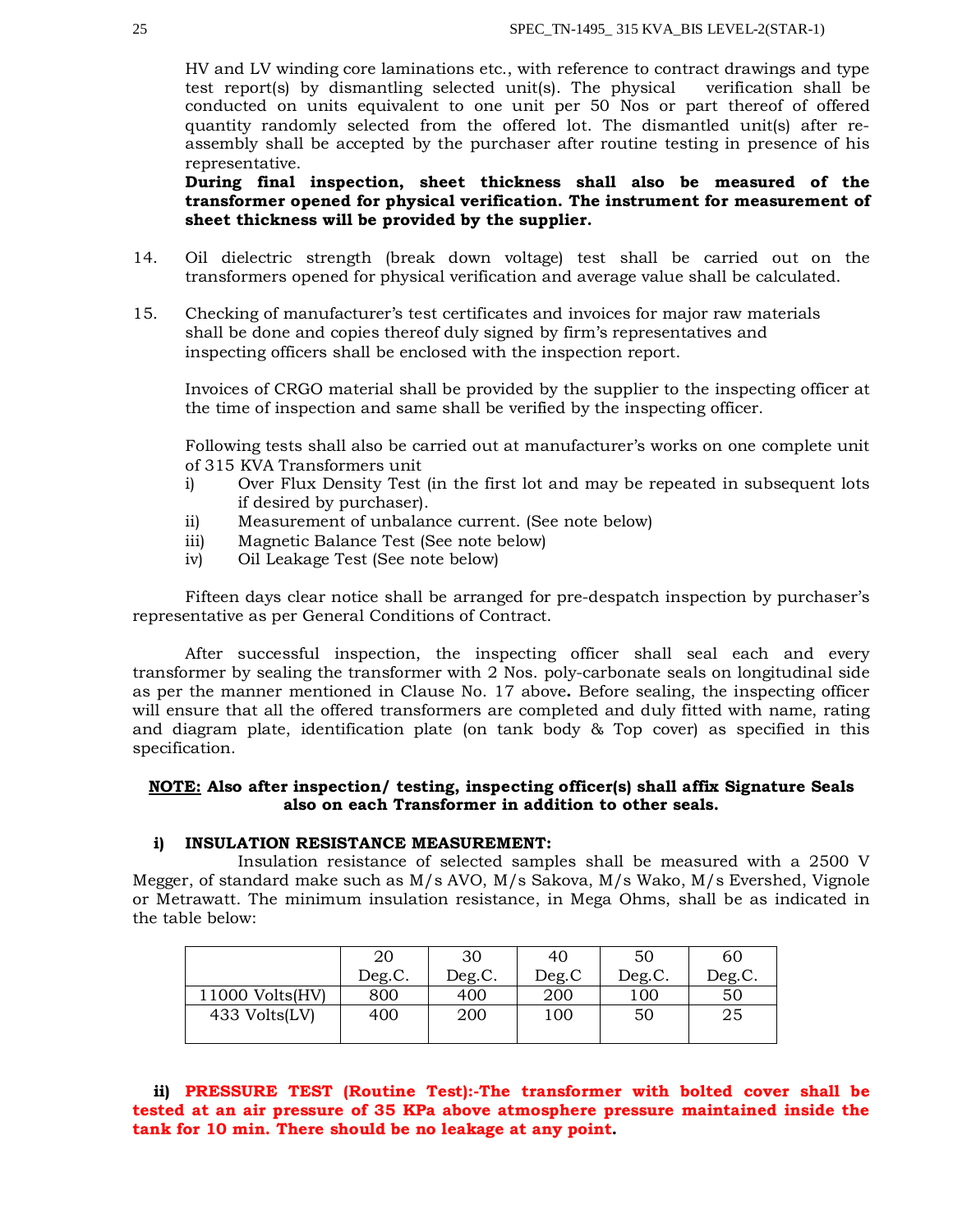HV and LV winding core laminations etc., with reference to contract drawings and type test report(s) by dismantling selected unit(s). The physical verification shall be conducted on units equivalent to one unit per 50 Nos or part thereof of offered quantity randomly selected from the offered lot. The dismantled unit(s) after re-assembly shall be accepted by the purchaser after routine testing in presence of his representative.

**During final inspection, sheet thickness shall also be measured of the transformer opened for physical verification. The instrument for measurement of sheet thickness will be provided by the supplier.**

14. Oil dielectric strength (break down voltage) test shall be carried out on the transformers opened for physical verification and average value shall be calculated.

15. Checking of manufacturer's test certificates and invoices for major raw materials shall be done and copies thereof duly signed by firm's representatives and inspecting officers shall be enclosed with the inspection report.

    Invoices of CRGO material shall be provided by the supplier to the inspecting officer at the time of inspection and same shall be verified by the inspecting officer.

    Following tests shall also be carried out at manufacturer's works on one complete unit of 315 KVA Transformers unit

    i) Over Flux Density Test (in the first lot and may be repeated in subsequent lots if desired by purchaser).
    ii) Measurement of unbalance current. (See note below)
    iii) Magnetic Balance Test (See note below)
    iv) Oil Leakage Test (See note below)

Fifteen days clear notice shall be arranged for pre-despatch inspection by purchaser's representative as per General Conditions of Contract.

After successful inspection, the inspecting officer shall seal each and every transformer by sealing the transformer with 2 Nos. poly-carbonate seals on longitudinal side as per the manner mentioned in Clause No. 17 above**.** Before sealing, the inspecting officer will ensure that all the offered transformers are completed and duly fitted with name, rating and diagram plate, identification plate (on tank body & Top cover) as specified in this specification.

**NOTE: Also after inspection/ testing, inspecting officer(s) shall affix Signature Seals also on each Transformer in addition to other seals.**

**i) INSULATION RESISTANCE MEASUREMENT:**

Insulation resistance of selected samples shall be measured with a 2500 V Megger, of standard make such as M/s AVO, M/s Sakova, M/s Wako, M/s Evershed, Vignole or Metrawatt. The minimum insulation resistance, in Mega Ohms, shall be as indicated in the table below:

| | 20 Deg.C. | 30 Deg.C. | 40 Deg.C | 50 Deg.C. | 60 Deg.C. |
|---|---|---|---|---|---|
| 11000 Volts(HV) | 800 | 400 | 200 | 100 | 50 |
| 433 Volts(LV) | 400 | 200 | 100 | 50 | 25 |

**ii) PRESSURE TEST (Routine Test):-The transformer with bolted cover shall be tested at an air pressure of 35 KPa above atmosphere pressure maintained inside the tank for 10 min. There should be no leakage at any point.**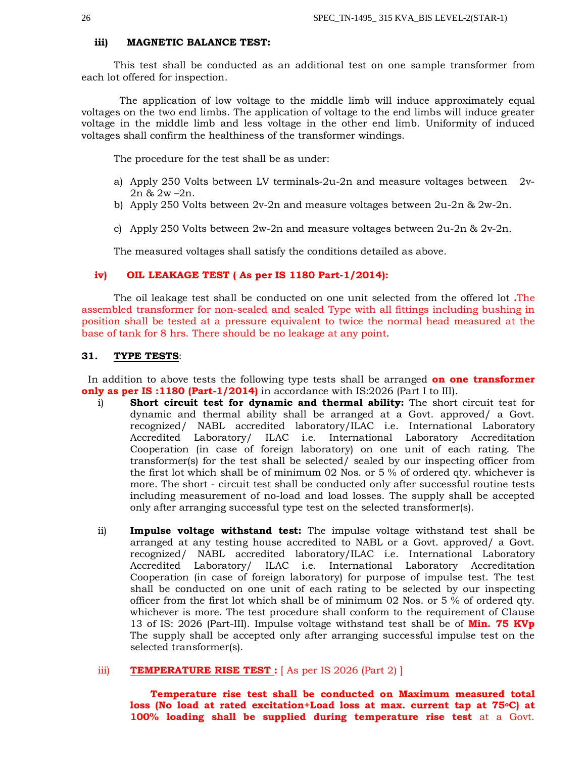**iii) MAGNETIC BALANCE TEST:**

This test shall be conducted as an additional test on one sample transformer from each lot offered for inspection.

The application of low voltage to the middle limb will induce approximately equal voltages on the two end limbs. The application of voltage to the end limbs will induce greater voltage in the middle limb and less voltage in the other end limb. Uniformity of induced voltages shall confirm the healthiness of the transformer windings.

The procedure for the test shall be as under:

a) Apply 250 Volts between LV terminals-2u-2n and measure voltages between 2v-2n & 2w –2n.
b) Apply 250 Volts between 2v-2n and measure voltages between 2u-2n & 2w-2n.
c) Apply 250 Volts between 2w-2n and measure voltages between 2u-2n & 2v-2n.

The measured voltages shall satisfy the conditions detailed as above.

**iv) OIL LEAKAGE TEST ( As per IS 1180 Part-1/2014):**

The oil leakage test shall be conducted on one unit selected from the offered lot **.**The assembled transformer for non-sealed and sealed Type with all fittings including bushing in position shall be tested at a pressure equivalent to twice the normal head measured at the base of tank for 8 hrs. There should be no leakage at any point.

## 31. TYPE TESTS:

In addition to above tests the following type tests shall be arranged **on one transformer only as per IS :1180 (Part-1/2014)** in accordance with IS:2026 (Part I to III).

i) **Short circuit test for dynamic and thermal ability:** The short circuit test for dynamic and thermal ability shall be arranged at a Govt. approved/ a Govt. recognized/ NABL accredited laboratory/ILAC i.e. International Laboratory Accredited Laboratory/ ILAC i.e. International Laboratory Accreditation Cooperation (in case of foreign laboratory) on one unit of each rating. The transformer(s) for the test shall be selected/ sealed by our inspecting officer from the first lot which shall be of minimum 02 Nos. or 5 % of ordered qty. whichever is more. The short - circuit test shall be conducted only after successful routine tests including measurement of no-load and load losses. The supply shall be accepted only after arranging successful type test on the selected transformer(s).

ii) **Impulse voltage withstand test:** The impulse voltage withstand test shall be arranged at any testing house accredited to NABL or a Govt. approved/ a Govt. recognized/ NABL accredited laboratory/ILAC i.e. International Laboratory Accredited Laboratory/ ILAC i.e. International Laboratory Accreditation Cooperation (in case of foreign laboratory) for purpose of impulse test. The test shall be conducted on one unit of each rating to be selected by our inspecting officer from the first lot which shall be of minimum 02 Nos. or 5 % of ordered qty. whichever is more. The test procedure shall conform to the requirement of Clause 13 of IS: 2026 (Part-III). Impulse voltage withstand test shall be of **Min. 75 KVp** The supply shall be accepted only after arranging successful impulse test on the selected transformer(s).

iii) **TEMPERATURE RISE TEST :** [ As per IS 2026 (Part 2) ]

**Temperature rise test shall be conducted on Maximum measured total loss (No load at rated excitation+Load loss at max. current tap at 75ºC) at 100% loading shall be supplied during temperature rise test** at a Govt.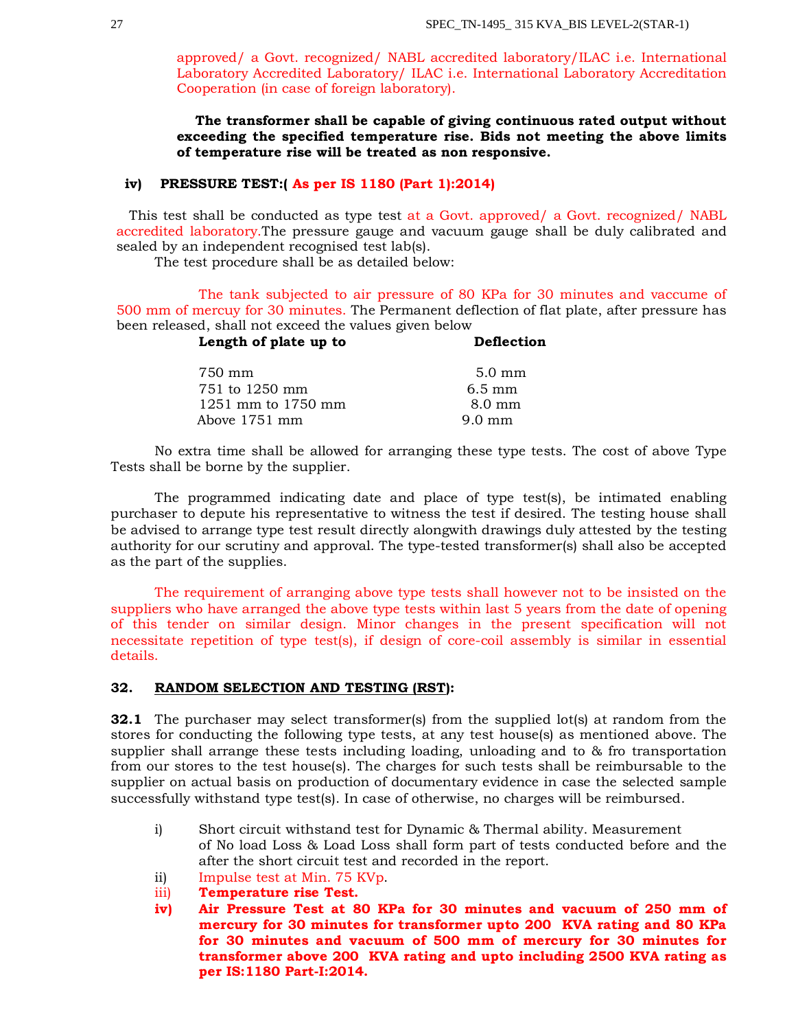approved/ a Govt. recognized/ NABL accredited laboratory/ILAC i.e. International Laboratory Accredited Laboratory/ ILAC i.e. International Laboratory Accreditation Cooperation (in case of foreign laboratory).

**The transformer shall be capable of giving continuous rated output without exceeding the specified temperature rise. Bids not meeting the above limits of temperature rise will be treated as non responsive.**

**iv) PRESSURE TEST:( As per IS 1180 (Part 1):2014)**

This test shall be conducted as type test at a Govt. approved/ a Govt. recognized/ NABL accredited laboratory.The pressure gauge and vacuum gauge shall be duly calibrated and sealed by an independent recognised test lab(s).

The test procedure shall be as detailed below:

The tank subjected to air pressure of 80 KPa for 30 minutes and vaccume of 500 mm of mercuy for 30 minutes. The Permanent deflection of flat plate, after pressure has been released, shall not exceed the values given below

| Length of plate up to | Deflection |
|---|---|
| 750 mm | 5.0 mm |
| 751 to 1250 mm | 6.5 mm |
| 1251 mm to 1750 mm | 8.0 mm |
| Above 1751 mm | 9.0 mm |

No extra time shall be allowed for arranging these type tests. The cost of above Type Tests shall be borne by the supplier.

The programmed indicating date and place of type test(s), be intimated enabling purchaser to depute his representative to witness the test if desired. The testing house shall be advised to arrange type test result directly alongwith drawings duly attested by the testing authority for our scrutiny and approval. The type-tested transformer(s) shall also be accepted as the part of the supplies.

The requirement of arranging above type tests shall however not to be insisted on the suppliers who have arranged the above type tests within last 5 years from the date of opening of this tender on similar design. Minor changes in the present specification will not necessitate repetition of type test(s), if design of core-coil assembly is similar in essential details.

## 32. RANDOM SELECTION AND TESTING (RST):

**32.1** The purchaser may select transformer(s) from the supplied lot(s) at random from the stores for conducting the following type tests, at any test house(s) as mentioned above. The supplier shall arrange these tests including loading, unloading and to & fro transportation from our stores to the test house(s). The charges for such tests shall be reimbursable to the supplier on actual basis on production of documentary evidence in case the selected sample successfully withstand type test(s). In case of otherwise, no charges will be reimbursed.

i) Short circuit withstand test for Dynamic & Thermal ability. Measurement of No load Loss & Load Loss shall form part of tests conducted before and the after the short circuit test and recorded in the report.

ii) Impulse test at Min. 75 KVp.

iii) **Temperature rise Test.**

iv) **Air Pressure Test at 80 KPa for 30 minutes and vacuum of 250 mm of mercury for 30 minutes for transformer upto 200 KVA rating and 80 KPa for 30 minutes and vacuum of 500 mm of mercury for 30 minutes for transformer above 200 KVA rating and upto including 2500 KVA rating as per IS:1180 Part-I:2014.**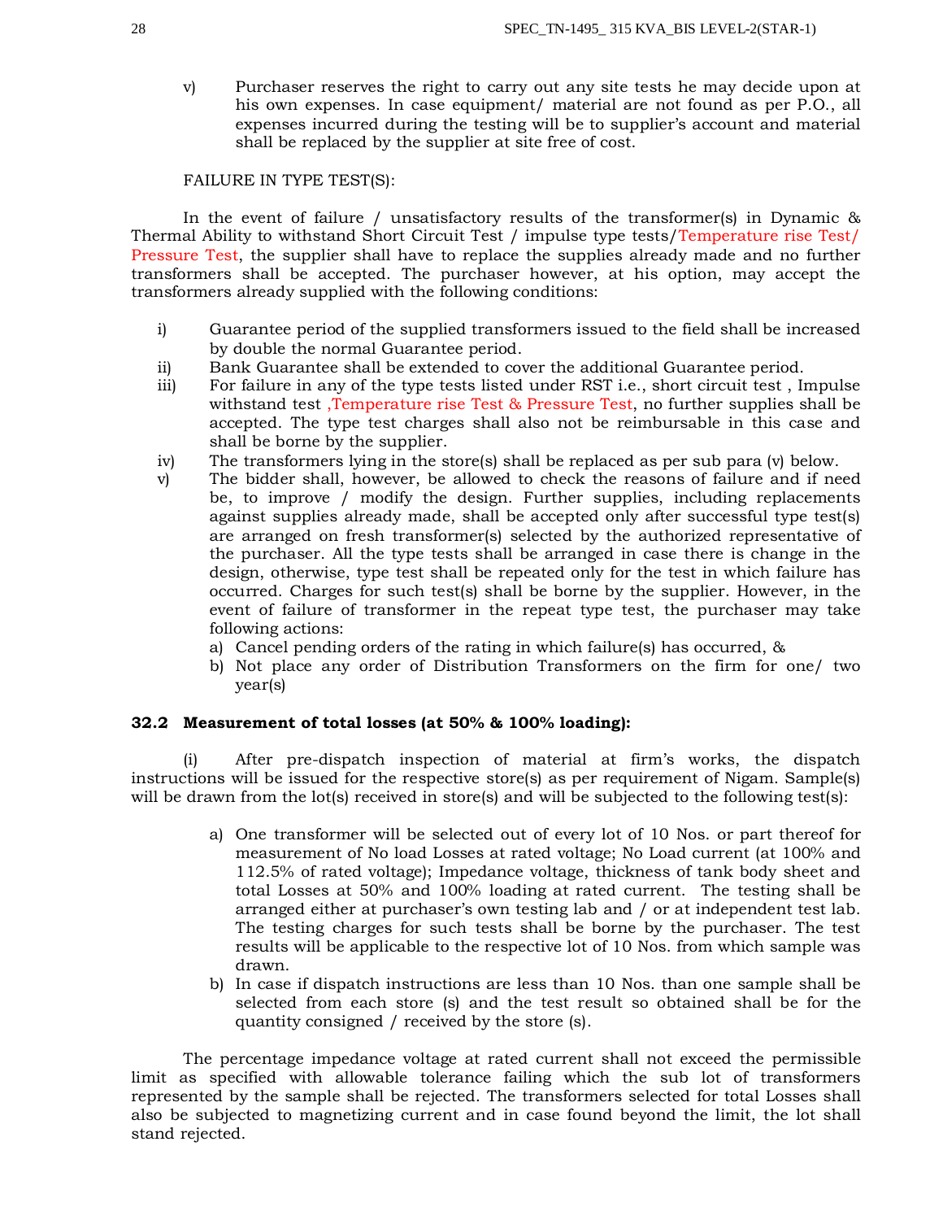v) Purchaser reserves the right to carry out any site tests he may decide upon at his own expenses. In case equipment/ material are not found as per P.O., all expenses incurred during the testing will be to supplier's account and material shall be replaced by the supplier at site free of cost.

FAILURE IN TYPE TEST(S):

In the event of failure / unsatisfactory results of the transformer(s) in Dynamic & Thermal Ability to withstand Short Circuit Test / impulse type tests/Temperature rise Test/ Pressure Test, the supplier shall have to replace the supplies already made and no further transformers shall be accepted. The purchaser however, at his option, may accept the transformers already supplied with the following conditions:

i) Guarantee period of the supplied transformers issued to the field shall be increased by double the normal Guarantee period.
ii) Bank Guarantee shall be extended to cover the additional Guarantee period.
iii) For failure in any of the type tests listed under RST i.e., short circuit test , Impulse withstand test ,Temperature rise Test & Pressure Test, no further supplies shall be accepted. The type test charges shall also not be reimbursable in this case and shall be borne by the supplier.
iv) The transformers lying in the store(s) shall be replaced as per sub para (v) below.
v) The bidder shall, however, be allowed to check the reasons of failure and if need be, to improve / modify the design. Further supplies, including replacements against supplies already made, shall be accepted only after successful type test(s) are arranged on fresh transformer(s) selected by the authorized representative of the purchaser. All the type tests shall be arranged in case there is change in the design, otherwise, type test shall be repeated only for the test in which failure has occurred. Charges for such test(s) shall be borne by the supplier. However, in the event of failure of transformer in the repeat type test, the purchaser may take following actions:
   a) Cancel pending orders of the rating in which failure(s) has occurred, &
   b) Not place any order of Distribution Transformers on the firm for one/ two year(s)

**32.2 Measurement of total losses (at 50% & 100% loading):**

(i) After pre-dispatch inspection of material at firm's works, the dispatch instructions will be issued for the respective store(s) as per requirement of Nigam. Sample(s) will be drawn from the lot(s) received in store(s) and will be subjected to the following test(s):

a) One transformer will be selected out of every lot of 10 Nos. or part thereof for measurement of No load Losses at rated voltage; No Load current (at 100% and 112.5% of rated voltage); Impedance voltage, thickness of tank body sheet and total Losses at 50% and 100% loading at rated current. The testing shall be arranged either at purchaser's own testing lab and / or at independent test lab. The testing charges for such tests shall be borne by the purchaser. The test results will be applicable to the respective lot of 10 Nos. from which sample was drawn.
b) In case if dispatch instructions are less than 10 Nos. than one sample shall be selected from each store (s) and the test result so obtained shall be for the quantity consigned / received by the store (s).

The percentage impedance voltage at rated current shall not exceed the permissible limit as specified with allowable tolerance failing which the sub lot of transformers represented by the sample shall be rejected. The transformers selected for total Losses shall also be subjected to magnetizing current and in case found beyond the limit, the lot shall stand rejected.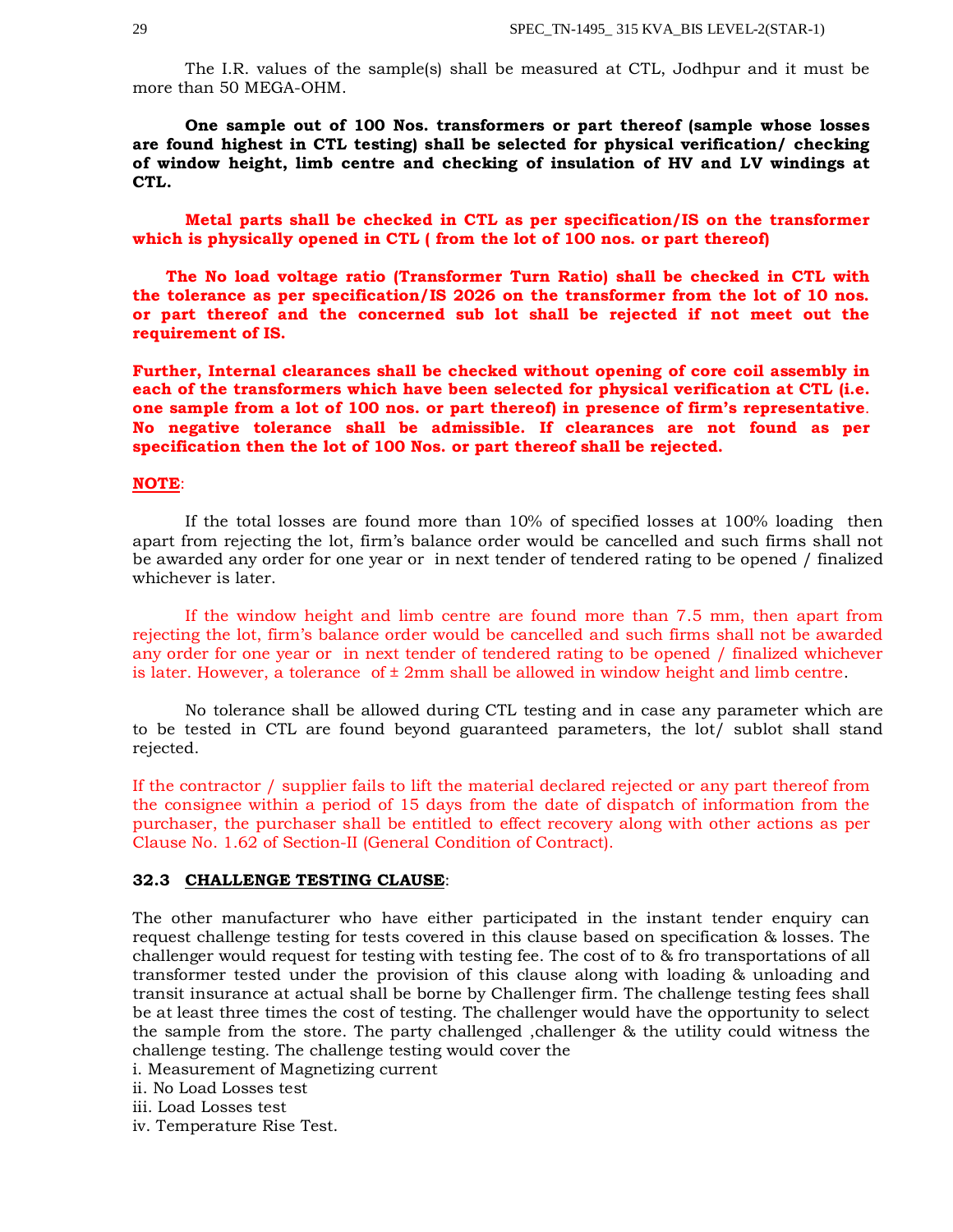The I.R. values of the sample(s) shall be measured at CTL, Jodhpur and it must be more than 50 MEGA-OHM.

**One sample out of 100 Nos. transformers or part thereof (sample whose losses are found highest in CTL testing) shall be selected for physical verification/ checking of window height, limb centre and checking of insulation of HV and LV windings at CTL.**

**Metal parts shall be checked in CTL as per specification/IS on the transformer which is physically opened in CTL ( from the lot of 100 nos. or part thereof)**

**The No load voltage ratio (Transformer Turn Ratio) shall be checked in CTL with the tolerance as per specification/IS 2026 on the transformer from the lot of 10 nos. or part thereof and the concerned sub lot shall be rejected if not meet out the requirement of IS.**

**Further, Internal clearances shall be checked without opening of core coil assembly in each of the transformers which have been selected for physical verification at CTL (i.e. one sample from a lot of 100 nos. or part thereof) in presence of firm's representative. No negative tolerance shall be admissible. If clearances are not found as per specification then the lot of 100 Nos. or part thereof shall be rejected.**

**NOTE**:

If the total losses are found more than 10% of specified losses at 100% loading then apart from rejecting the lot, firm's balance order would be cancelled and such firms shall not be awarded any order for one year or in next tender of tendered rating to be opened / finalized whichever is later.

If the window height and limb centre are found more than 7.5 mm, then apart from rejecting the lot, firm's balance order would be cancelled and such firms shall not be awarded any order for one year or in next tender of tendered rating to be opened / finalized whichever is later. However, a tolerance of ± 2mm shall be allowed in window height and limb centre.

No tolerance shall be allowed during CTL testing and in case any parameter which are to be tested in CTL are found beyond guaranteed parameters, the lot/ sublot shall stand rejected.

If the contractor / supplier fails to lift the material declared rejected or any part thereof from the consignee within a period of 15 days from the date of dispatch of information from the purchaser, the purchaser shall be entitled to effect recovery along with other actions as per Clause No. 1.62 of Section-II (General Condition of Contract).

### 32.3 CHALLENGE TESTING CLAUSE:

The other manufacturer who have either participated in the instant tender enquiry can request challenge testing for tests covered in this clause based on specification & losses. The challenger would request for testing with testing fee. The cost of to & fro transportations of all transformer tested under the provision of this clause along with loading & unloading and transit insurance at actual shall be borne by Challenger firm. The challenge testing fees shall be at least three times the cost of testing. The challenger would have the opportunity to select the sample from the store. The party challenged ,challenger & the utility could witness the challenge testing. The challenge testing would cover the

i. Measurement of Magnetizing current
ii. No Load Losses test
iii. Load Losses test
iv. Temperature Rise Test.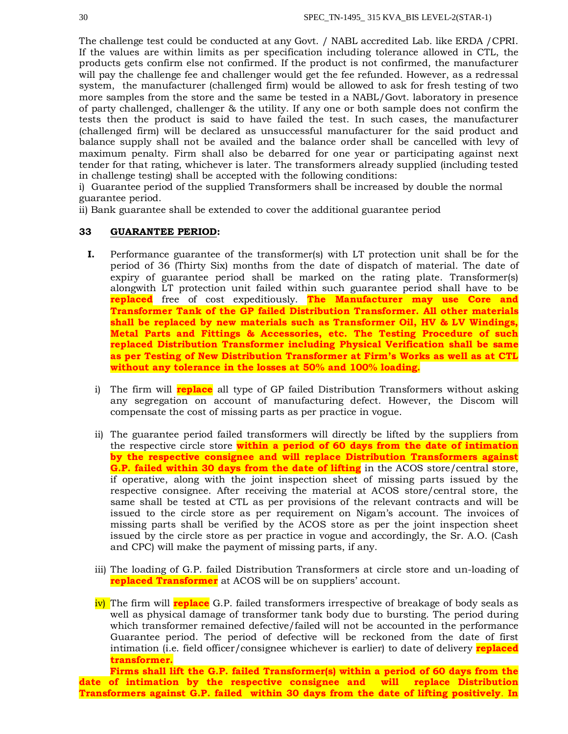The challenge test could be conducted at any Govt. / NABL accredited Lab. like ERDA /CPRI. If the values are within limits as per specification including tolerance allowed in CTL, the products gets confirm else not confirmed. If the product is not confirmed, the manufacturer will pay the challenge fee and challenger would get the fee refunded. However, as a redressal system, the manufacturer (challenged firm) would be allowed to ask for fresh testing of two more samples from the store and the same be tested in a NABL/Govt. laboratory in presence of party challenged, challenger & the utility. If any one or both sample does not confirm the tests then the product is said to have failed the test. In such cases, the manufacturer (challenged firm) will be declared as unsuccessful manufacturer for the said product and balance supply shall not be availed and the balance order shall be cancelled with levy of maximum penalty. Firm shall also be debarred for one year or participating against next tender for that rating, whichever is later. The transformers already supplied (including tested in challenge testing) shall be accepted with the following conditions:

i) Guarantee period of the supplied Transformers shall be increased by double the normal guarantee period.

ii) Bank guarantee shall be extended to cover the additional guarantee period

## 33 GUARANTEE PERIOD:

**I.** Performance guarantee of the transformer(s) with LT protection unit shall be for the period of 36 (Thirty Six) months from the date of dispatch of material. The date of expiry of guarantee period shall be marked on the rating plate. Transformer(s) alongwith LT protection unit failed within such guarantee period shall have to be **replaced** free of cost expeditiously. **The Manufacturer may use Core and Transformer Tank of the GP failed Distribution Transformer. All other materials shall be replaced by new materials such as Transformer Oil, HV & LV Windings, Metal Parts and Fittings & Accessories, etc. The Testing Procedure of such replaced Distribution Transformer including Physical Verification shall be same as per Testing of New Distribution Transformer at Firm's Works as well as at CTL without any tolerance in the losses at 50% and 100% loading.**

i) The firm will **replace** all type of GP failed Distribution Transformers without asking any segregation on account of manufacturing defect. However, the Discom will compensate the cost of missing parts as per practice in vogue.

ii) The guarantee period failed transformers will directly be lifted by the suppliers from the respective circle store **within a period of 60 days from the date of intimation by the respective consignee and will replace Distribution Transformers against G.P. failed within 30 days from the date of lifting** in the ACOS store/central store, if operative, along with the joint inspection sheet of missing parts issued by the respective consignee. After receiving the material at ACOS store/central store, the same shall be tested at CTL as per provisions of the relevant contracts and will be issued to the circle store as per requirement on Nigam's account. The invoices of missing parts shall be verified by the ACOS store as per the joint inspection sheet issued by the circle store as per practice in vogue and accordingly, the Sr. A.O. (Cash and CPC) will make the payment of missing parts, if any.

iii) The loading of G.P. failed Distribution Transformers at circle store and un-loading of **replaced Transformer** at ACOS will be on suppliers' account.

iv) The firm will **replace** G.P. failed transformers irrespective of breakage of body seals as well as physical damage of transformer tank body due to bursting. The period during which transformer remained defective/failed will not be accounted in the performance Guarantee period. The period of defective will be reckoned from the date of first intimation (i.e. field officer/consignee whichever is earlier) to date of delivery **replaced transformer.**

**Firms shall lift the G.P. failed Transformer(s) within a period of 60 days from the date of intimation by the respective consignee and will replace Distribution Transformers against G.P. failed within 30 days from the date of lifting positively**. **In**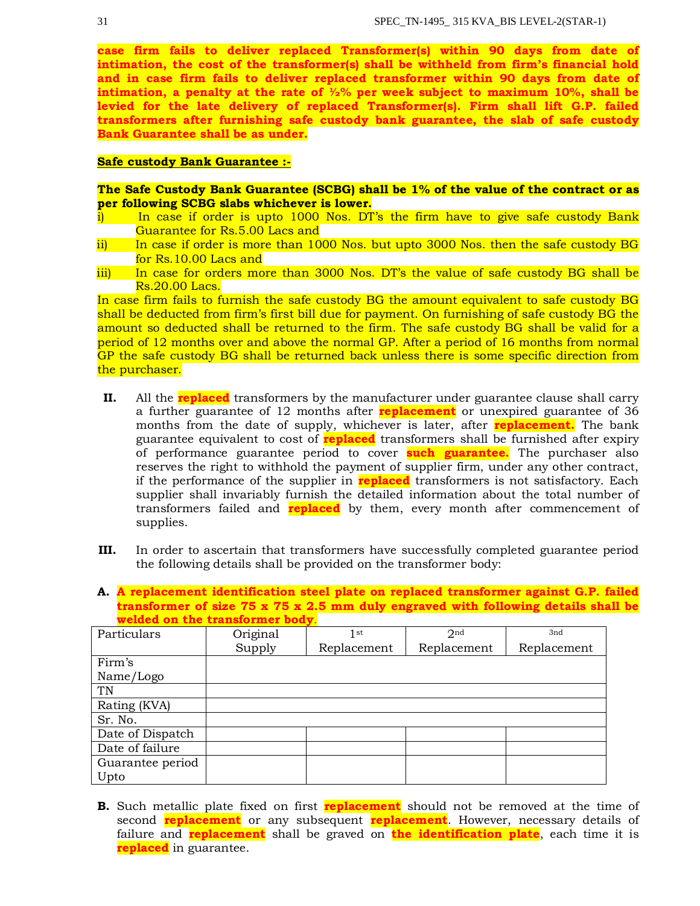**case firm fails to deliver replaced Transformer(s) within 90 days from date of intimation, the cost of the transformer(s) shall be withheld from firm's financial hold and in case firm fails to deliver replaced transformer within 90 days from date of intimation, a penalty at the rate of ½% per week subject to maximum 10%, shall be levied for the late delivery of replaced Transformer(s). Firm shall lift G.P. failed transformers after furnishing safe custody bank guarantee, the slab of safe custody Bank Guarantee shall be as under.**

**Safe custody Bank Guarantee :-**

**The Safe Custody Bank Guarantee (SCBG) shall be 1% of the value of the contract or as per following SCBG slabs whichever is lower.**

i) In case if order is upto 1000 Nos. DT's the firm have to give safe custody Bank Guarantee for Rs.5.00 Lacs and

ii) In case if order is more than 1000 Nos. but upto 3000 Nos. then the safe custody BG for Rs.10.00 Lacs and

iii) In case for orders more than 3000 Nos. DT's the value of safe custody BG shall be Rs.20.00 Lacs.

In case firm fails to furnish the safe custody BG the amount equivalent to safe custody BG shall be deducted from firm's first bill due for payment. On furnishing of safe custody BG the amount so deducted shall be returned to the firm. The safe custody BG shall be valid for a period of 12 months over and above the normal GP. After a period of 16 months from normal GP the safe custody BG shall be returned back unless there is some specific direction from the purchaser.

**II.** All the **replaced** transformers by the manufacturer under guarantee clause shall carry a further guarantee of 12 months after **replacement** or unexpired guarantee of 36 months from the date of supply, whichever is later, after **replacement.** The bank guarantee equivalent to cost of **replaced** transformers shall be furnished after expiry of performance guarantee period to cover **such guarantee.** The purchaser also reserves the right to withhold the payment of supplier firm, under any other contract, if the performance of the supplier in **replaced** transformers is not satisfactory. Each supplier shall invariably furnish the detailed information about the total number of transformers failed and **replaced** by them, every month after commencement of supplies.

**III.** In order to ascertain that transformers have successfully completed guarantee period the following details shall be provided on the transformer body:

**A.** **A replacement identification steel plate on replaced transformer against G.P. failed transformer of size 75 x 75 x 2.5 mm duly engraved with following details shall be welded on the transformer body**.

| Particulars | Original Supply | 1st Replacement | 2nd Replacement | 3nd Replacement |
|---|---|---|---|---|
| Firm's Name/Logo | | | | |
| TN | | | | |
| Rating (KVA) | | | | |
| Sr. No. | | | | |
| Date of Dispatch | | | | |
| Date of failure | | | | |
| Guarantee period Upto | | | | |

**B.** Such metallic plate fixed on first **replacement** should not be removed at the time of second **replacement** or any subsequent **replacement**. However, necessary details of failure and **replacement** shall be graved on **the identification plate**, each time it is **replaced** in guarantee.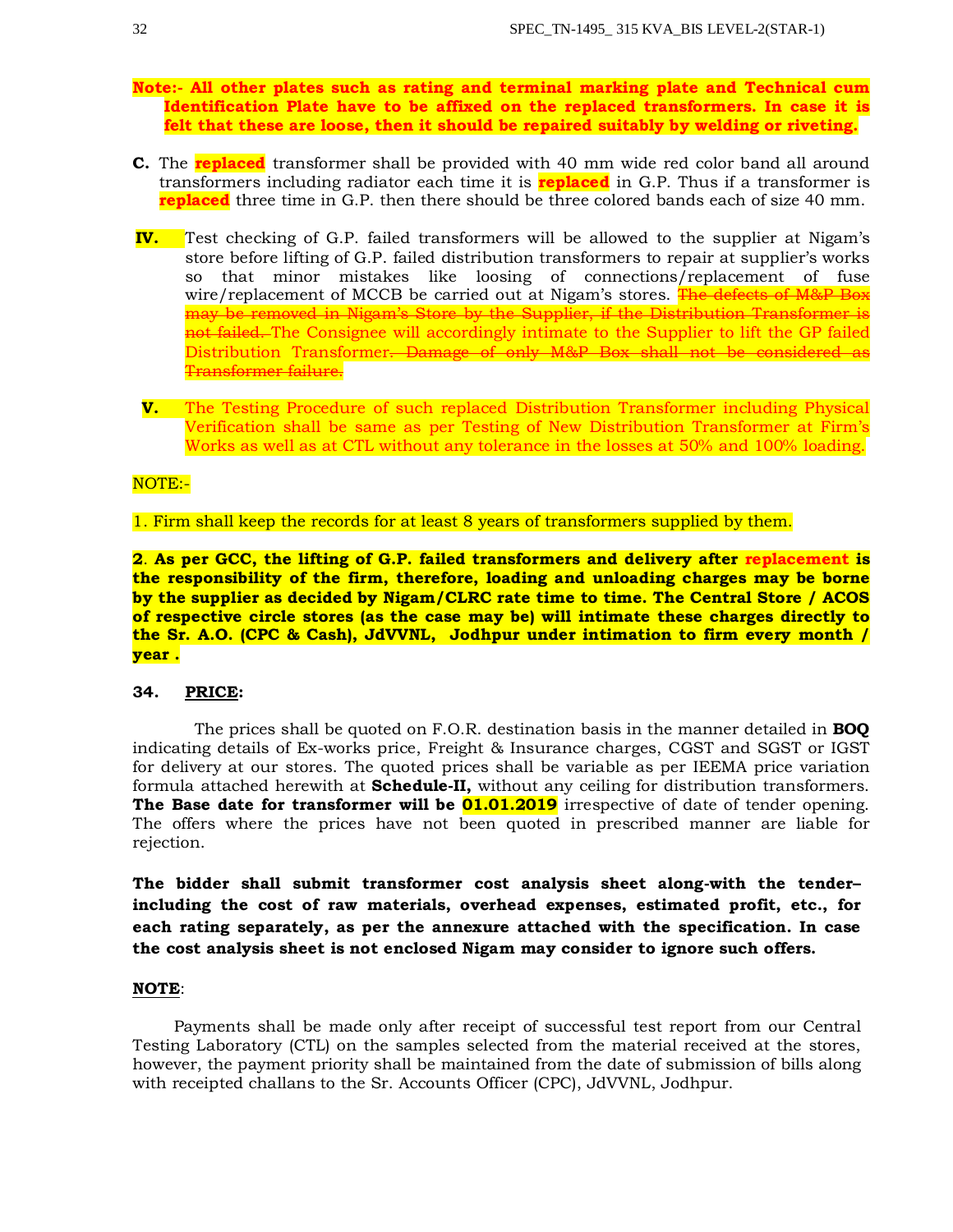**Note:- All other plates such as rating and terminal marking plate and Technical cum Identification Plate have to be affixed on the replaced transformers. In case it is felt that these are loose, then it should be repaired suitably by welding or riveting.**

**C.** The **replaced** transformer shall be provided with 40 mm wide red color band all around transformers including radiator each time it is **replaced** in G.P. Thus if a transformer is **replaced** three time in G.P. then there should be three colored bands each of size 40 mm.

**IV.** Test checking of G.P. failed transformers will be allowed to the supplier at Nigam's store before lifting of G.P. failed distribution transformers to repair at supplier's works so that minor mistakes like loosing of connections/replacement of fuse wire/replacement of MCCB be carried out at Nigam's stores. ~~The defects of M&P Box may be removed in Nigam's Store by the Supplier, if the Distribution Transformer is not failed.~~ The Consignee will accordingly intimate to the Supplier to lift the GP failed Distribution Transformer~~. Damage of only M&P Box shall not be considered as Transformer failure.~~

**V.** The Testing Procedure of such replaced Distribution Transformer including Physical Verification shall be same as per Testing of New Distribution Transformer at Firm's Works as well as at CTL without any tolerance in the losses at 50% and 100% loading.

NOTE:-

1. Firm shall keep the records for at least 8 years of transformers supplied by them.

**2. As per GCC, the lifting of G.P. failed transformers and delivery after replacement is the responsibility of the firm, therefore, loading and unloading charges may be borne by the supplier as decided by Nigam/CLRC rate time to time. The Central Store / ACOS of respective circle stores (as the case may be) will intimate these charges directly to the Sr. A.O. (CPC & Cash), JdVVNL, Jodhpur under intimation to firm every month / year .**

## 34. PRICE:

The prices shall be quoted on F.O.R. destination basis in the manner detailed in **BOQ** indicating details of Ex-works price, Freight & Insurance charges, CGST and SGST or IGST for delivery at our stores. The quoted prices shall be variable as per IEEMA price variation formula attached herewith at **Schedule-II,** without any ceiling for distribution transformers. **The Base date for transformer will be 01.01.2019** irrespective of date of tender opening. The offers where the prices have not been quoted in prescribed manner are liable for rejection.

**The bidder shall submit transformer cost analysis sheet along-with the tender– including the cost of raw materials, overhead expenses, estimated profit, etc., for each rating separately, as per the annexure attached with the specification. In case the cost analysis sheet is not enclosed Nigam may consider to ignore such offers.**

**NOTE**:

Payments shall be made only after receipt of successful test report from our Central Testing Laboratory (CTL) on the samples selected from the material received at the stores, however, the payment priority shall be maintained from the date of submission of bills along with receipted challans to the Sr. Accounts Officer (CPC), JdVVNL, Jodhpur.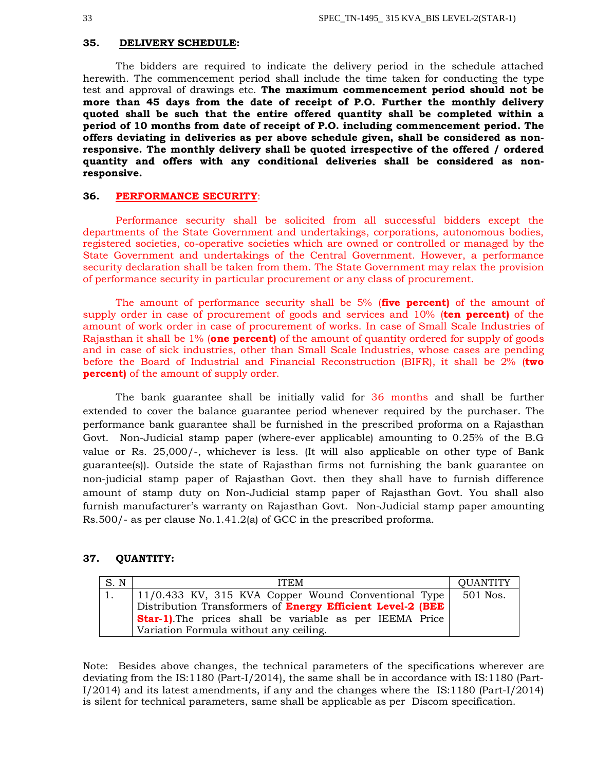### 35. DELIVERY SCHEDULE:

The bidders are required to indicate the delivery period in the schedule attached herewith. The commencement period shall include the time taken for conducting the type test and approval of drawings etc. **The maximum commencement period should not be more than 45 days from the date of receipt of P.O. Further the monthly delivery quoted shall be such that the entire offered quantity shall be completed within a period of 10 months from date of receipt of P.O. including commencement period. The offers deviating in deliveries as per above schedule given, shall be considered as non-responsive. The monthly delivery shall be quoted irrespective of the offered / ordered quantity and offers with any conditional deliveries shall be considered as non-responsive.**

### 36. PERFORMANCE SECURITY:

Performance security shall be solicited from all successful bidders except the departments of the State Government and undertakings, corporations, autonomous bodies, registered societies, co-operative societies which are owned or controlled or managed by the State Government and undertakings of the Central Government. However, a performance security declaration shall be taken from them. The State Government may relax the provision of performance security in particular procurement or any class of procurement.

The amount of performance security shall be 5% (**five percent)** of the amount of supply order in case of procurement of goods and services and 10% (**ten percent)** of the amount of work order in case of procurement of works. In case of Small Scale Industries of Rajasthan it shall be 1% (**one percent)** of the amount of quantity ordered for supply of goods and in case of sick industries, other than Small Scale Industries, whose cases are pending before the Board of Industrial and Financial Reconstruction (BIFR), it shall be 2% (**two percent)** of the amount of supply order.

The bank guarantee shall be initially valid for 36 months and shall be further extended to cover the balance guarantee period whenever required by the purchaser. The performance bank guarantee shall be furnished in the prescribed proforma on a Rajasthan Govt. Non-Judicial stamp paper (where-ever applicable) amounting to 0.25% of the B.G value or Rs. 25,000/-, whichever is less. (It will also applicable on other type of Bank guarantee(s)). Outside the state of Rajasthan firms not furnishing the bank guarantee on non-judicial stamp paper of Rajasthan Govt. then they shall have to furnish difference amount of stamp duty on Non-Judicial stamp paper of Rajasthan Govt. You shall also furnish manufacturer's warranty on Rajasthan Govt. Non-Judicial stamp paper amounting Rs.500/- as per clause No.1.41.2(a) of GCC in the prescribed proforma.

### 37. QUANTITY:

| S. N | ITEM | QUANTITY |
|---|---|---|
| 1. | 11/0.433 KV, 315 KVA Copper Wound Conventional Type Distribution Transformers of **Energy Efficient Level-2 (BEE Star-1)**.The prices shall be variable as per IEEMA Price Variation Formula without any ceiling. | 501 Nos. |

Note: Besides above changes, the technical parameters of the specifications wherever are deviating from the IS:1180 (Part-I/2014), the same shall be in accordance with IS:1180 (Part-I/2014) and its latest amendments, if any and the changes where the IS:1180 (Part-I/2014) is silent for technical parameters, same shall be applicable as per Discom specification.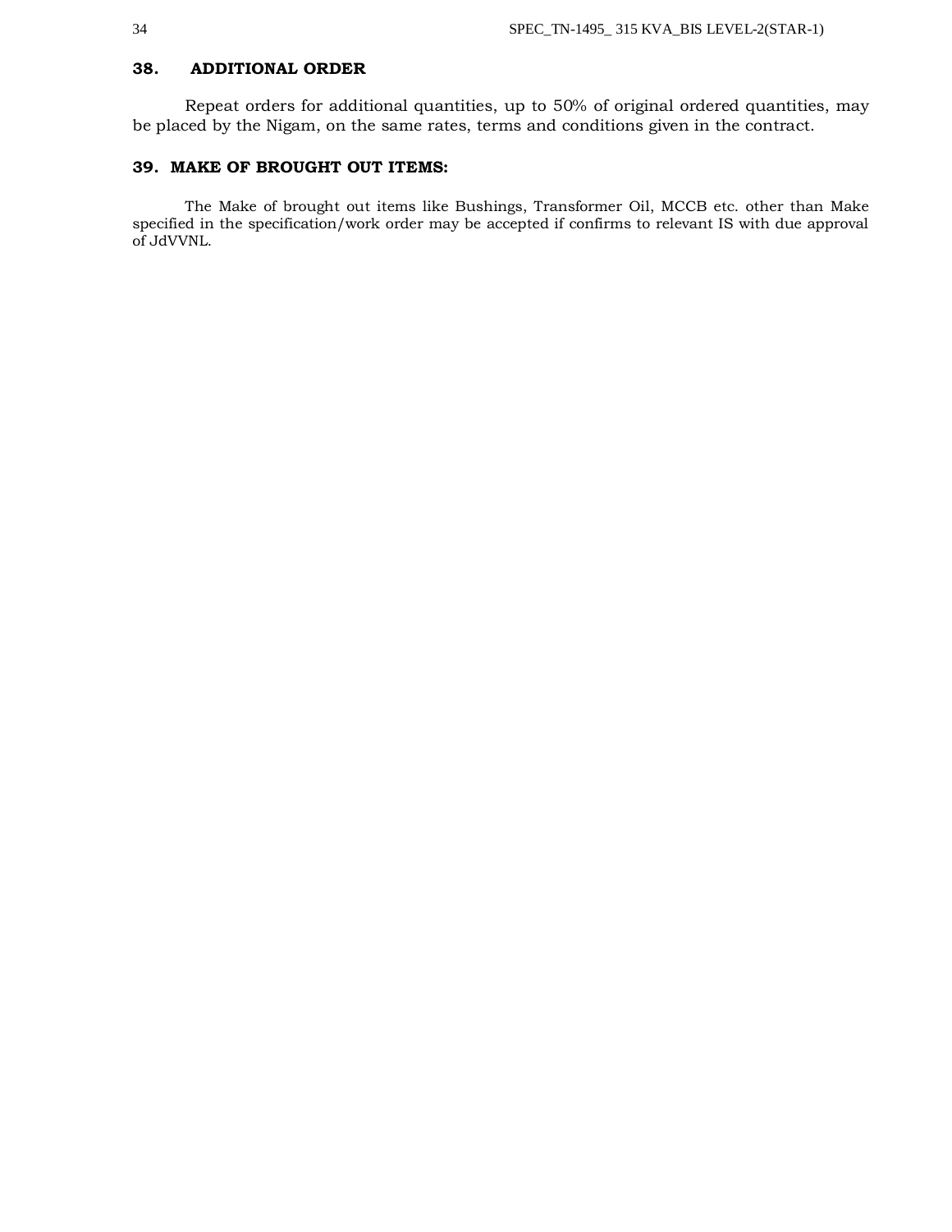## 38. ADDITIONAL ORDER

Repeat orders for additional quantities, up to 50% of original ordered quantities, may be placed by the Nigam, on the same rates, terms and conditions given in the contract.

## 39. MAKE OF BROUGHT OUT ITEMS:

The Make of brought out items like Bushings, Transformer Oil, MCCB etc. other than Make specified in the specification/work order may be accepted if confirms to relevant IS with due approval of JdVVNL.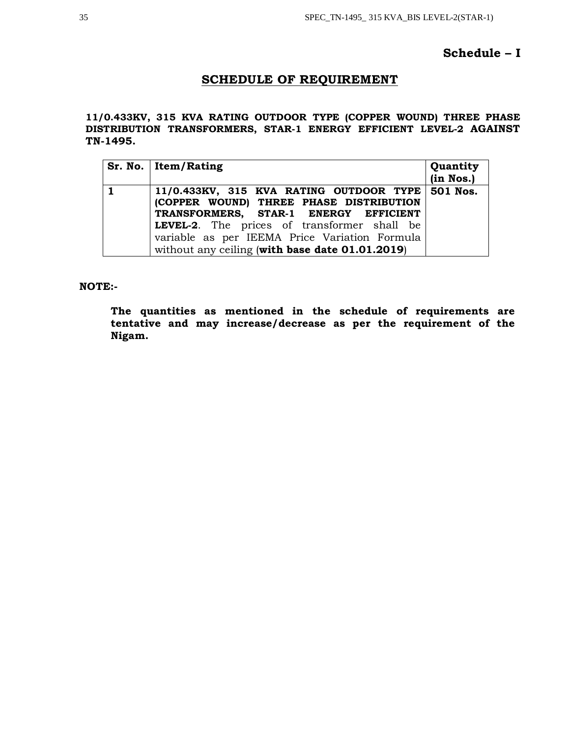**Schedule – I**

## SCHEDULE OF REQUIREMENT

**11/0.433KV, 315 KVA RATING OUTDOOR TYPE (COPPER WOUND) THREE PHASE DISTRIBUTION TRANSFORMERS, STAR-1 ENERGY EFFICIENT LEVEL-2 AGAINST TN-1495.**

| Sr. No. | Item/Rating | Quantity (in Nos.) |
|---|---|---|
| **1** | **11/0.433KV, 315 KVA RATING OUTDOOR TYPE (COPPER WOUND) THREE PHASE DISTRIBUTION TRANSFORMERS, STAR-1 ENERGY EFFICIENT LEVEL-2**. The prices of transformer shall be variable as per IEEMA Price Variation Formula without any ceiling (**with base date 01.01.2019**) | **501 Nos.** |

**NOTE:-**

**The quantities as mentioned in the schedule of requirements are tentative and may increase/decrease as per the requirement of the Nigam.**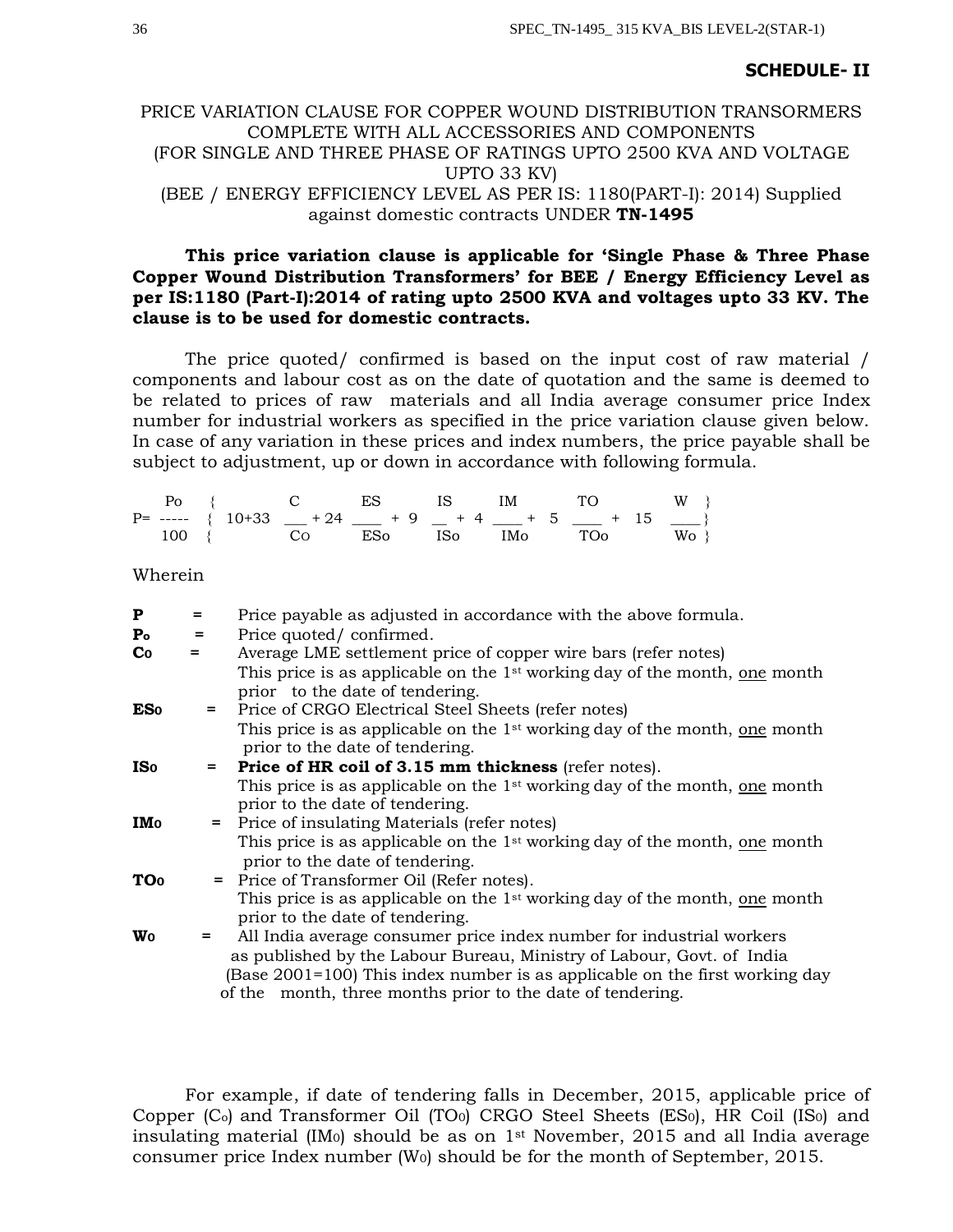**SCHEDULE- II**

PRICE VARIATION CLAUSE FOR COPPER WOUND DISTRIBUTION TRANSORMERS COMPLETE WITH ALL ACCESSORIES AND COMPONENTS (FOR SINGLE AND THREE PHASE OF RATINGS UPTO 2500 KVA AND VOLTAGE UPTO 33 KV) (BEE / ENERGY EFFICIENCY LEVEL AS PER IS: 1180(PART-I): 2014) Supplied against domestic contracts UNDER **TN-1495**

**This price variation clause is applicable for 'Single Phase & Three Phase Copper Wound Distribution Transformers' for BEE / Energy Efficiency Level as per IS:1180 (Part-I):2014 of rating upto 2500 KVA and voltages upto 33 KV. The clause is to be used for domestic contracts.**

The price quoted/ confirmed is based on the input cost of raw material / components and labour cost as on the date of quotation and the same is deemed to be related to prices of raw materials and all India average consumer price Index number for industrial workers as specified in the price variation clause given below. In case of any variation in these prices and index numbers, the price payable shall be subject to adjustment, up or down in accordance with following formula.

$$P = \frac{P_o}{100}\left\{10 + 33\frac{C}{C_o} + 24\frac{ES}{ES_o} + 9\frac{IS}{IS_o} + 4\frac{IM}{IM_o} + 5\frac{TO}{TO_o} + 15\frac{W}{W_o}\right\}$$

Wherein

**P** = Price payable as adjusted in accordance with the above formula.

**$P_o$** = Price quoted/ confirmed.

**$C_o$** = Average LME settlement price of copper wire bars (refer notes)
This price is as applicable on the 1st working day of the month, one month prior to the date of tendering.

**$ES_o$** = Price of CRGO Electrical Steel Sheets (refer notes)
This price is as applicable on the 1st working day of the month, one month prior to the date of tendering.

**$IS_o$** = **Price of HR coil of 3.15 mm thickness** (refer notes).
This price is as applicable on the 1st working day of the month, one month prior to the date of tendering.

**$IM_o$** = Price of insulating Materials (refer notes)
This price is as applicable on the 1st working day of the month, one month prior to the date of tendering.

**$TO_o$** = Price of Transformer Oil (Refer notes).
This price is as applicable on the 1st working day of the month, one month prior to the date of tendering.

**$W_o$** = All India average consumer price index number for industrial workers as published by the Labour Bureau, Ministry of Labour, Govt. of India (Base 2001=100) This index number is as applicable on the first working day of the month, three months prior to the date of tendering.

For example, if date of tendering falls in December, 2015, applicable price of Copper ($C_o$) and Transformer Oil ($TO_0$) CRGO Steel Sheets ($ES_0$), HR Coil ($IS_0$) and insulating material ($IM_0$) should be as on 1st November, 2015 and all India average consumer price Index number ($W_0$) should be for the month of September, 2015.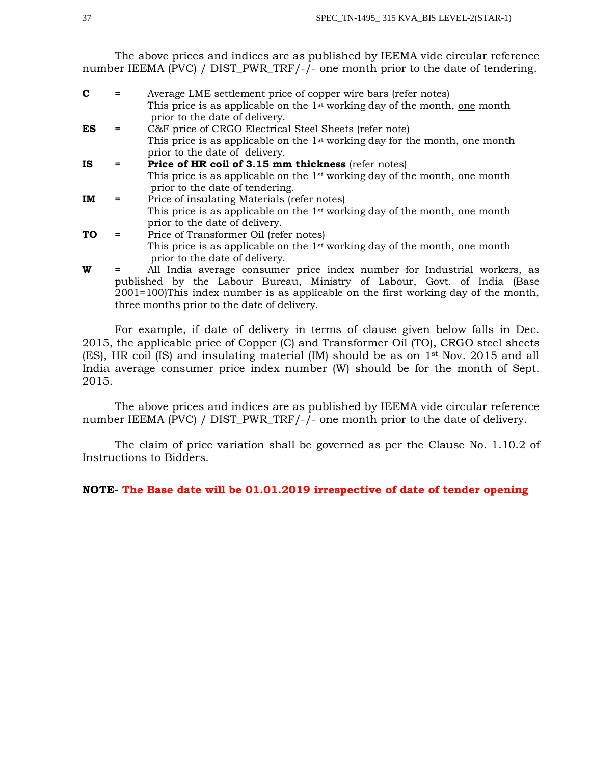The above prices and indices are as published by IEEMA vide circular reference number IEEMA (PVC) / DIST_PWR_TRF/-/- one month prior to the date of tendering.

**C** = Average LME settlement price of copper wire bars (refer notes)
This price is as applicable on the 1st working day of the month, one month prior to the date of delivery.

**ES** = C&F price of CRGO Electrical Steel Sheets (refer note)
This price is as applicable on the 1st working day for the month, one month prior to the date of delivery.

**IS** = **Price of HR coil of 3.15 mm thickness** (refer notes)
This price is as applicable on the 1st working day of the month, one month prior to the date of tendering.

**IM** = Price of insulating Materials (refer notes)
This price is as applicable on the 1st working day of the month, one month prior to the date of delivery.

**TO** = Price of Transformer Oil (refer notes)
This price is as applicable on the 1st working day of the month, one month prior to the date of delivery.

**W** = All India average consumer price index number for Industrial workers, as published by the Labour Bureau, Ministry of Labour, Govt. of India (Base 2001=100)This index number is as applicable on the first working day of the month, three months prior to the date of delivery.

For example, if date of delivery in terms of clause given below falls in Dec. 2015, the applicable price of Copper (C) and Transformer Oil (TO), CRGO steel sheets (ES), HR coil (IS) and insulating material (IM) should be as on 1st Nov. 2015 and all India average consumer price index number (W) should be for the month of Sept. 2015.

The above prices and indices are as published by IEEMA vide circular reference number IEEMA (PVC) / DIST_PWR_TRF/-/- one month prior to the date of delivery.

The claim of price variation shall be governed as per the Clause No. 1.10.2 of Instructions to Bidders.

**NOTE- The Base date will be 01.01.2019 irrespective of date of tender opening**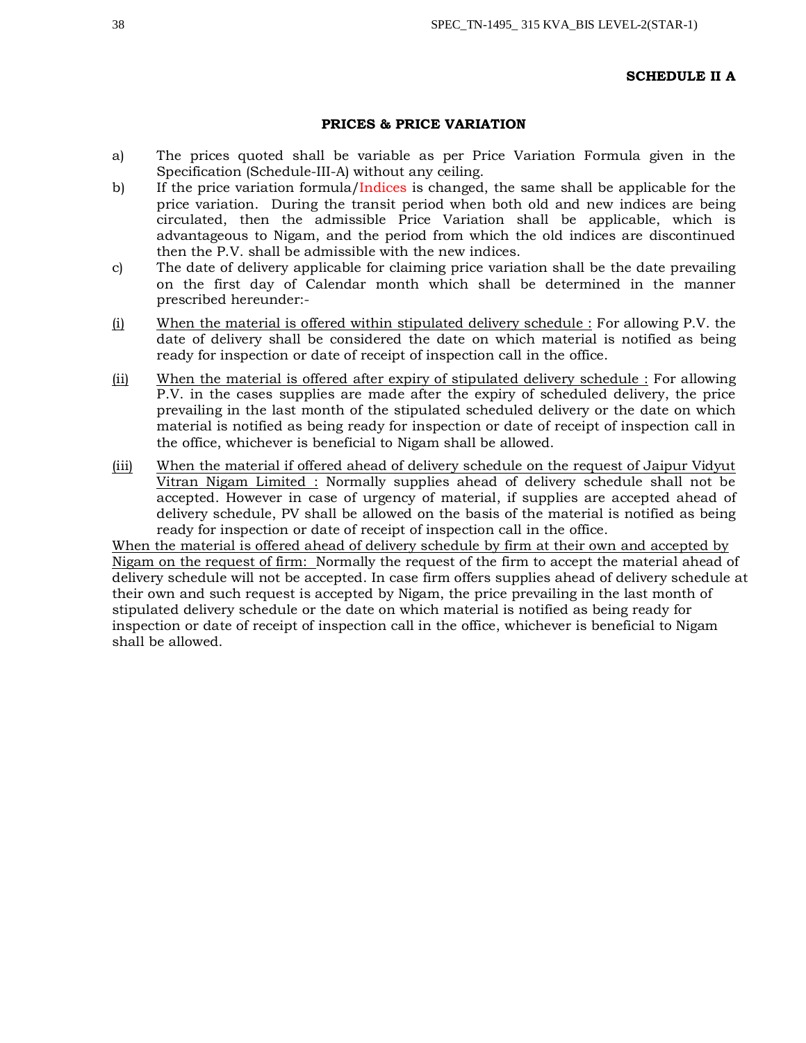**SCHEDULE II A**

**PRICES & PRICE VARIATION**

a) The prices quoted shall be variable as per Price Variation Formula given in the Specification (Schedule-III-A) without any ceiling.

b) If the price variation formula/Indices is changed, the same shall be applicable for the price variation. During the transit period when both old and new indices are being circulated, then the admissible Price Variation shall be applicable, which is advantageous to Nigam, and the period from which the old indices are discontinued then the P.V. shall be admissible with the new indices.

c) The date of delivery applicable for claiming price variation shall be the date prevailing on the first day of Calendar month which shall be determined in the manner prescribed hereunder:-

(i) When the material is offered within stipulated delivery schedule : For allowing P.V. the date of delivery shall be considered the date on which material is notified as being ready for inspection or date of receipt of inspection call in the office.

(ii) When the material is offered after expiry of stipulated delivery schedule : For allowing P.V. in the cases supplies are made after the expiry of scheduled delivery, the price prevailing in the last month of the stipulated scheduled delivery or the date on which material is notified as being ready for inspection or date of receipt of inspection call in the office, whichever is beneficial to Nigam shall be allowed.

(iii) When the material if offered ahead of delivery schedule on the request of Jaipur Vidyut Vitran Nigam Limited : Normally supplies ahead of delivery schedule shall not be accepted. However in case of urgency of material, if supplies are accepted ahead of delivery schedule, PV shall be allowed on the basis of the material is notified as being ready for inspection or date of receipt of inspection call in the office.

When the material is offered ahead of delivery schedule by firm at their own and accepted by Nigam on the request of firm: Normally the request of the firm to accept the material ahead of delivery schedule will not be accepted. In case firm offers supplies ahead of delivery schedule at their own and such request is accepted by Nigam, the price prevailing in the last month of stipulated delivery schedule or the date on which material is notified as being ready for inspection or date of receipt of inspection call in the office, whichever is beneficial to Nigam shall be allowed.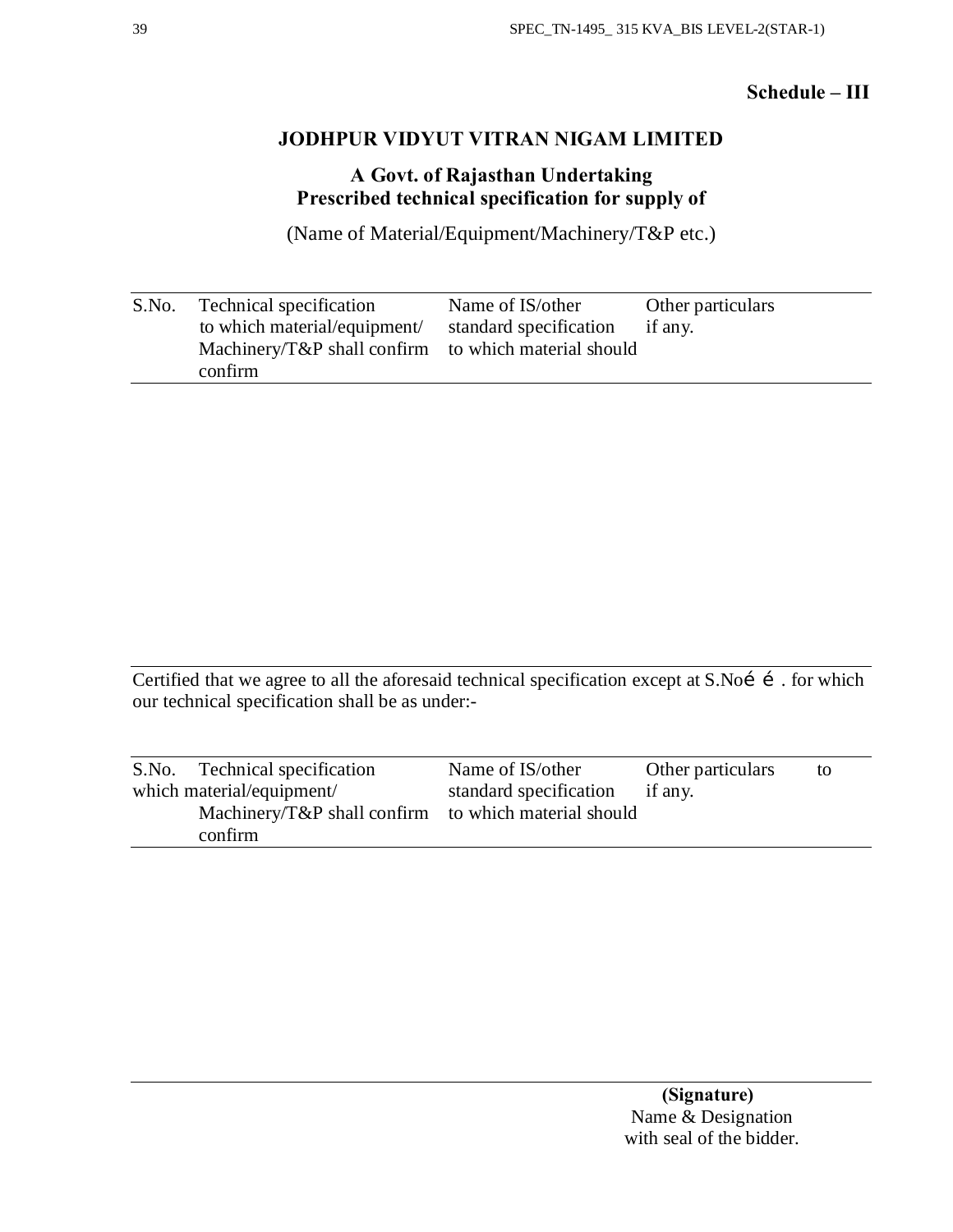**Schedule – III**

## JODHPUR VIDYUT VITRAN NIGAM LIMITED

### A Govt. of Rajasthan Undertaking
### Prescribed technical specification for supply of

(Name of Material/Equipment/Machinery/T&P etc.)

| S.No. | Technical specification to which material/equipment/ Machinery/T&P shall confirm | Name of IS/other standard specification to which material should confirm | Other particulars if any. |
|---|---|---|---|

Certified that we agree to all the aforesaid technical specification except at S.No…… . for which our technical specification shall be as under:-

| S.No. | Technical specification to which material/equipment/ Machinery/T&P shall confirm | Name of IS/other standard specification to which material should confirm | Other particulars if any. |
|---|---|---|---|

**(Signature)**
Name & Designation
with seal of the bidder.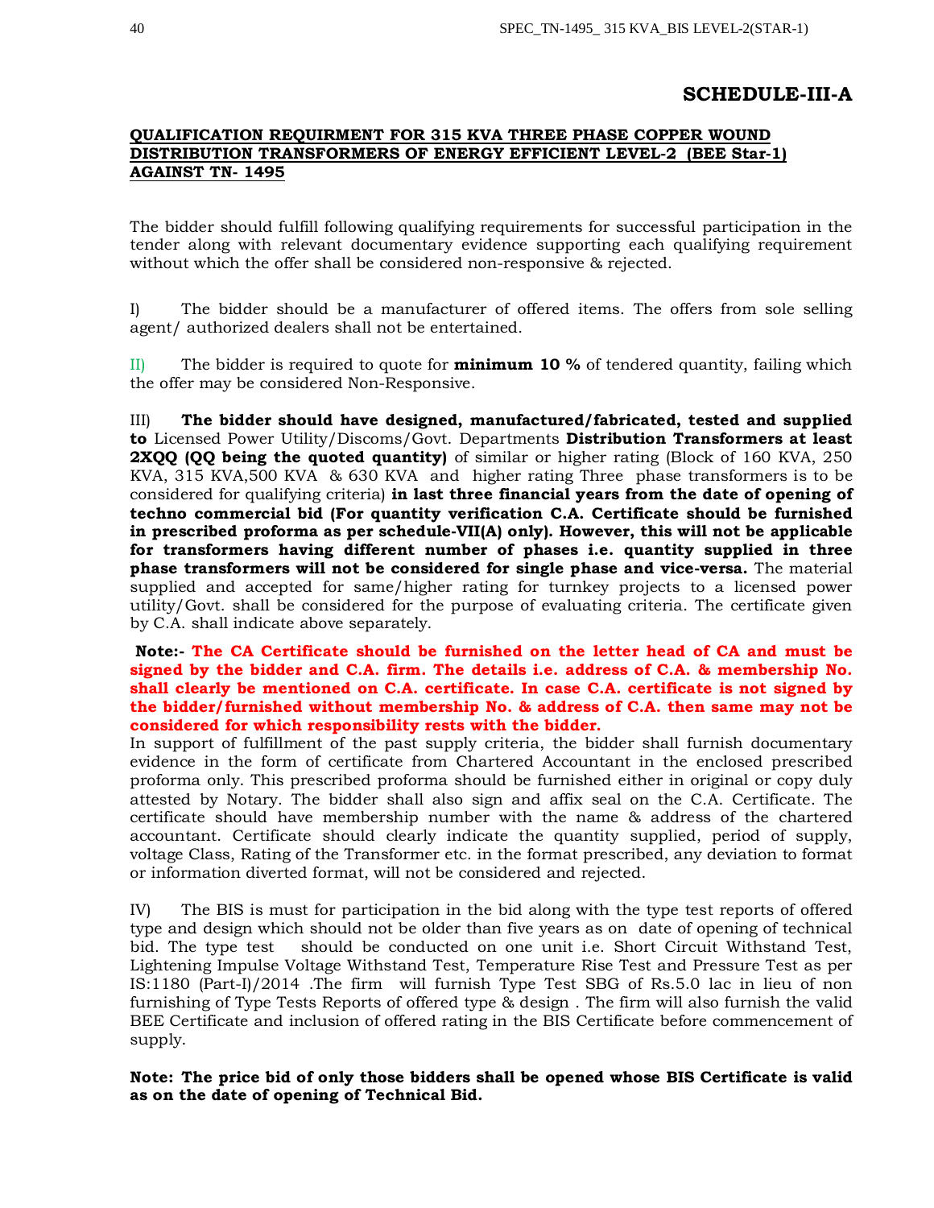# SCHEDULE-III-A

**QUALIFICATION REQUIRMENT FOR 315 KVA THREE PHASE COPPER WOUND DISTRIBUTION TRANSFORMERS OF ENERGY EFFICIENT LEVEL-2 (BEE Star-1) AGAINST TN- 1495**

The bidder should fulfill following qualifying requirements for successful participation in the tender along with relevant documentary evidence supporting each qualifying requirement without which the offer shall be considered non-responsive & rejected.

I) The bidder should be a manufacturer of offered items. The offers from sole selling agent/ authorized dealers shall not be entertained.

II) The bidder is required to quote for **minimum 10 %** of tendered quantity, failing which the offer may be considered Non-Responsive.

III) **The bidder should have designed, manufactured/fabricated, tested and supplied to** Licensed Power Utility/Discoms/Govt. Departments **Distribution Transformers at least 2XQQ (QQ being the quoted quantity)** of similar or higher rating (Block of 160 KVA, 250 KVA, 315 KVA,500 KVA & 630 KVA and higher rating Three phase transformers is to be considered for qualifying criteria) **in last three financial years from the date of opening of techno commercial bid (For quantity verification C.A. Certificate should be furnished in prescribed proforma as per schedule-VII(A) only). However, this will not be applicable for transformers having different number of phases i.e. quantity supplied in three phase transformers will not be considered for single phase and vice-versa.** The material supplied and accepted for same/higher rating for turnkey projects to a licensed power utility/Govt. shall be considered for the purpose of evaluating criteria. The certificate given by C.A. shall indicate above separately.

**Note:- The CA Certificate should be furnished on the letter head of CA and must be signed by the bidder and C.A. firm. The details i.e. address of C.A. & membership No. shall clearly be mentioned on C.A. certificate. In case C.A. certificate is not signed by the bidder/furnished without membership No. & address of C.A. then same may not be considered for which responsibility rests with the bidder.**

In support of fulfillment of the past supply criteria, the bidder shall furnish documentary evidence in the form of certificate from Chartered Accountant in the enclosed prescribed proforma only. This prescribed proforma should be furnished either in original or copy duly attested by Notary. The bidder shall also sign and affix seal on the C.A. Certificate. The certificate should have membership number with the name & address of the chartered accountant. Certificate should clearly indicate the quantity supplied, period of supply, voltage Class, Rating of the Transformer etc. in the format prescribed, any deviation to format or information diverted format, will not be considered and rejected.

IV) The BIS is must for participation in the bid along with the type test reports of offered type and design which should not be older than five years as on date of opening of technical bid. The type test should be conducted on one unit i.e. Short Circuit Withstand Test, Lightening Impulse Voltage Withstand Test, Temperature Rise Test and Pressure Test as per IS:1180 (Part-I)/2014 .The firm will furnish Type Test SBG of Rs.5.0 lac in lieu of non furnishing of Type Tests Reports of offered type & design . The firm will also furnish the valid BEE Certificate and inclusion of offered rating in the BIS Certificate before commencement of supply.

**Note: The price bid of only those bidders shall be opened whose BIS Certificate is valid as on the date of opening of Technical Bid.**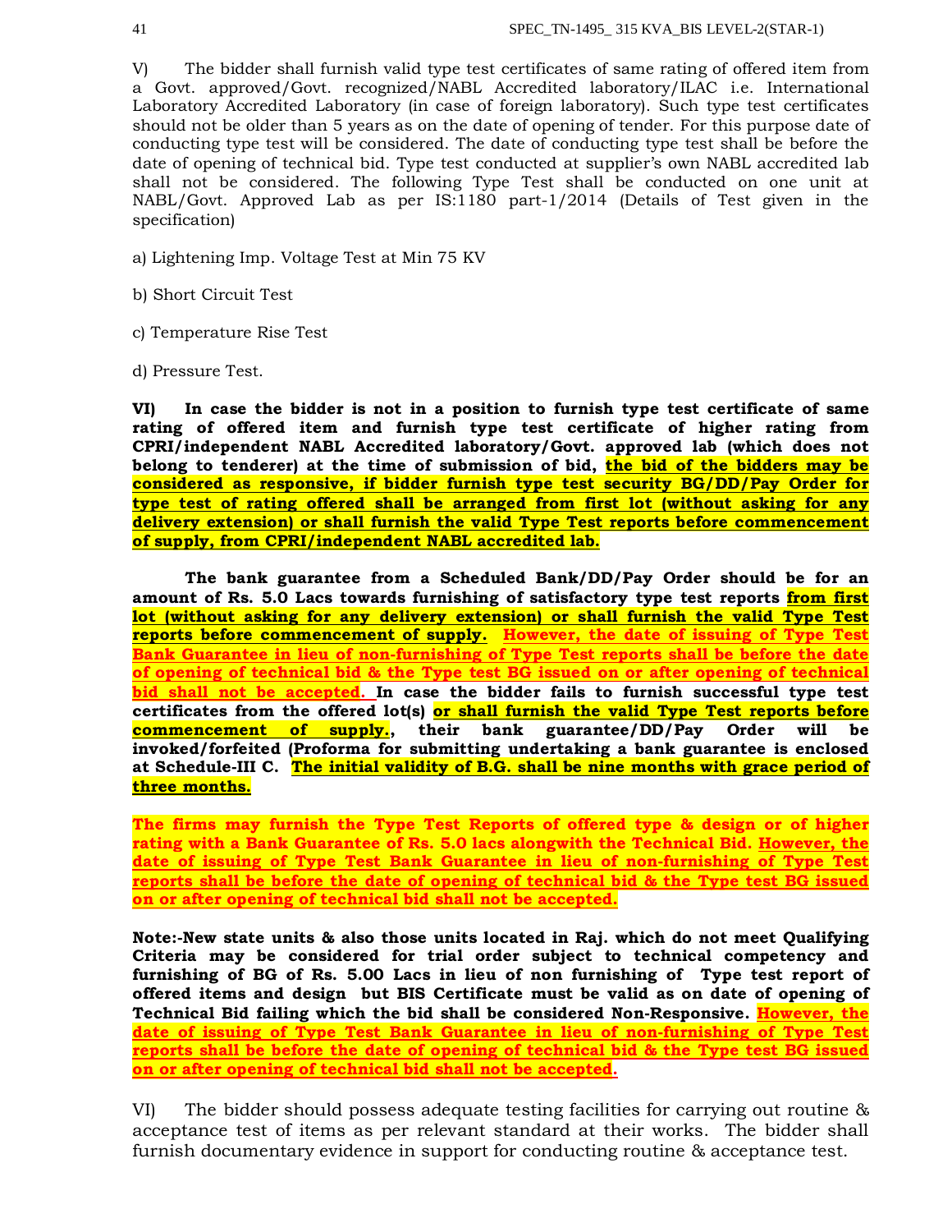V) The bidder shall furnish valid type test certificates of same rating of offered item from a Govt. approved/Govt. recognized/NABL Accredited laboratory/ILAC i.e. International Laboratory Accredited Laboratory (in case of foreign laboratory). Such type test certificates should not be older than 5 years as on the date of opening of tender. For this purpose date of conducting type test will be considered. The date of conducting type test shall be before the date of opening of technical bid. Type test conducted at supplier's own NABL accredited lab shall not be considered. The following Type Test shall be conducted on one unit at NABL/Govt. Approved Lab as per IS:1180 part-1/2014 (Details of Test given in the specification)

a) Lightening Imp. Voltage Test at Min 75 KV

b) Short Circuit Test

c) Temperature Rise Test

d) Pressure Test.

**VI) In case the bidder is not in a position to furnish type test certificate of same rating of offered item and furnish type test certificate of higher rating from CPRI/independent NABL Accredited laboratory/Govt. approved lab (which does not belong to tenderer) at the time of submission of bid, <u>the bid of the bidders may be considered as responsive, if bidder furnish type test security BG/DD/Pay Order for type test of rating offered shall be arranged from first lot (without asking for any delivery extension) or shall furnish the valid Type Test reports before commencement of supply, from CPRI/independent NABL accredited lab.</u>**

**The bank guarantee from a Scheduled Bank/DD/Pay Order should be for an amount of Rs. 5.0 Lacs towards furnishing of satisfactory type test reports <u>from first lot (without asking for any delivery extension) or shall furnish the valid Type Test reports before commencement of supply</u>. <u>However, the date of issuing of Type Test Bank Guarantee in lieu of non-furnishing of Type Test reports shall be before the date of opening of technical bid & the Type test BG issued on or after opening of technical bid shall not be accepted.</u> In case the bidder fails to furnish successful type test certificates from the offered lot(s) <u>or shall furnish the valid Type Test reports before commencement of supply.</u>, their bank guarantee/DD/Pay Order will be invoked/forfeited (Proforma for submitting undertaking a bank guarantee is enclosed at Schedule-III C. <u>The initial validity of B.G. shall be nine months with grace period of three months.</u>**

**The firms may furnish the Type Test Reports of offered type & design or of higher rating with a Bank Guarantee of Rs. 5.0 lacs alongwith the Technical Bid. <u>However, the date of issuing of Type Test Bank Guarantee in lieu of non-furnishing of Type Test reports shall be before the date of opening of technical bid & the Type test BG issued on or after opening of technical bid shall not be accepted.</u>**

**Note:-New state units & also those units located in Raj. which do not meet Qualifying Criteria may be considered for trial order subject to technical competency and furnishing of BG of Rs. 5.00 Lacs in lieu of non furnishing of Type test report of offered items and design but BIS Certificate must be valid as on date of opening of Technical Bid failing which the bid shall be considered Non-Responsive. <u>However, the date of issuing of Type Test Bank Guarantee in lieu of non-furnishing of Type Test reports shall be before the date of opening of technical bid & the Type test BG issued on or after opening of technical bid shall not be accepted.</u>**

VI) The bidder should possess adequate testing facilities for carrying out routine & acceptance test of items as per relevant standard at their works. The bidder shall furnish documentary evidence in support for conducting routine & acceptance test.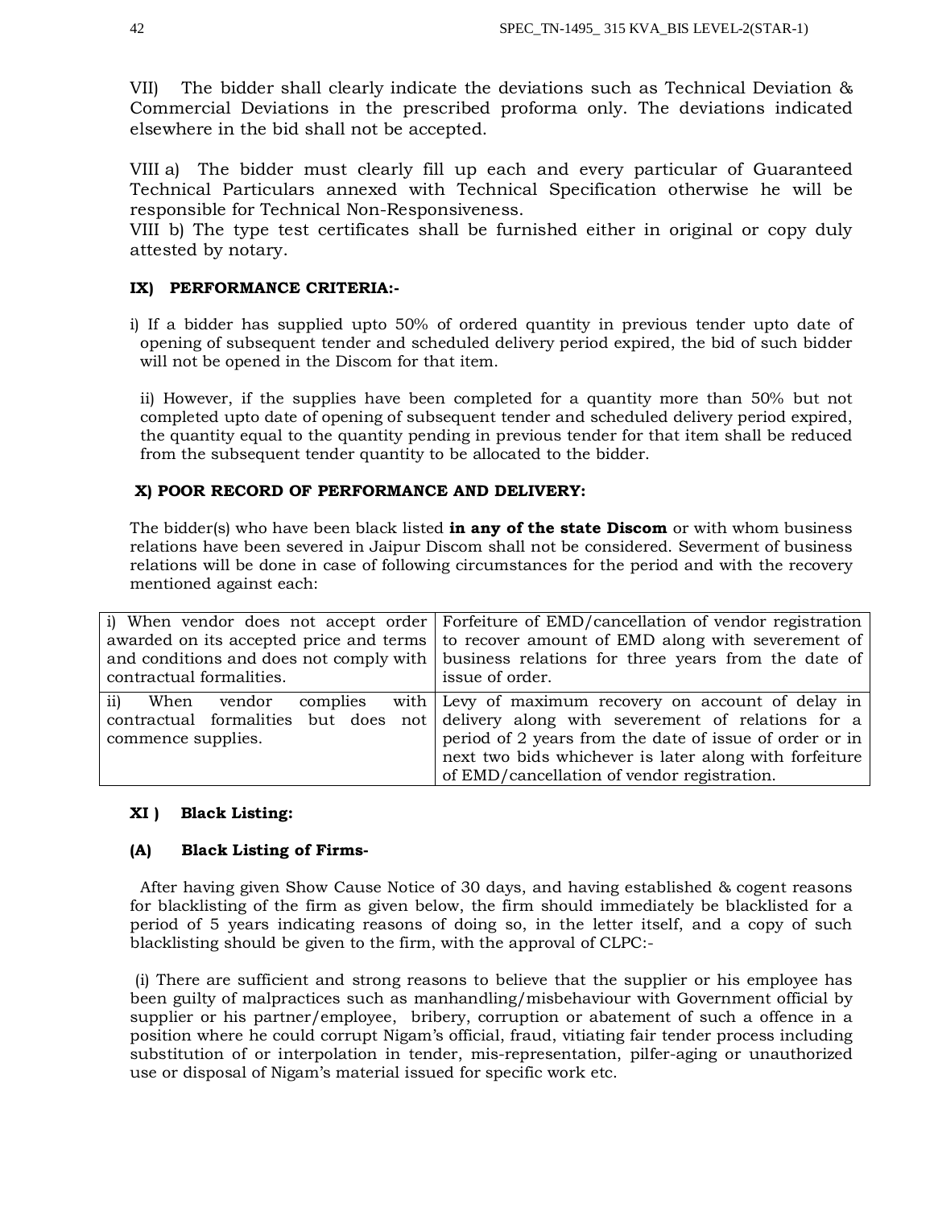VII) The bidder shall clearly indicate the deviations such as Technical Deviation & Commercial Deviations in the prescribed proforma only. The deviations indicated elsewhere in the bid shall not be accepted.

VIII a) The bidder must clearly fill up each and every particular of Guaranteed Technical Particulars annexed with Technical Specification otherwise he will be responsible for Technical Non-Responsiveness.

VIII b) The type test certificates shall be furnished either in original or copy duly attested by notary.

### IX) PERFORMANCE CRITERIA:-

i) If a bidder has supplied upto 50% of ordered quantity in previous tender upto date of opening of subsequent tender and scheduled delivery period expired, the bid of such bidder will not be opened in the Discom for that item.

ii) However, if the supplies have been completed for a quantity more than 50% but not completed upto date of opening of subsequent tender and scheduled delivery period expired, the quantity equal to the quantity pending in previous tender for that item shall be reduced from the subsequent tender quantity to be allocated to the bidder.

### X) POOR RECORD OF PERFORMANCE AND DELIVERY:

The bidder(s) who have been black listed **in any of the state Discom** or with whom business relations have been severed in Jaipur Discom shall not be considered. Severment of business relations will be done in case of following circumstances for the period and with the recovery mentioned against each:

| | |
|---|---|
| i) When vendor does not accept order awarded on its accepted price and terms and conditions and does not comply with contractual formalities. | Forfeiture of EMD/cancellation of vendor registration to recover amount of EMD along with severement of business relations for three years from the date of issue of order. |
| ii) When vendor complies with contractual formalities but does not commence supplies. | Levy of maximum recovery on account of delay in delivery along with severement of relations for a period of 2 years from the date of issue of order or in next two bids whichever is later along with forfeiture of EMD/cancellation of vendor registration. |

### XI ) Black Listing:

#### (A) Black Listing of Firms-

After having given Show Cause Notice of 30 days, and having established & cogent reasons for blacklisting of the firm as given below, the firm should immediately be blacklisted for a period of 5 years indicating reasons of doing so, in the letter itself, and a copy of such blacklisting should be given to the firm, with the approval of CLPC:-

(i) There are sufficient and strong reasons to believe that the supplier or his employee has been guilty of malpractices such as manhandling/misbehaviour with Government official by supplier or his partner/employee, bribery, corruption or abatement of such a offence in a position where he could corrupt Nigam's official, fraud, vitiating fair tender process including substitution of or interpolation in tender, mis-representation, pilfer-aging or unauthorized use or disposal of Nigam's material issued for specific work etc.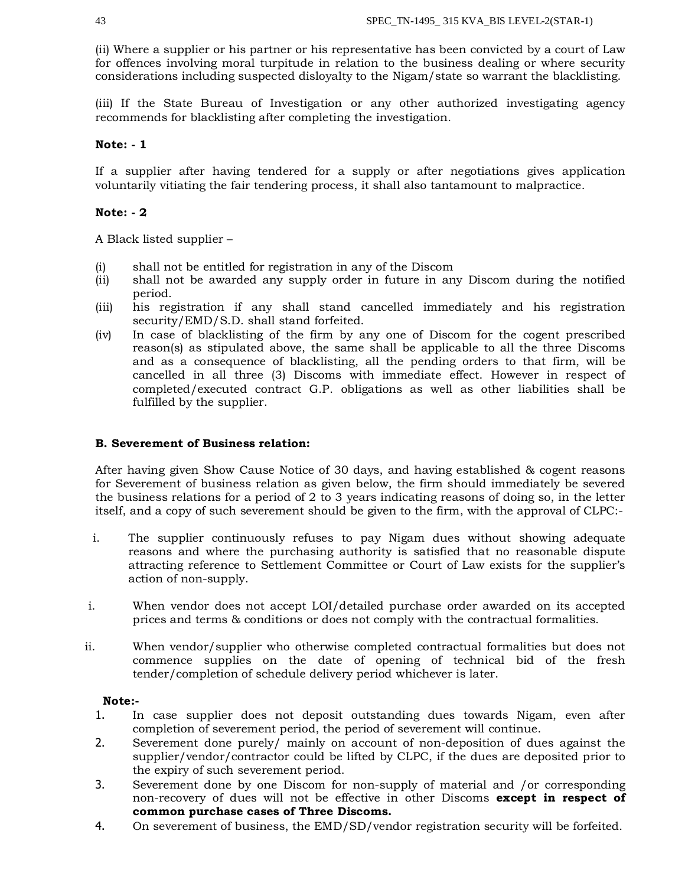(ii) Where a supplier or his partner or his representative has been convicted by a court of Law for offences involving moral turpitude in relation to the business dealing or where security considerations including suspected disloyalty to the Nigam/state so warrant the blacklisting.

(iii) If the State Bureau of Investigation or any other authorized investigating agency recommends for blacklisting after completing the investigation.

**Note: - 1**

If a supplier after having tendered for a supply or after negotiations gives application voluntarily vitiating the fair tendering process, it shall also tantamount to malpractice.

**Note: - 2**

A Black listed supplier –

(i) shall not be entitled for registration in any of the Discom
(ii) shall not be awarded any supply order in future in any Discom during the notified period.
(iii) his registration if any shall stand cancelled immediately and his registration security/EMD/S.D. shall stand forfeited.
(iv) In case of blacklisting of the firm by any one of Discom for the cogent prescribed reason(s) as stipulated above, the same shall be applicable to all the three Discoms and as a consequence of blacklisting, all the pending orders to that firm, will be cancelled in all three (3) Discoms with immediate effect. However in respect of completed/executed contract G.P. obligations as well as other liabilities shall be fulfilled by the supplier.

**B. Severement of Business relation:**

After having given Show Cause Notice of 30 days, and having established & cogent reasons for Severement of business relation as given below, the firm should immediately be severed the business relations for a period of 2 to 3 years indicating reasons of doing so, in the letter itself, and a copy of such severement should be given to the firm, with the approval of CLPC:-

i. The supplier continuously refuses to pay Nigam dues without showing adequate reasons and where the purchasing authority is satisfied that no reasonable dispute attracting reference to Settlement Committee or Court of Law exists for the supplier's action of non-supply.

i. When vendor does not accept LOI/detailed purchase order awarded on its accepted prices and terms & conditions or does not comply with the contractual formalities.

ii. When vendor/supplier who otherwise completed contractual formalities but does not commence supplies on the date of opening of technical bid of the fresh tender/completion of schedule delivery period whichever is later.

**Note:-**

1. In case supplier does not deposit outstanding dues towards Nigam, even after completion of severement period, the period of severement will continue.
2. Severement done purely/ mainly on account of non-deposition of dues against the supplier/vendor/contractor could be lifted by CLPC, if the dues are deposited prior to the expiry of such severement period.
3. Severement done by one Discom for non-supply of material and /or corresponding non-recovery of dues will not be effective in other Discoms **except in respect of common purchase cases of Three Discoms.**
4. On severement of business, the EMD/SD/vendor registration security will be forfeited.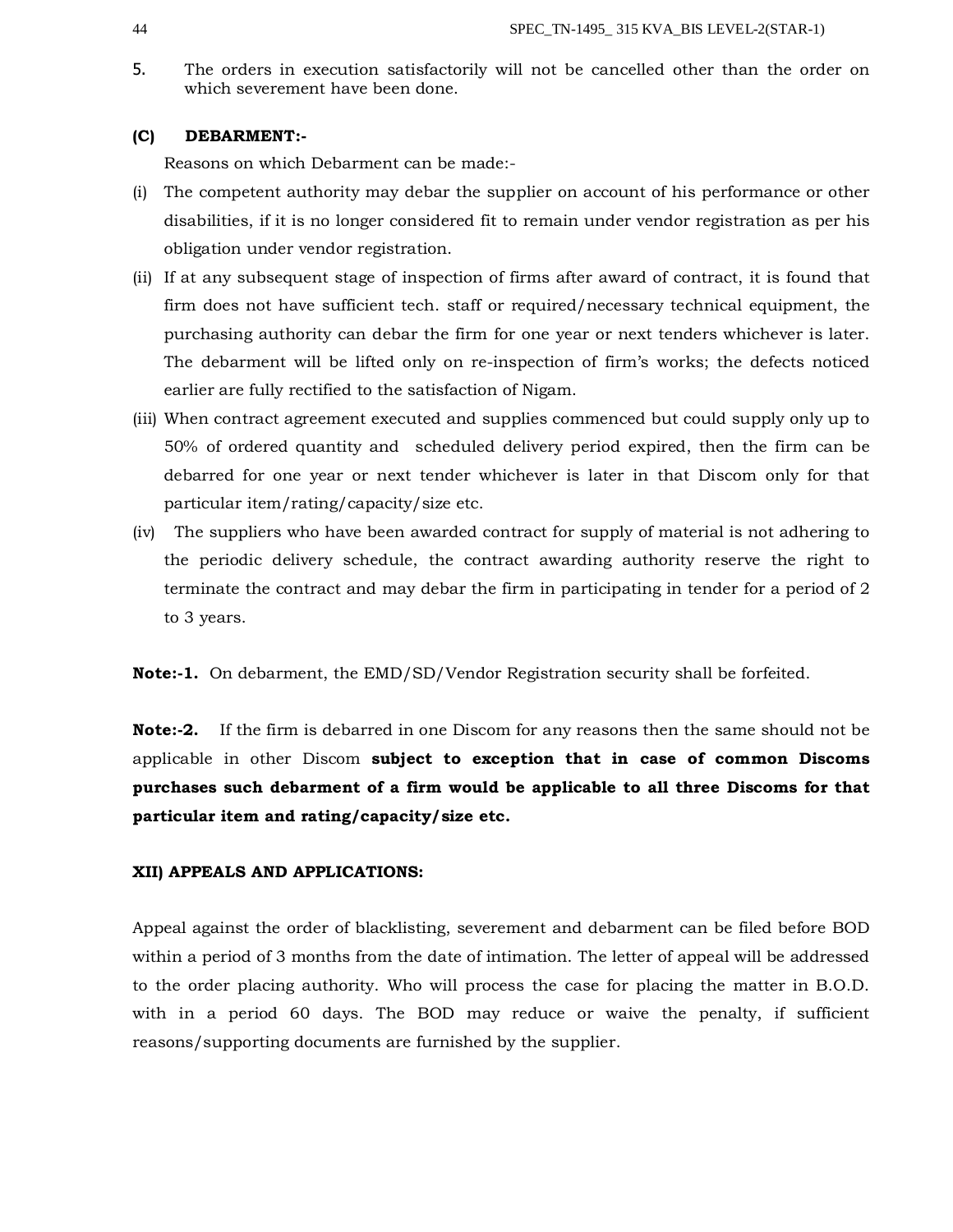5. The orders in execution satisfactorily will not be cancelled other than the order on which severement have been done.

**(C) DEBARMENT:-**

Reasons on which Debarment can be made:-

(i) The competent authority may debar the supplier on account of his performance or other disabilities, if it is no longer considered fit to remain under vendor registration as per his obligation under vendor registration.

(ii) If at any subsequent stage of inspection of firms after award of contract, it is found that firm does not have sufficient tech. staff or required/necessary technical equipment, the purchasing authority can debar the firm for one year or next tenders whichever is later. The debarment will be lifted only on re-inspection of firm's works; the defects noticed earlier are fully rectified to the satisfaction of Nigam.

(iii) When contract agreement executed and supplies commenced but could supply only up to 50% of ordered quantity and scheduled delivery period expired, then the firm can be debarred for one year or next tender whichever is later in that Discom only for that particular item/rating/capacity/size etc.

(iv) The suppliers who have been awarded contract for supply of material is not adhering to the periodic delivery schedule, the contract awarding authority reserve the right to terminate the contract and may debar the firm in participating in tender for a period of 2 to 3 years.

**Note:-1.** On debarment, the EMD/SD/Vendor Registration security shall be forfeited.

**Note:-2.** If the firm is debarred in one Discom for any reasons then the same should not be applicable in other Discom **subject to exception that in case of common Discoms purchases such debarment of a firm would be applicable to all three Discoms for that particular item and rating/capacity/size etc.**

**XII) APPEALS AND APPLICATIONS:**

Appeal against the order of blacklisting, severement and debarment can be filed before BOD within a period of 3 months from the date of intimation. The letter of appeal will be addressed to the order placing authority. Who will process the case for placing the matter in B.O.D. with in a period 60 days. The BOD may reduce or waive the penalty, if sufficient reasons/supporting documents are furnished by the supplier.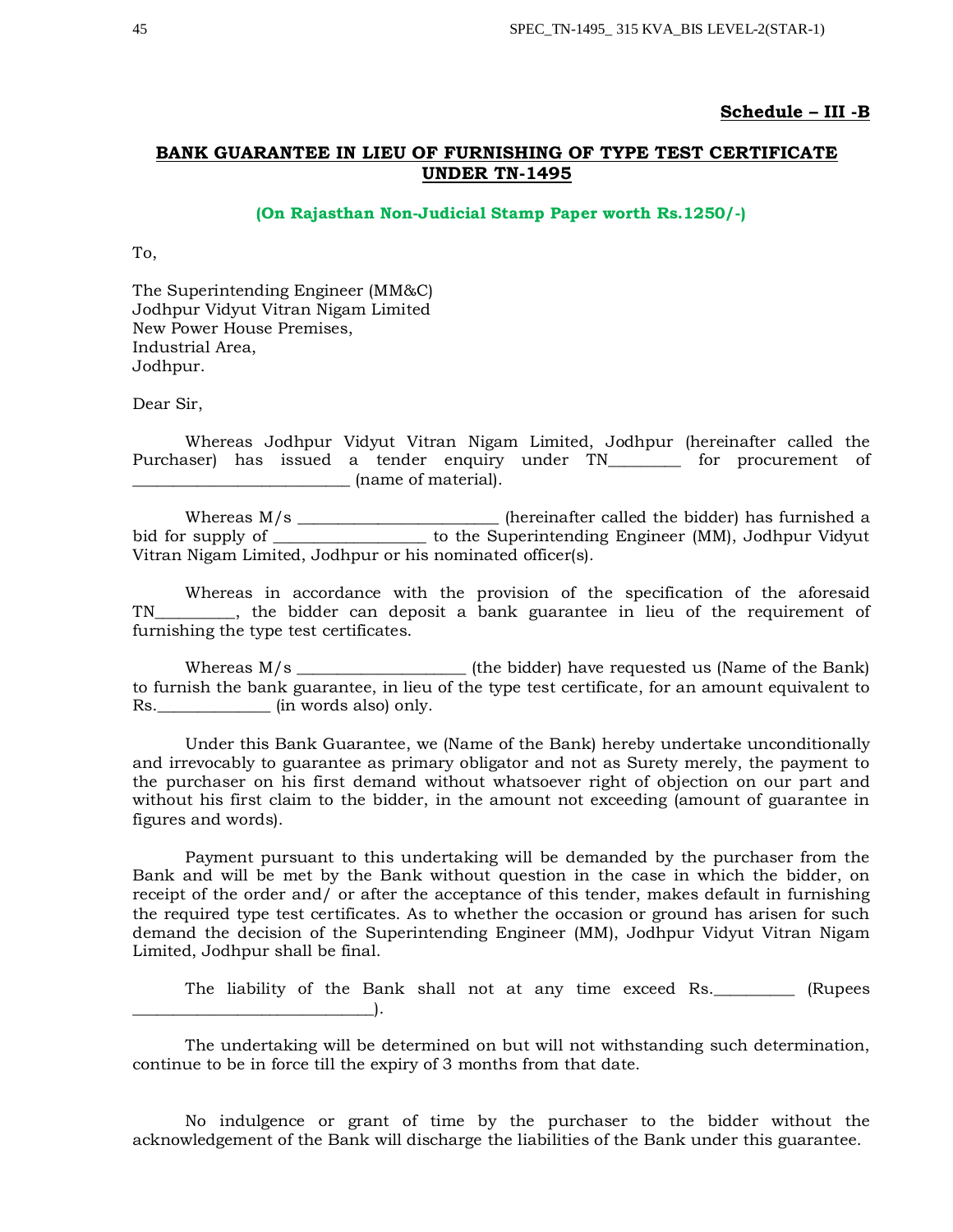**Schedule – III -B**

## BANK GUARANTEE IN LIEU OF FURNISHING OF TYPE TEST CERTIFICATE UNDER TN-1495

**(On Rajasthan Non-Judicial Stamp Paper worth Rs.1250/-)**

To,

The Superintending Engineer (MM&C)
Jodhpur Vidyut Vitran Nigam Limited
New Power House Premises,
Industrial Area,
Jodhpur.

Dear Sir,

Whereas Jodhpur Vidyut Vitran Nigam Limited, Jodhpur (hereinafter called the Purchaser) has issued a tender enquiry under TN_________ for procurement of ___________________________ (name of material).

Whereas M/s _________________________ (hereinafter called the bidder) has furnished a bid for supply of ___________________ to the Superintending Engineer (MM), Jodhpur Vidyut Vitran Nigam Limited, Jodhpur or his nominated officer(s).

Whereas in accordance with the provision of the specification of the aforesaid TN__________, the bidder can deposit a bank guarantee in lieu of the requirement of furnishing the type test certificates.

Whereas M/s _____________________ (the bidder) have requested us (Name of the Bank) to furnish the bank guarantee, in lieu of the type test certificate, for an amount equivalent to Rs.______________ (in words also) only.

Under this Bank Guarantee, we (Name of the Bank) hereby undertake unconditionally and irrevocably to guarantee as primary obligator and not as Surety merely, the payment to the purchaser on his first demand without whatsoever right of objection on our part and without his first claim to the bidder, in the amount not exceeding (amount of guarantee in figures and words).

Payment pursuant to this undertaking will be demanded by the purchaser from the Bank and will be met by the Bank without question in the case in which the bidder, on receipt of the order and/ or after the acceptance of this tender, makes default in furnishing the required type test certificates. As to whether the occasion or ground has arisen for such demand the decision of the Superintending Engineer (MM), Jodhpur Vidyut Vitran Nigam Limited, Jodhpur shall be final.

The liability of the Bank shall not at any time exceed Rs.__________ (Rupees ______________________________).

The undertaking will be determined on but will not withstanding such determination, continue to be in force till the expiry of 3 months from that date.

No indulgence or grant of time by the purchaser to the bidder without the acknowledgement of the Bank will discharge the liabilities of the Bank under this guarantee.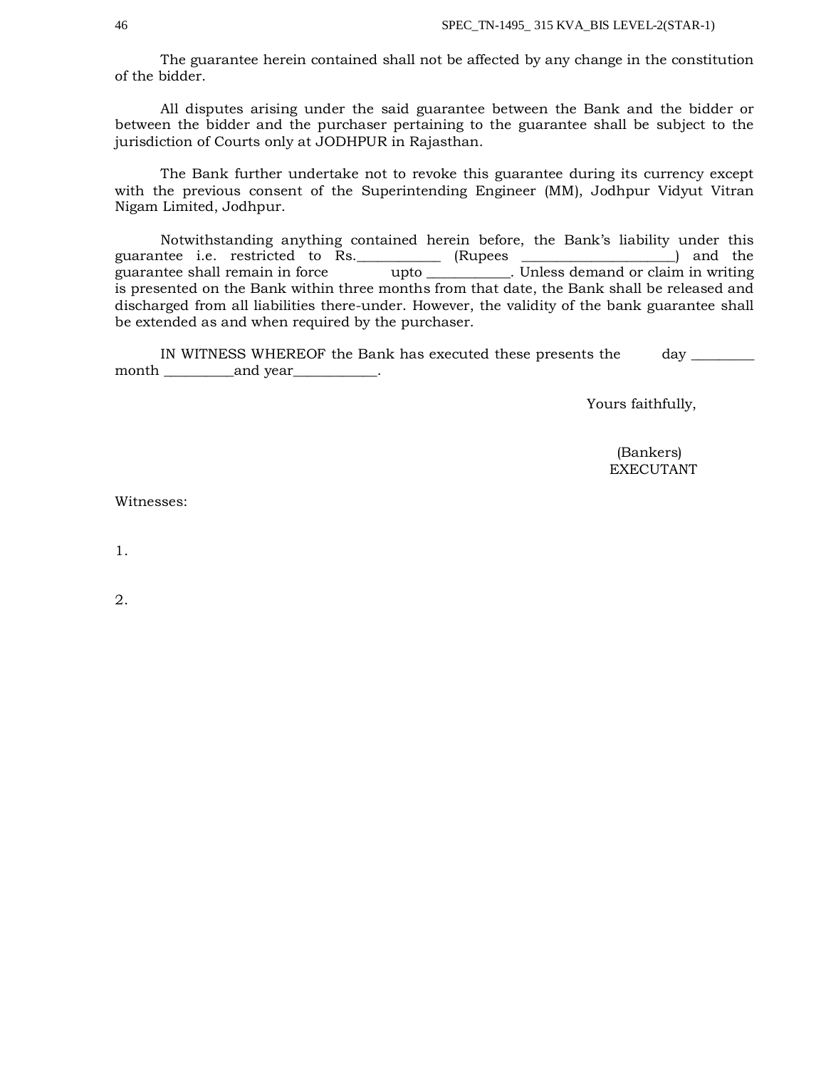The guarantee herein contained shall not be affected by any change in the constitution of the bidder.

All disputes arising under the said guarantee between the Bank and the bidder or between the bidder and the purchaser pertaining to the guarantee shall be subject to the jurisdiction of Courts only at JODHPUR in Rajasthan.

The Bank further undertake not to revoke this guarantee during its currency except with the previous consent of the Superintending Engineer (MM), Jodhpur Vidyut Vitran Nigam Limited, Jodhpur.

Notwithstanding anything contained herein before, the Bank's liability under this guarantee i.e. restricted to Rs.___________ (Rupees _____________________) and the guarantee shall remain in force upto ___________. Unless demand or claim in writing is presented on the Bank within three months from that date, the Bank shall be released and discharged from all liabilities there-under. However, the validity of the bank guarantee shall be extended as and when required by the purchaser.

IN WITNESS WHEREOF the Bank has executed these presents the day _________ month __________and year___________.

Yours faithfully,

(Bankers)
EXECUTANT

Witnesses:

1.

2.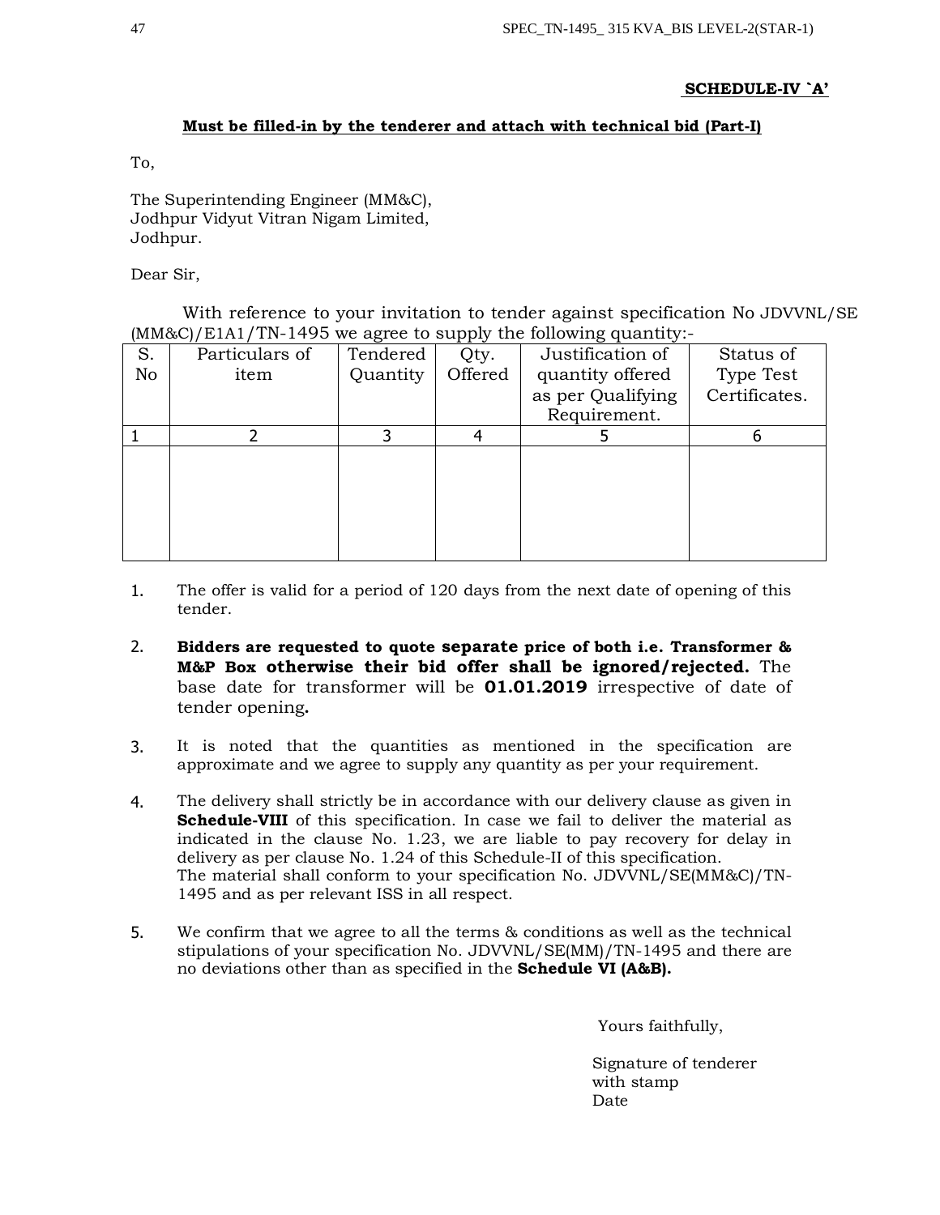**SCHEDULE-IV `A'**

**Must be filled-in by the tenderer and attach with technical bid (Part-I)**

To,

The Superintending Engineer (MM&C),
Jodhpur Vidyut Vitran Nigam Limited,
Jodhpur.

Dear Sir,

With reference to your invitation to tender against specification No JDVVNL/SE (MM&C)/E1A1/TN-1495 we agree to supply the following quantity:-

| S. No | Particulars of item | Tendered Quantity | Qty. Offered | Justification of quantity offered as per Qualifying Requirement. | Status of Type Test Certificates. |
|---|---|---|---|---|---|
| 1 | 2 | 3 | 4 | 5 | 6 |
| | | | | | |

1. The offer is valid for a period of 120 days from the next date of opening of this tender.

2. **Bidders are requested to quote separate price of both i.e. Transformer & M&P Box otherwise their bid offer shall be ignored/rejected.** The base date for transformer will be **01.01.2019** irrespective of date of tender opening**.**

3. It is noted that the quantities as mentioned in the specification are approximate and we agree to supply any quantity as per your requirement.

4. The delivery shall strictly be in accordance with our delivery clause as given in **Schedule-VIII** of this specification. In case we fail to deliver the material as indicated in the clause No. 1.23, we are liable to pay recovery for delay in delivery as per clause No. 1.24 of this Schedule-II of this specification.
   The material shall conform to your specification No. JDVVNL/SE(MM&C)/TN-1495 and as per relevant ISS in all respect.

5. We confirm that we agree to all the terms & conditions as well as the technical stipulations of your specification No. JDVVNL/SE(MM)/TN-1495 and there are no deviations other than as specified in the **Schedule VI (A&B).**

Yours faithfully,

Signature of tenderer
with stamp
Date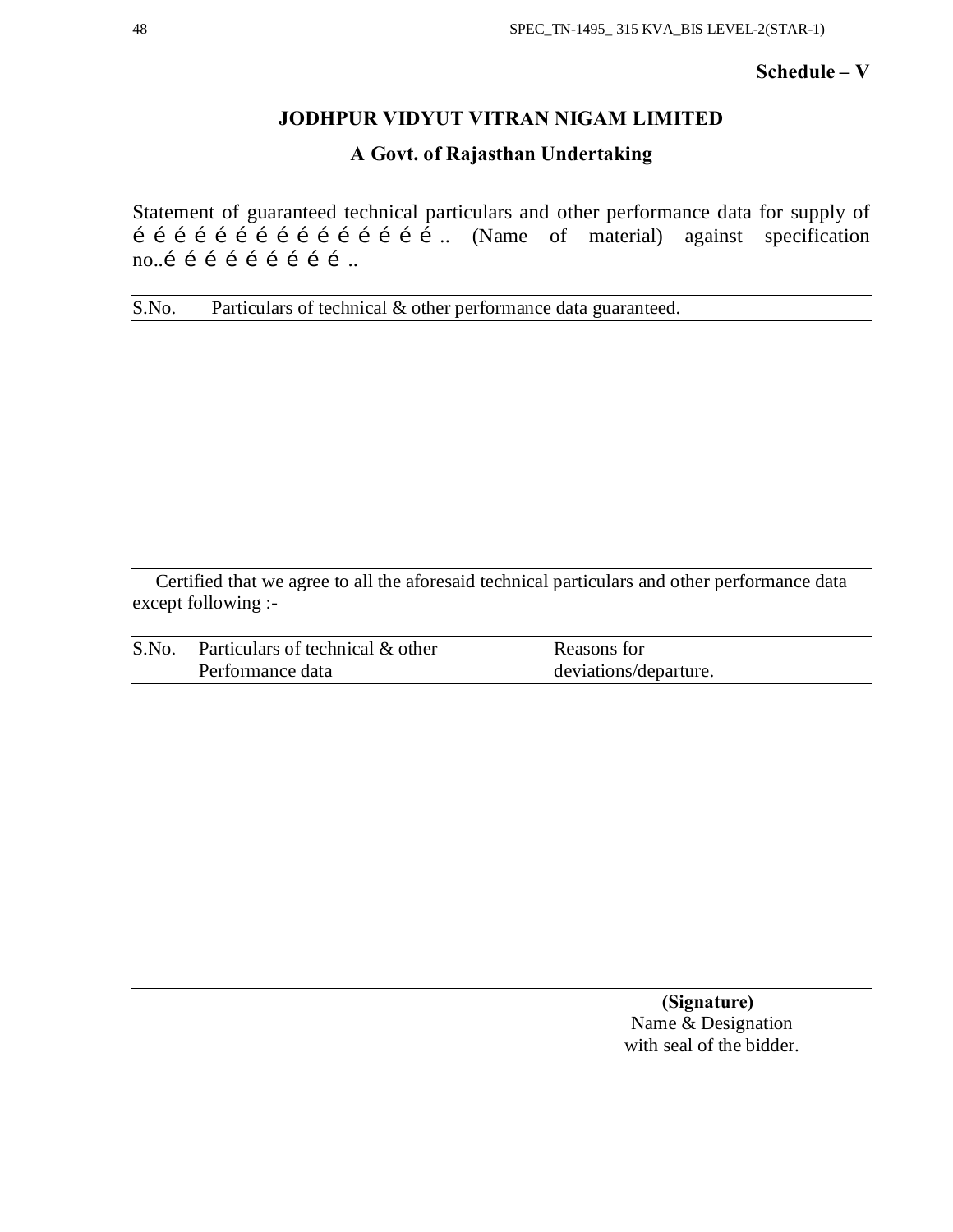**Schedule – V**

## JODHPUR VIDYUT VITRAN NIGAM LIMITED

### A Govt. of Rajasthan Undertaking

Statement of guaranteed technical particulars and other performance data for supply of é é é é é é é é é é é é é é é é .. (Name of material) against specification no..é é é é é é é é é ..

| S.No. | Particulars of technical & other performance data guaranteed. |
|---|---|
| | |

Certified that we agree to all the aforesaid technical particulars and other performance data except following :-

| S.No. | Particulars of technical & other Performance data | Reasons for deviations/departure. |
|---|---|---|
| | | |

**(Signature)**
Name & Designation
with seal of the bidder.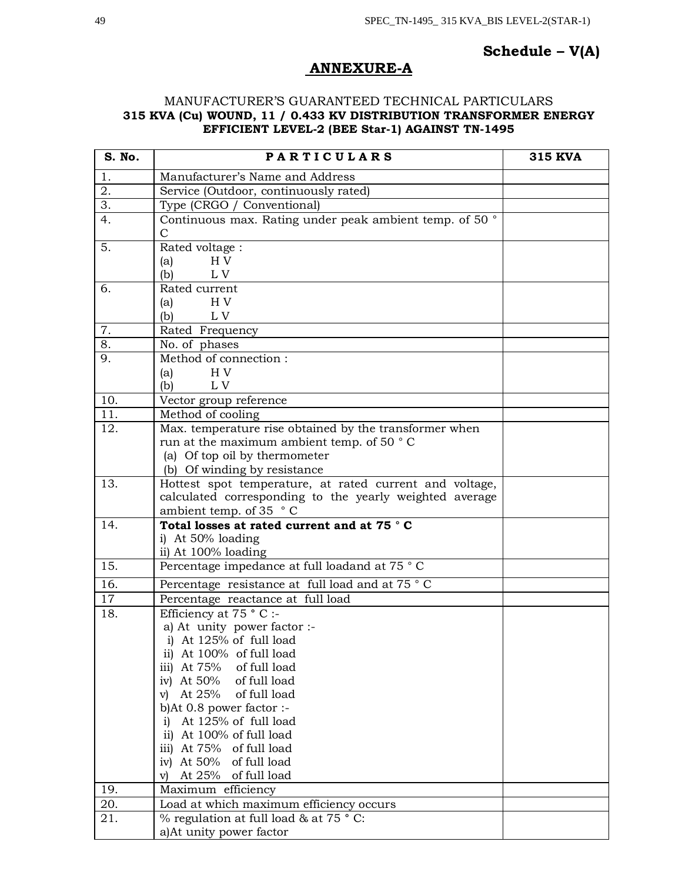**Schedule – V(A)**

## ANNEXURE-A

MANUFACTURER'S GUARANTEED TECHNICAL PARTICULARS

**315 KVA (Cu) WOUND, 11 / 0.433 KV DISTRIBUTION TRANSFORMER ENERGY EFFICIENT LEVEL-2 (BEE Star-1) AGAINST TN-1495**

| S. No. | PARTICULARS | 315 KVA |
|---|---|---|
| 1. | Manufacturer's Name and Address | |
| 2. | Service (Outdoor, continuously rated) | |
| 3. | Type (CRGO / Conventional) | |
| 4. | Continuous max. Rating under peak ambient temp. of 50 ° C | |
| 5. | Rated voltage :<br>(a) H V<br>(b) L V | |
| 6. | Rated current<br>(a) H V<br>(b) L V | |
| 7. | Rated Frequency | |
| 8. | No. of phases | |
| 9. | Method of connection :<br>(a) H V<br>(b) L V | |
| 10. | Vector group reference | |
| 11. | Method of cooling | |
| 12. | Max. temperature rise obtained by the transformer when run at the maximum ambient temp. of 50 ° C<br>(a) Of top oil by thermometer<br>(b) Of winding by resistance | |
| 13. | Hottest spot temperature, at rated current and voltage, calculated corresponding to the yearly weighted average ambient temp. of 35 ° C | |
| 14. | **Total losses at rated current and at 75 ° C**<br>i) At 50% loading<br>ii) At 100% loading | |
| 15. | Percentage impedance at full loadand at 75 ° C | |
| 16. | Percentage resistance at full load and at 75 ° C | |
| 17 | Percentage reactance at full load | |
| 18. | Efficiency at 75 ° C :-<br>a) At unity power factor :-<br>i) At 125% of full load<br>ii) At 100% of full load<br>iii) At 75% of full load<br>iv) At 50% of full load<br>v) At 25% of full load<br>b)At 0.8 power factor :-<br>i) At 125% of full load<br>ii) At 100% of full load<br>iii) At 75% of full load<br>iv) At 50% of full load<br>v) At 25% of full load | |
| 19. | Maximum efficiency | |
| 20. | Load at which maximum efficiency occurs | |
| 21. | % regulation at full load & at 75 ° C:<br>a)At unity power factor | |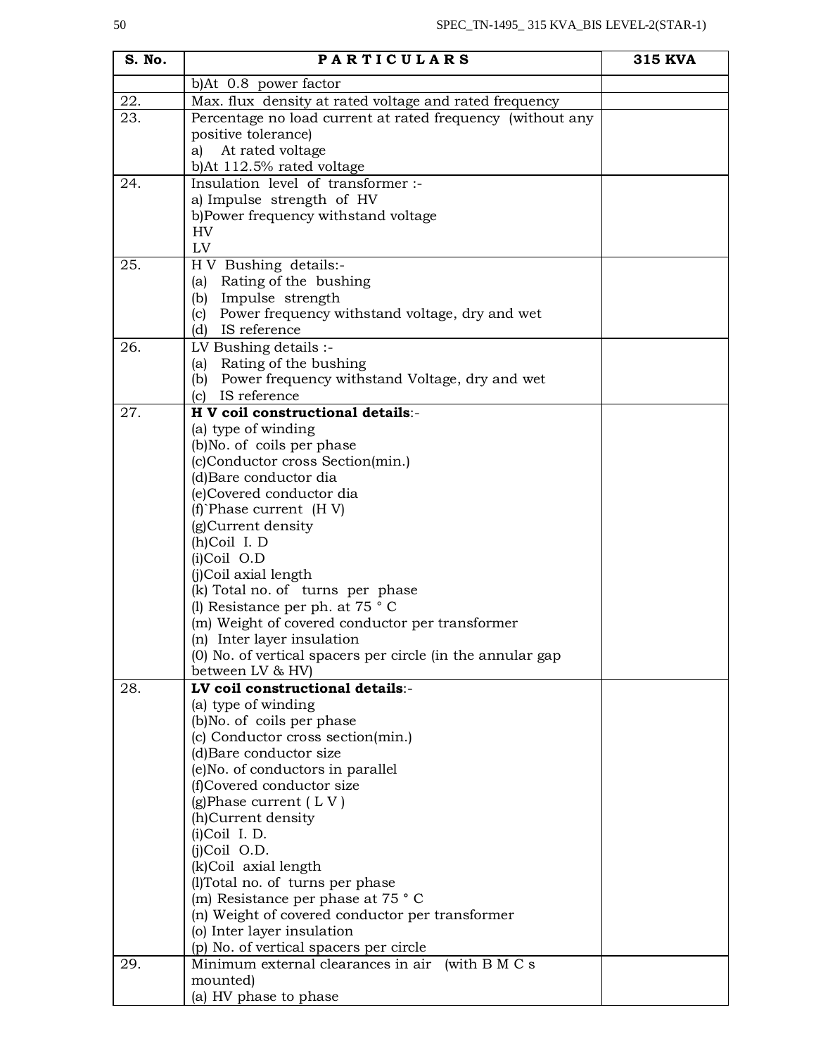| S. No. | PARTICULARS | 315 KVA |
|---|---|---|
| | b)At 0.8 power factor | |
| 22. | Max. flux density at rated voltage and rated frequency | |
| 23. | Percentage no load current at rated frequency (without any positive tolerance)<br>a) At rated voltage<br>b)At 112.5% rated voltage | |
| 24. | Insulation level of transformer :-<br>a) Impulse strength of HV<br>b)Power frequency withstand voltage<br>HV<br>LV | |
| 25. | H V Bushing details:-<br>(a) Rating of the bushing<br>(b) Impulse strength<br>(c) Power frequency withstand voltage, dry and wet<br>(d) IS reference | |
| 26. | LV Bushing details :-<br>(a) Rating of the bushing<br>(b) Power frequency withstand Voltage, dry and wet<br>(c) IS reference | |
| 27. | **H V coil constructional details**:-<br>(a) type of winding<br>(b)No. of coils per phase<br>(c)Conductor cross Section(min.)<br>(d)Bare conductor dia<br>(e)Covered conductor dia<br>(f)`Phase current (H V)<br>(g)Current density<br>(h)Coil I. D<br>(i)Coil O.D<br>(j)Coil axial length<br>(k) Total no. of turns per phase<br>(l) Resistance per ph. at 75 ° C<br>(m) Weight of covered conductor per transformer<br>(n) Inter layer insulation<br>(0) No. of vertical spacers per circle (in the annular gap between LV & HV) | |
| 28. | **LV coil constructional details**:-<br>(a) type of winding<br>(b)No. of coils per phase<br>(c) Conductor cross section(min.)<br>(d)Bare conductor size<br>(e)No. of conductors in parallel<br>(f)Covered conductor size<br>(g)Phase current ( L V )<br>(h)Current density<br>(i)Coil I. D.<br>(j)Coil O.D.<br>(k)Coil axial length<br>(l)Total no. of turns per phase<br>(m) Resistance per phase at 75 ° C<br>(n) Weight of covered conductor per transformer<br>(o) Inter layer insulation<br>(p) No. of vertical spacers per circle | |
| 29. | Minimum external clearances in air (with B M C s mounted)<br>(a) HV phase to phase | |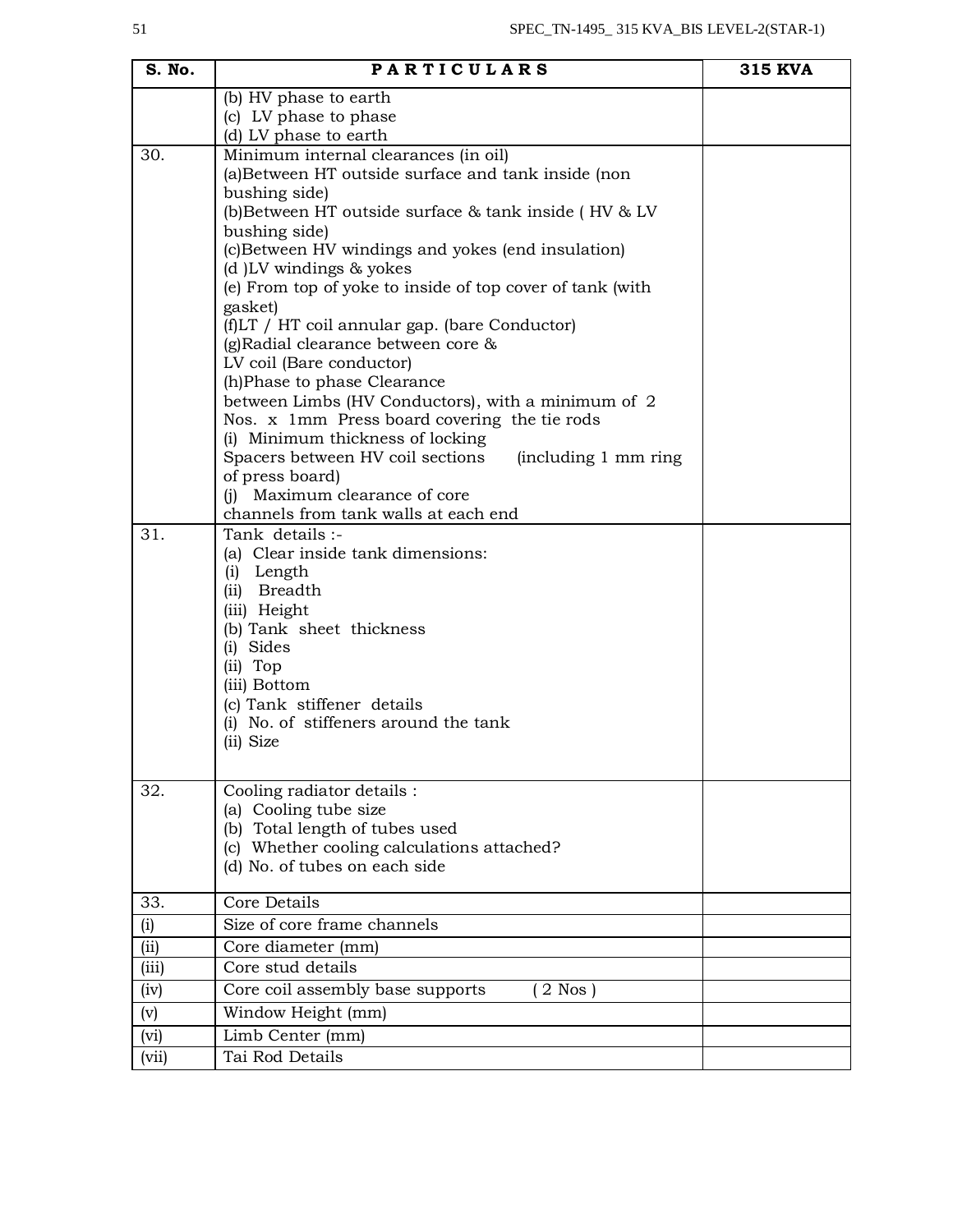| S. No. | PARTICULARS | 315 KVA |
|---|---|---|
| | (b) HV phase to earth<br>(c) LV phase to phase<br>(d) LV phase to earth | |
| 30. | Minimum internal clearances (in oil)<br>(a)Between HT outside surface and tank inside (non bushing side)<br>(b)Between HT outside surface & tank inside ( HV & LV bushing side)<br>(c)Between HV windings and yokes (end insulation)<br>(d )LV windings & yokes<br>(e) From top of yoke to inside of top cover of tank (with gasket)<br>(f)LT / HT coil annular gap. (bare Conductor)<br>(g)Radial clearance between core & LV coil (Bare conductor)<br>(h)Phase to phase Clearance between Limbs (HV Conductors), with a minimum of 2 Nos. x 1mm Press board covering the tie rods<br>(i) Minimum thickness of locking Spacers between HV coil sections (including 1 mm ring of press board)<br>(j) Maximum clearance of core channels from tank walls at each end | |
| 31. | Tank details :-<br>(a) Clear inside tank dimensions:<br>(i) Length<br>(ii) Breadth<br>(iii) Height<br>(b) Tank sheet thickness<br>(i) Sides<br>(ii) Top<br>(iii) Bottom<br>(c) Tank stiffener details<br>(i) No. of stiffeners around the tank<br>(ii) Size | |
| 32. | Cooling radiator details :<br>(a) Cooling tube size<br>(b) Total length of tubes used<br>(c) Whether cooling calculations attached?<br>(d) No. of tubes on each side | |
| 33. | Core Details | |
| (i) | Size of core frame channels | |
| (ii) | Core diameter (mm) | |
| (iii) | Core stud details | |
| (iv) | Core coil assembly base supports ( 2 Nos ) | |
| (v) | Window Height (mm) | |
| (vi) | Limb Center (mm) | |
| (vii) | Tai Rod Details | |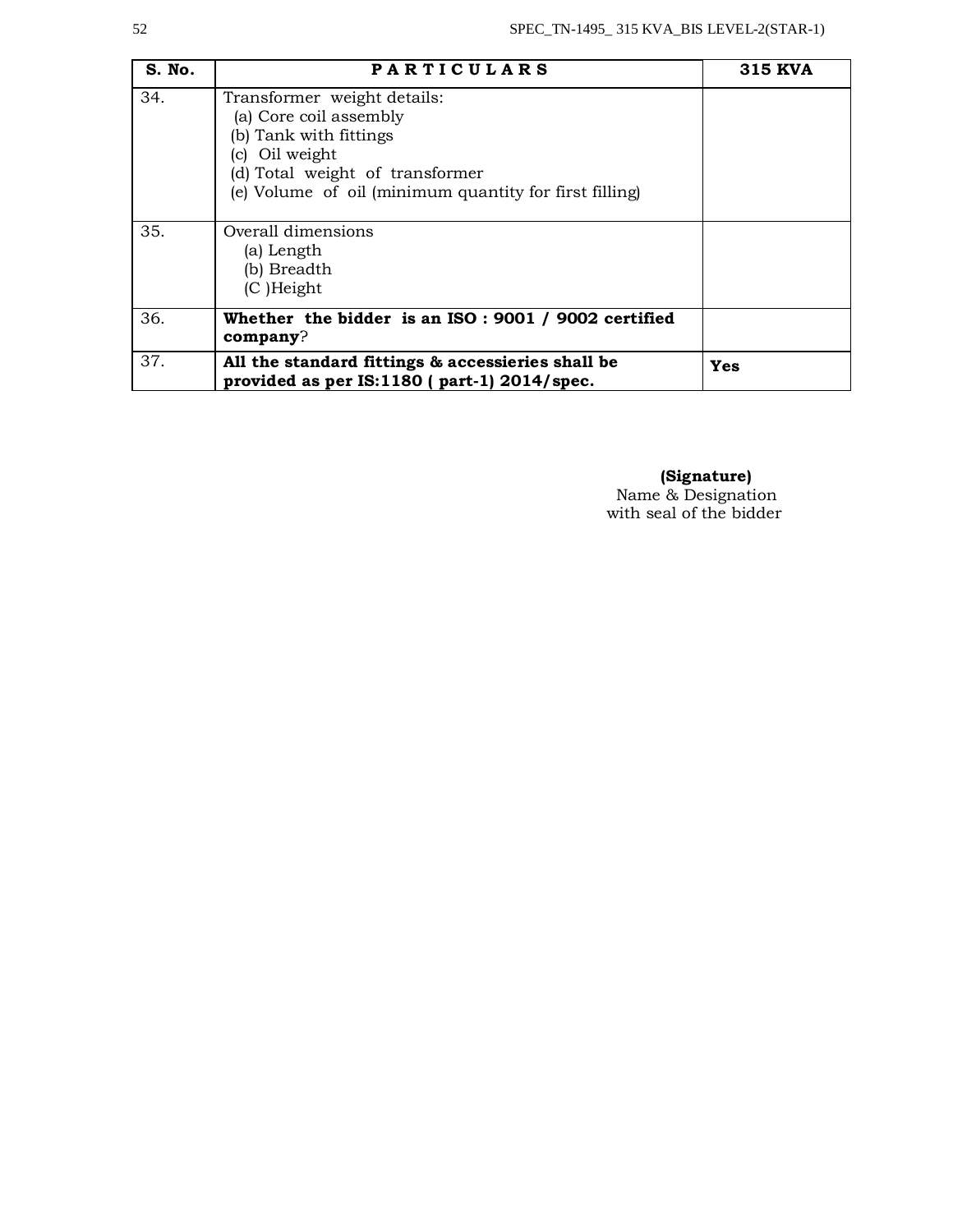| S. No. | PARTICULARS | 315 KVA |
|---|---|---|
| 34. | Transformer weight details:<br>(a) Core coil assembly<br>(b) Tank with fittings<br>(c) Oil weight<br>(d) Total weight of transformer<br>(e) Volume of oil (minimum quantity for first filling) | |
| 35. | Overall dimensions<br>(a) Length<br>(b) Breadth<br>(C )Height | |
| 36. | **Whether the bidder is an ISO : 9001 / 9002 certified company**? | |
| 37. | **All the standard fittings & accessieries shall be provided as per IS:1180 ( part-1) 2014/spec.** | **Yes** |

**(Signature)**
Name & Designation
with seal of the bidder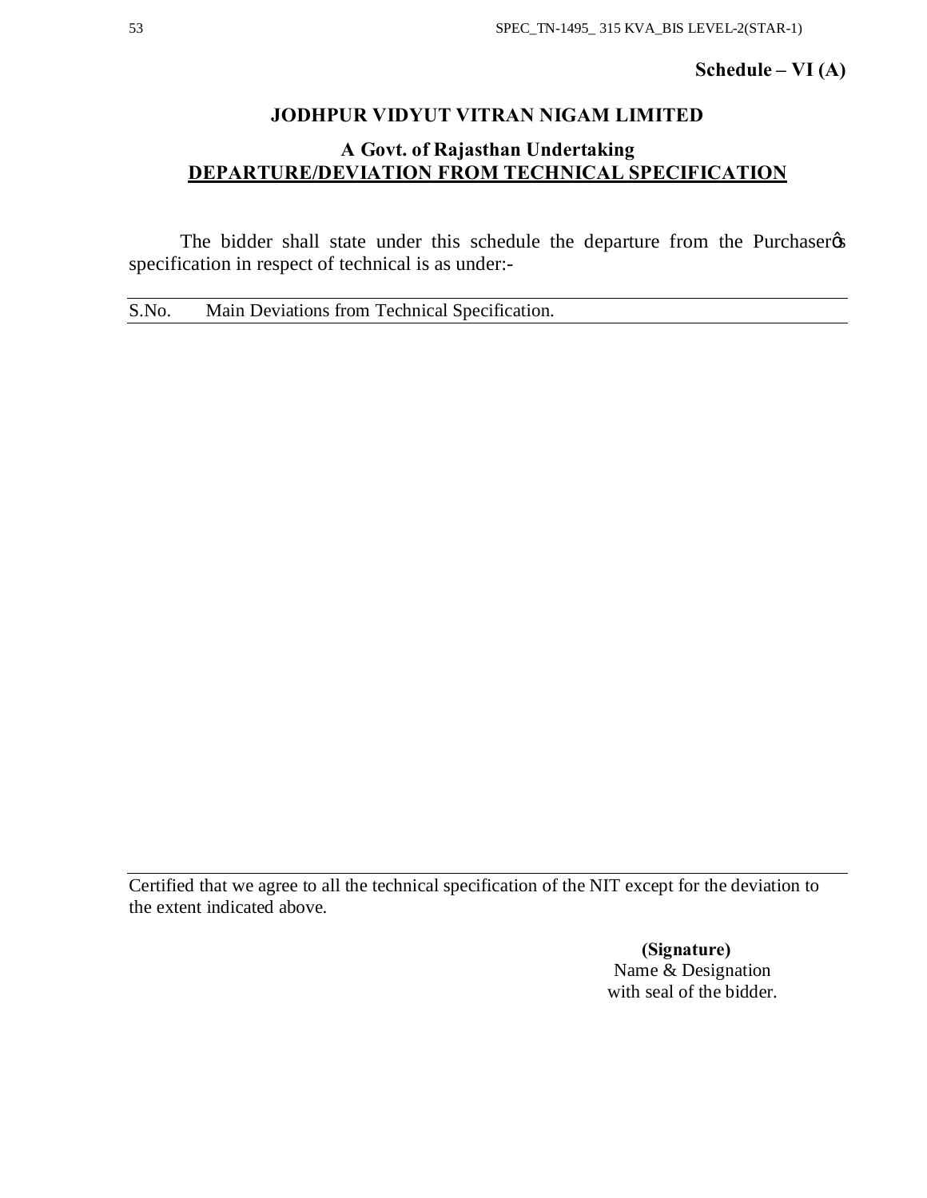**Schedule – VI (A)**

## JODHPUR VIDYUT VITRAN NIGAM LIMITED

### A Govt. of Rajasthan Undertaking

### DEPARTURE/DEVIATION FROM TECHNICAL SPECIFICATION

The bidder shall state under this schedule the departure from the Purchaser's specification in respect of technical is as under:-

| S.No. | Main Deviations from Technical Specification. |
|---|---|
| | |

Certified that we agree to all the technical specification of the NIT except for the deviation to the extent indicated above.

**(Signature)**
Name & Designation
with seal of the bidder.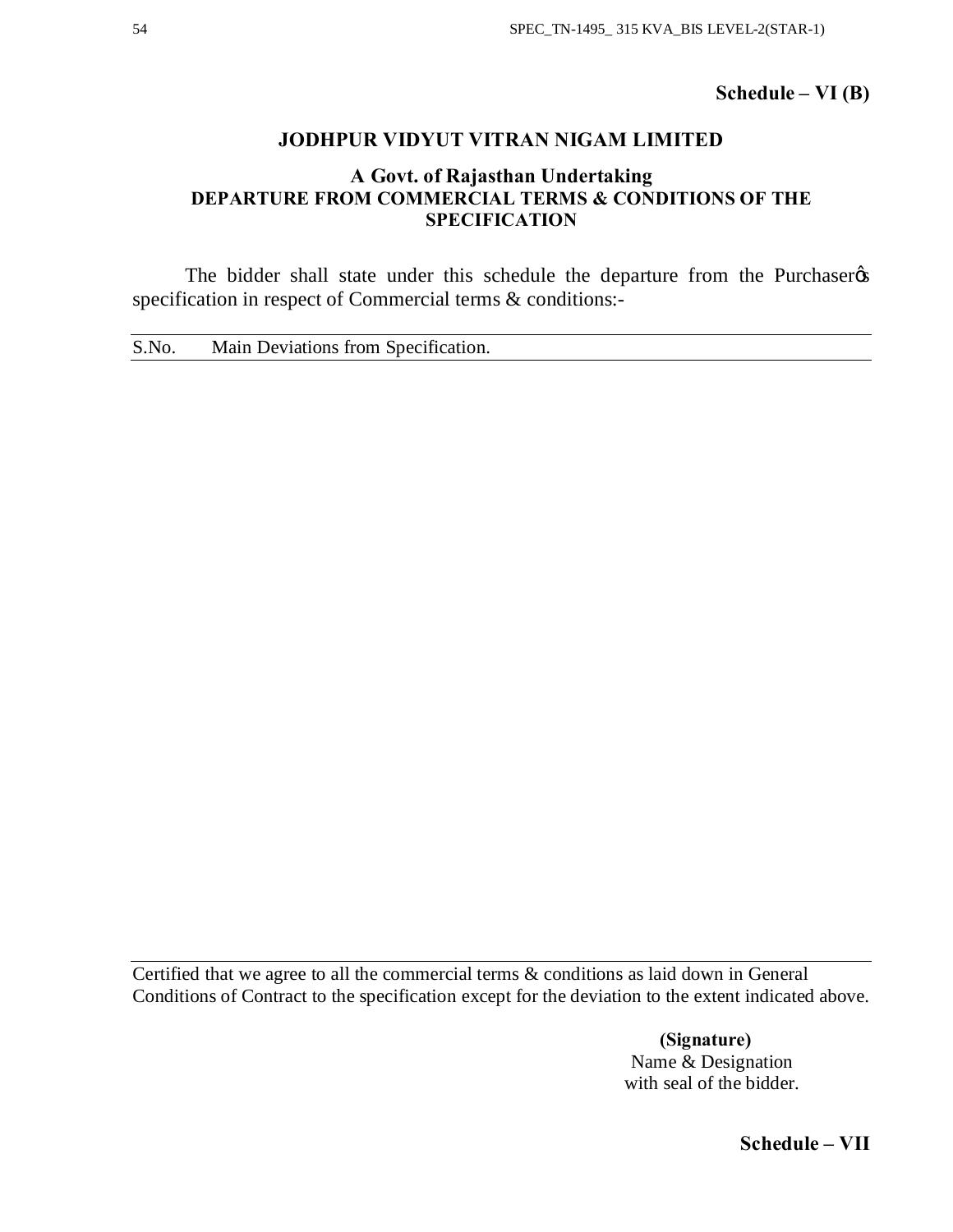**Schedule – VI (B)**

## JODHPUR VIDYUT VITRAN NIGAM LIMITED

### A Govt. of Rajasthan Undertaking
### DEPARTURE FROM COMMERCIAL TERMS & CONDITIONS OF THE SPECIFICATION

The bidder shall state under this schedule the departure from the Purchaser's specification in respect of Commercial terms & conditions:-

| S.No. | Main Deviations from Specification. |
|---|---|
| | |

Certified that we agree to all the commercial terms & conditions as laid down in General Conditions of Contract to the specification except for the deviation to the extent indicated above.

**(Signature)**
Name & Designation
with seal of the bidder.

**Schedule – VII**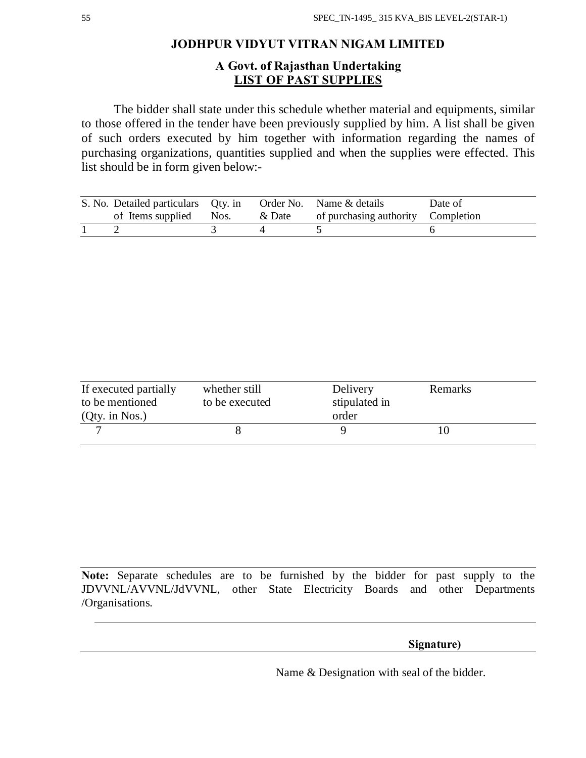## JODHPUR VIDYUT VITRAN NIGAM LIMITED

### A Govt. of Rajasthan Undertaking

### LIST OF PAST SUPPLIES

The bidder shall state under this schedule whether material and equipments, similar to those offered in the tender have been previously supplied by him. A list shall be given of such orders executed by him together with information regarding the names of purchasing organizations, quantities supplied and when the supplies were effected. This list should be in form given below:-

| S. No. | Detailed particulars of Items supplied | Qty. in Nos. | Order No. & Date | Name & details of purchasing authority | Date of Completion |
|---|---|---|---|---|---|
| 1 | 2 | 3 | 4 | 5 | 6 |

| If executed partially to be mentioned (Qty. in Nos.) | whether still to be executed | Delivery stipulated in order | Remarks |
|---|---|---|---|
| 7 | 8 | 9 | 10 |

**Note:** Separate schedules are to be furnished by the bidder for past supply to the JDVVNL/AVVNL/JdVVNL, other State Electricity Boards and other Departments /Organisations.

**Signature)**

Name & Designation with seal of the bidder.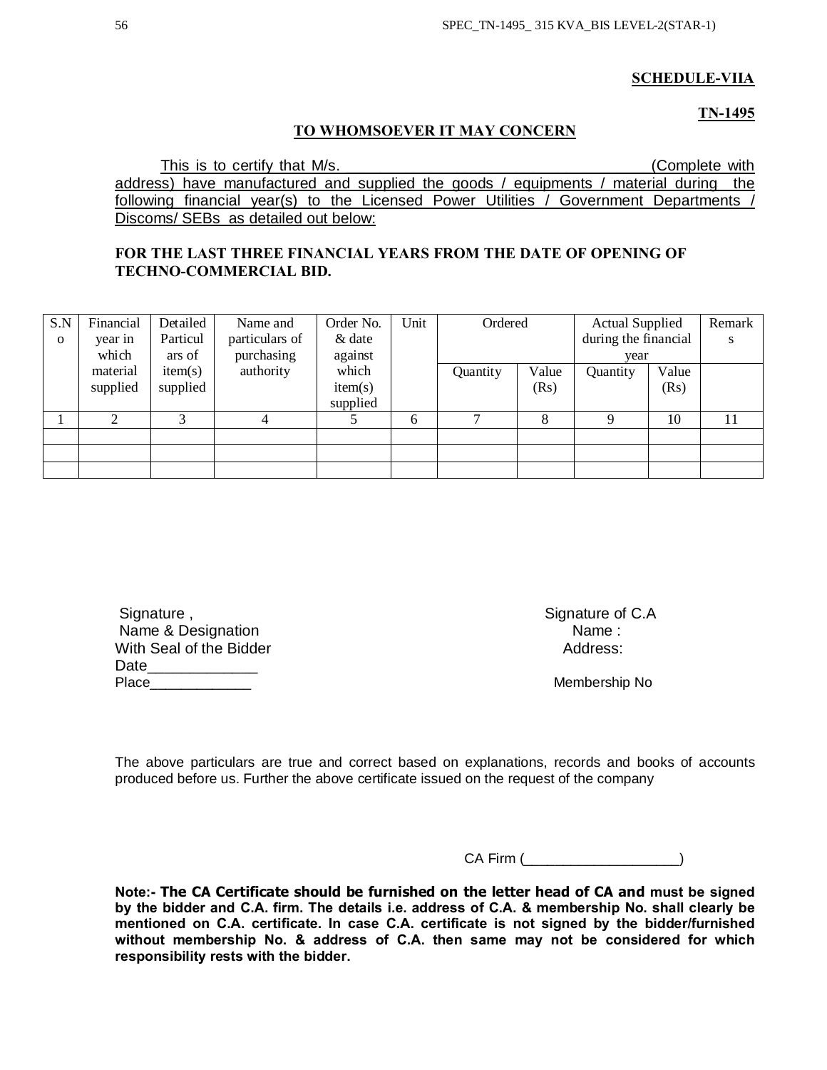**SCHEDULE-VIIA**

**TN-1495**

**TO WHOMSOEVER IT MAY CONCERN**

This is to certify that M/s. ____________________________________ (Complete with address) have manufactured and supplied the goods / equipments / material during the following financial year(s) to the Licensed Power Utilities / Government Departments / Discoms/ SEBs as detailed out below:

**FOR THE LAST THREE FINANCIAL YEARS FROM THE DATE OF OPENING OF TECHNO-COMMERCIAL BID.**

| S.No | Financial year in which material supplied | Detailed Particulars of item(s) supplied | Name and particulars of purchasing authority | Order No. & date against which item(s) supplied | Unit | Ordered | | Actual Supplied during the financial year | | Remarks |
|---|---|---|---|---|---|---|---|---|---|---|
| | | | | | | Quantity | Value (Rs) | Quantity | Value (Rs) | |
| 1 | 2 | 3 | 4 | 5 | 6 | 7 | 8 | 9 | 10 | 11 |
| | | | | | | | | | | |
| | | | | | | | | | | |
| | | | | | | | | | | |

Signature ,
Name & Designation
With Seal of the Bidder
Date_____________
Place_____________

Signature of C.A
Name :
Address:

Membership No

The above particulars are true and correct based on explanations, records and books of accounts produced before us. Further the above certificate issued on the request of the company

CA Firm (___________________)

**Note:- The CA Certificate should be furnished on the letter head of CA and must be signed by the bidder and C.A. firm. The details i.e. address of C.A. & membership No. shall clearly be mentioned on C.A. certificate. In case C.A. certificate is not signed by the bidder/furnished without membership No. & address of C.A. then same may not be considered for which responsibility rests with the bidder.**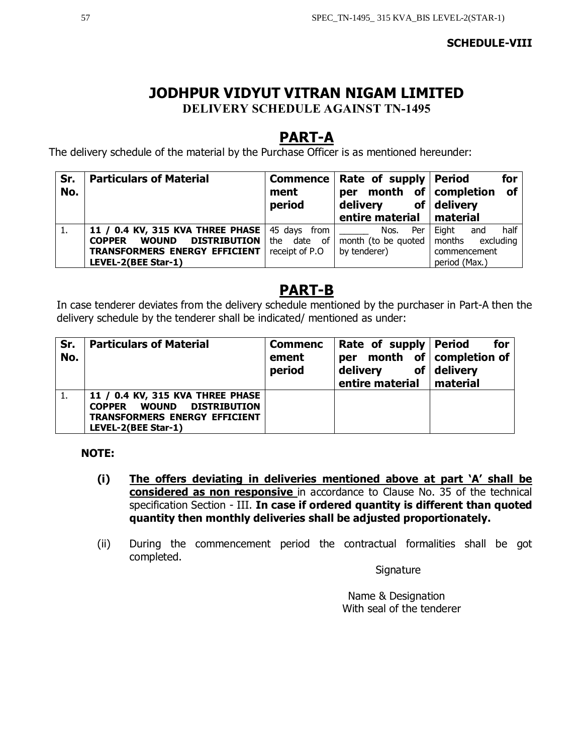**SCHEDULE-VIII**

# JODHPUR VIDYUT VITRAN NIGAM LIMITED

**DELIVERY SCHEDULE AGAINST TN-1495**

## PART-A

The delivery schedule of the material by the Purchase Officer is as mentioned hereunder:

| Sr. No. | Particulars of Material | Commencement period | Rate of supply per month of delivery of entire material | Period for completion of delivery material |
|---|---|---|---|---|
| 1. | **11 / 0.4 KV, 315 KVA THREE PHASE COPPER WOUND DISTRIBUTION TRANSFORMERS ENERGY EFFICIENT LEVEL-2(BEE Star-1)** | 45 days from the date of receipt of P.O | ______ Nos. Per month (to be quoted by tenderer) | Eight and half months excluding commencement period (Max.) |

## PART-B

In case tenderer deviates from the delivery schedule mentioned by the purchaser in Part-A then the delivery schedule by the tenderer shall be indicated/ mentioned as under:

| Sr. No. | Particulars of Material | Commencement period | Rate of supply per month of delivery of entire material | Period for completion of delivery material |
|---|---|---|---|---|
| 1. | **11 / 0.4 KV, 315 KVA THREE PHASE COPPER WOUND DISTRIBUTION TRANSFORMERS ENERGY EFFICIENT LEVEL-2(BEE Star-1)** | | | |

**NOTE:**

**(i)** **<u>The offers deviating in deliveries mentioned above at part 'A' shall be considered as non responsive</u>** in accordance to Clause No. 35 of the technical specification Section - III. **In case if ordered quantity is different than quoted quantity then monthly deliveries shall be adjusted proportionately.**

(ii) During the commencement period the contractual formalities shall be got completed.

Signature

Name & Designation
With seal of the tenderer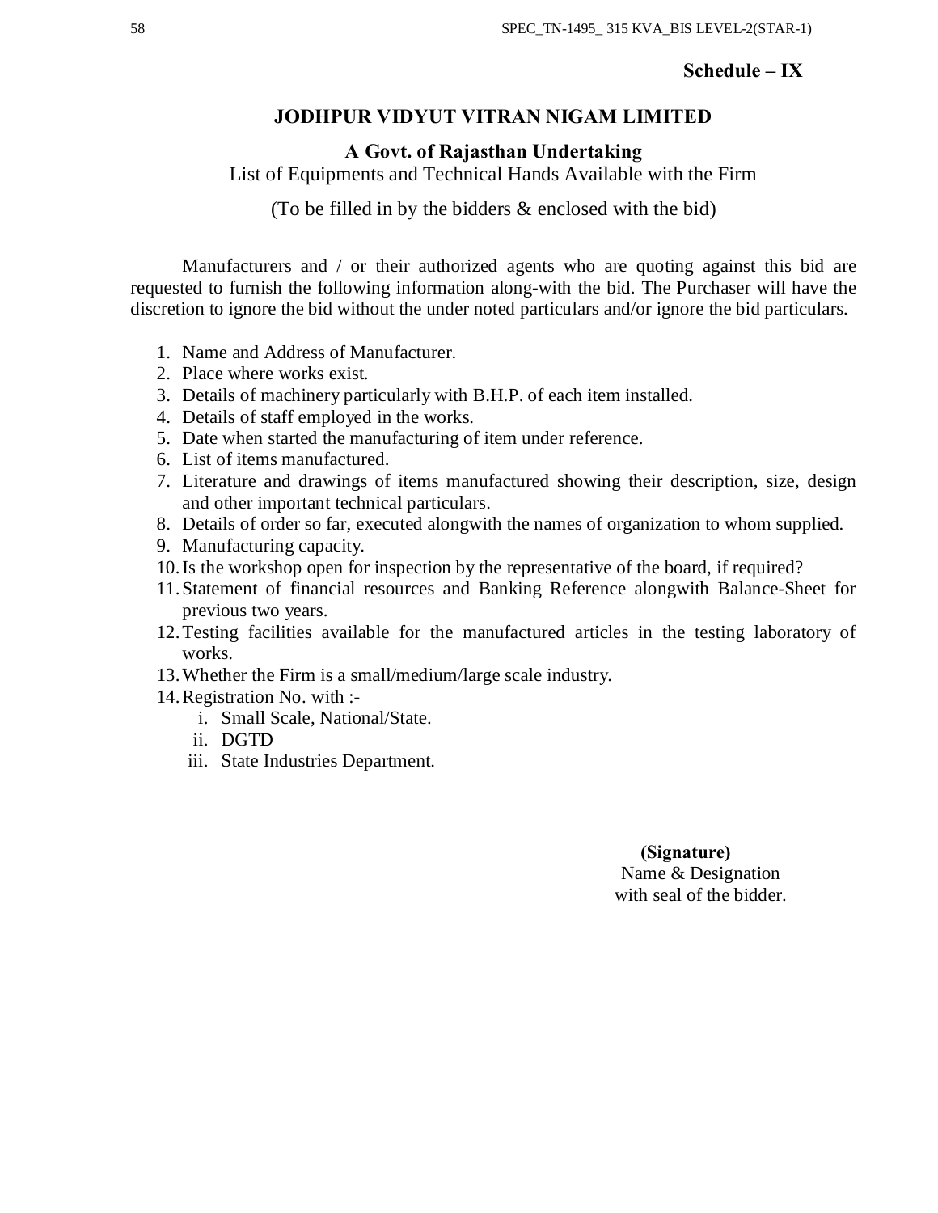**Schedule – IX**

# JODHPUR VIDYUT VITRAN NIGAM LIMITED

## A Govt. of Rajasthan Undertaking

List of Equipments and Technical Hands Available with the Firm

(To be filled in by the bidders & enclosed with the bid)

Manufacturers and / or their authorized agents who are quoting against this bid are requested to furnish the following information along-with the bid. The Purchaser will have the discretion to ignore the bid without the under noted particulars and/or ignore the bid particulars.

1. Name and Address of Manufacturer.
2. Place where works exist.
3. Details of machinery particularly with B.H.P. of each item installed.
4. Details of staff employed in the works.
5. Date when started the manufacturing of item under reference.
6. List of items manufactured.
7. Literature and drawings of items manufactured showing their description, size, design and other important technical particulars.
8. Details of order so far, executed alongwith the names of organization to whom supplied.
9. Manufacturing capacity.
10. Is the workshop open for inspection by the representative of the board, if required?
11. Statement of financial resources and Banking Reference alongwith Balance-Sheet for previous two years.
12. Testing facilities available for the manufactured articles in the testing laboratory of works.
13. Whether the Firm is a small/medium/large scale industry.
14. Registration No. with :-
    1. Small Scale, National/State.
    2. DGTD
    3. State Industries Department.

**(Signature)**
Name & Designation
with seal of the bidder.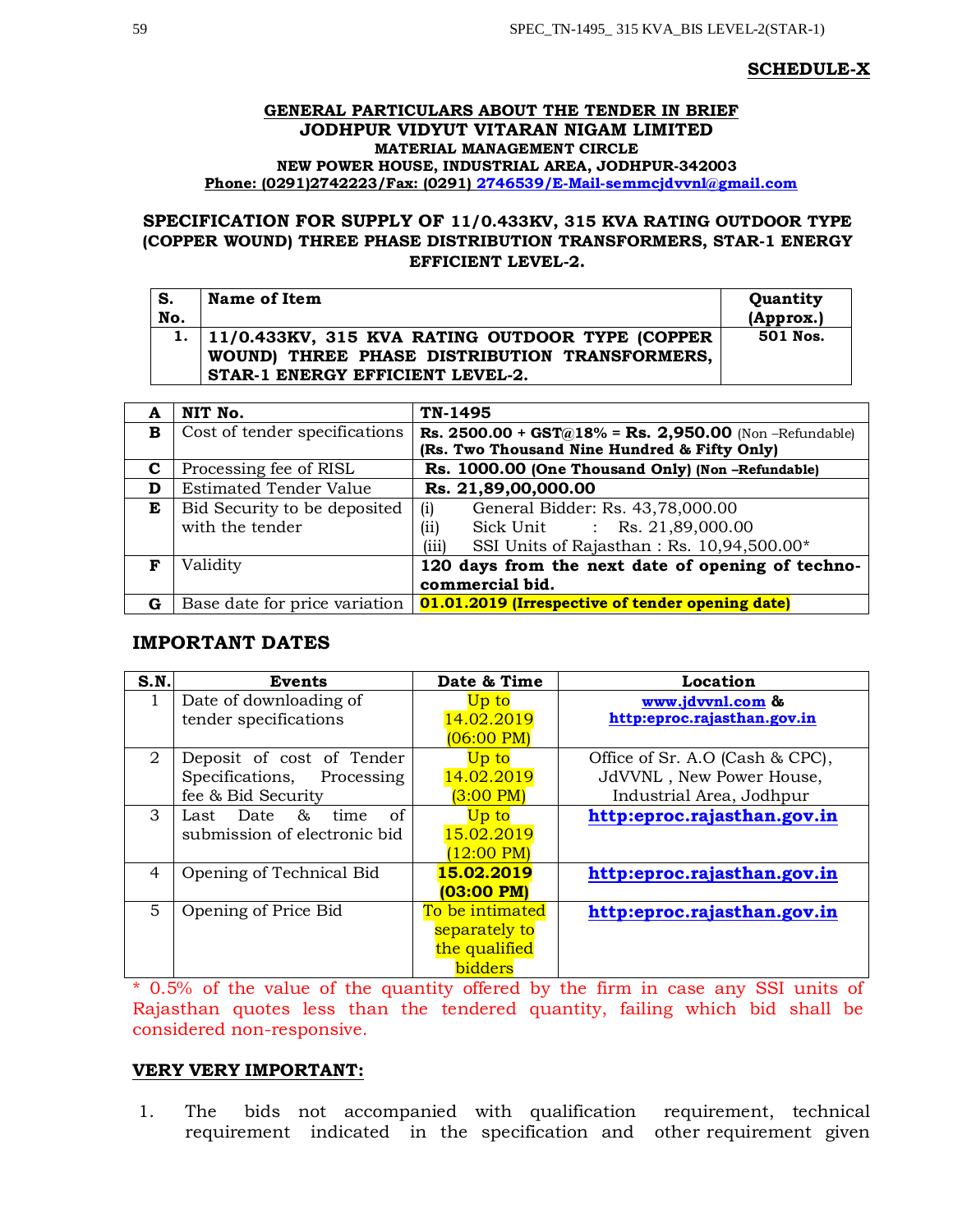**SCHEDULE-X**

**GENERAL PARTICULARS ABOUT THE TENDER IN BRIEF**
**JODHPUR VIDYUT VITARAN NIGAM LIMITED**
**MATERIAL MANAGEMENT CIRCLE**
**NEW POWER HOUSE, INDUSTRIAL AREA, JODHPUR-342003**
**Phone: (0291)2742223/Fax: (0291) 2746539/E-Mail-semmcjdvvnl@gmail.com**

**SPECIFICATION FOR SUPPLY OF 11/0.433KV, 315 KVA RATING OUTDOOR TYPE (COPPER WOUND) THREE PHASE DISTRIBUTION TRANSFORMERS, STAR-1 ENERGY EFFICIENT LEVEL-2.**

| S. No. | Name of Item | Quantity (Approx.) |
|---|---|---|
| 1. | 11/0.433KV, 315 KVA RATING OUTDOOR TYPE (COPPER WOUND) THREE PHASE DISTRIBUTION TRANSFORMERS, STAR-1 ENERGY EFFICIENT LEVEL-2. | 501 Nos. |

| A | NIT No. | TN-1495 |
|---|---|---|
| B | Cost of tender specifications | Rs. 2500.00 + GST@18% = Rs. 2,950.00 (Non –Refundable) (Rs. Two Thousand Nine Hundred & Fifty Only) |
| C | Processing fee of RISL | Rs. 1000.00 (One Thousand Only) (Non –Refundable) |
| D | Estimated Tender Value | Rs. 21,89,00,000.00 |
| E | Bid Security to be deposited with the tender | (i) General Bidder: Rs. 43,78,000.00<br>(ii) Sick Unit : Rs. 21,89,000.00<br>(iii) SSI Units of Rajasthan : Rs. 10,94,500.00* |
| F | Validity | 120 days from the next date of opening of techno-commercial bid. |
| G | Base date for price variation | 01.01.2019 (Irrespective of tender opening date) |

## IMPORTANT DATES

| S.N. | Events | Date & Time | Location |
|---|---|---|---|
| 1 | Date of downloading of tender specifications | Up to 14.02.2019 (06:00 PM) | www.jdvvnl.com & http:eproc.rajasthan.gov.in |
| 2 | Deposit of cost of Tender Specifications, Processing fee & Bid Security | Up to 14.02.2019 (3:00 PM) | Office of Sr. A.O (Cash & CPC), JdVVNL , New Power House, Industrial Area, Jodhpur |
| 3 | Last Date & time of submission of electronic bid | Up to 15.02.2019 (12:00 PM) | http:eproc.rajasthan.gov.in |
| 4 | Opening of Technical Bid | 15.02.2019 (03:00 PM) | http:eproc.rajasthan.gov.in |
| 5 | Opening of Price Bid | To be intimated separately to the qualified bidders | http:eproc.rajasthan.gov.in |

\* 0.5% of the value of the quantity offered by the firm in case any SSI units of Rajasthan quotes less than the tendered quantity, failing which bid shall be considered non-responsive.

**VERY VERY IMPORTANT:**

1. The bids not accompanied with qualification requirement, technical requirement indicated in the specification and other requirement given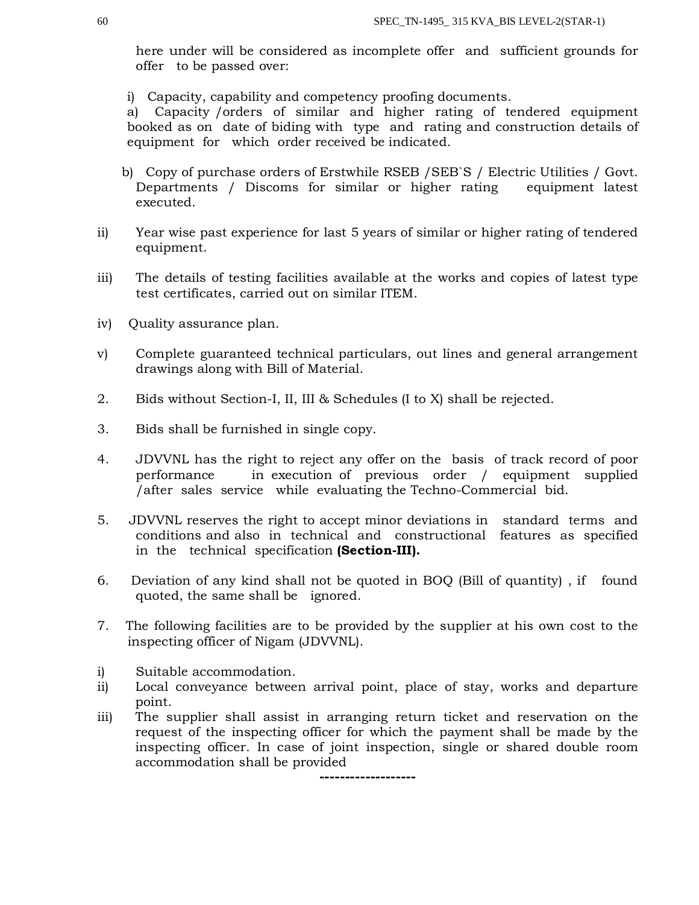here under will be considered as incomplete offer and sufficient grounds for offer to be passed over:

i) Capacity, capability and competency proofing documents.

a) Capacity /orders of similar and higher rating of tendered equipment booked as on date of biding with type and rating and construction details of equipment for which order received be indicated.

b) Copy of purchase orders of Erstwhile RSEB /SEB`S / Electric Utilities / Govt. Departments / Discoms for similar or higher rating equipment latest executed.

ii) Year wise past experience for last 5 years of similar or higher rating of tendered equipment.

iii) The details of testing facilities available at the works and copies of latest type test certificates, carried out on similar ITEM.

iv) Quality assurance plan.

v) Complete guaranteed technical particulars, out lines and general arrangement drawings along with Bill of Material.

2. Bids without Section-I, II, III & Schedules (I to X) shall be rejected.

3. Bids shall be furnished in single copy.

4. JDVVNL has the right to reject any offer on the basis of track record of poor performance in execution of previous order / equipment supplied /after sales service while evaluating the Techno-Commercial bid.

5. JDVVNL reserves the right to accept minor deviations in standard terms and conditions and also in technical and constructional features as specified in the technical specification **(Section-III).**

6. Deviation of any kind shall not be quoted in BOQ (Bill of quantity) , if found quoted, the same shall be ignored.

7. The following facilities are to be provided by the supplier at his own cost to the inspecting officer of Nigam (JDVVNL).

i) Suitable accommodation.

ii) Local conveyance between arrival point, place of stay, works and departure point.

iii) The supplier shall assist in arranging return ticket and reservation on the request of the inspecting officer for which the payment shall be made by the inspecting officer. In case of joint inspection, single or shared double room accommodation shall be provided

**-------------------**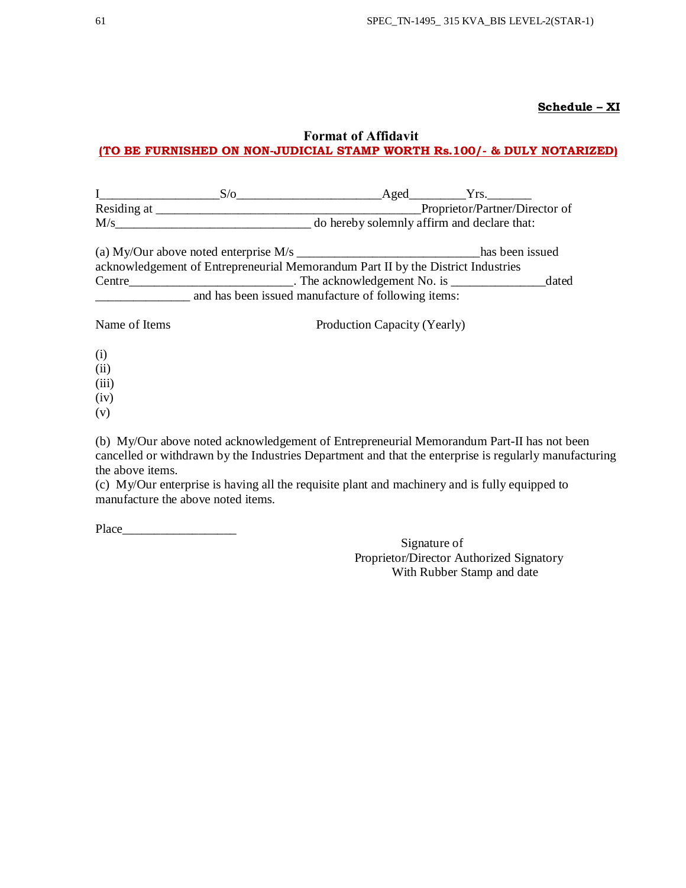**Schedule – XI**

## Format of Affidavit

**(TO BE FURNISHED ON NON-JUDICIAL STAMP WORTH Rs.100/- & DULY NOTARIZED)**

I___________________S/o_______________________Aged_________Yrs._______ Residing at __________________________________________Proprietor/Partner/Director of M/s_______________________________ do hereby solemnly affirm and declare that:

(a) My/Our above noted enterprise M/s _____________________________has been issued acknowledgement of Entrepreneurial Memorandum Part II by the District Industries Centre__________________________. The acknowledgement No. is _______________dated _______________ and has been issued manufacture of following items:

| Name of Items | Production Capacity (Yearly) |
|---|---|
| (i) | |
| (ii) | |
| (iii) | |
| (iv) | |
| (v) | |

(b) My/Our above noted acknowledgement of Entrepreneurial Memorandum Part-II has not been cancelled or withdrawn by the Industries Department and that the enterprise is regularly manufacturing the above items.

(c) My/Our enterprise is having all the requisite plant and machinery and is fully equipped to manufacture the above noted items.

Place__________________

Signature of
Proprietor/Director Authorized Signatory
With Rubber Stamp and date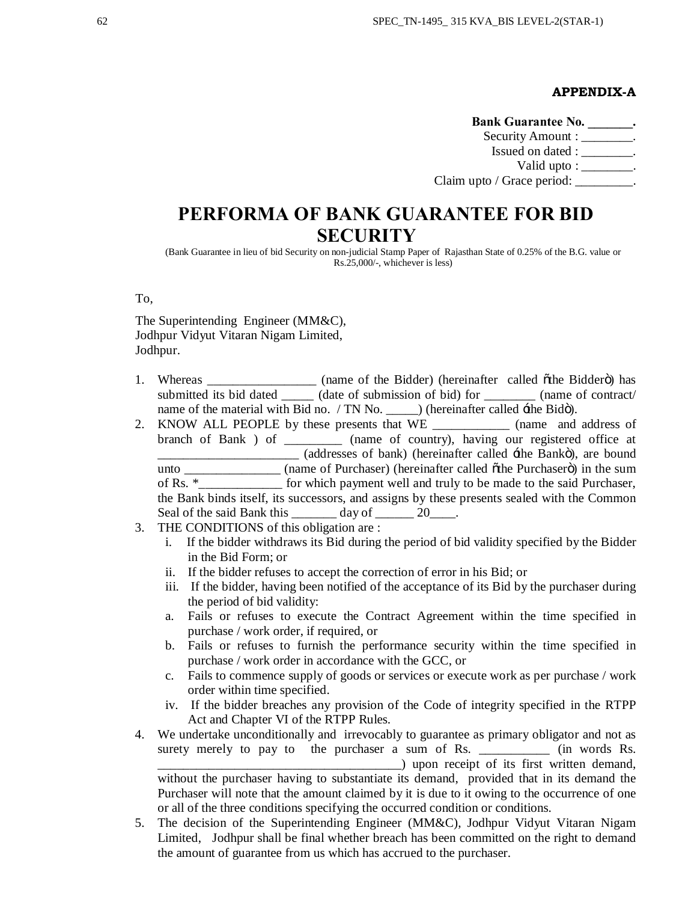**APPENDIX-A**

**Bank Guarantee No. _______.**
Security Amount : ________.
Issued on dated : ________.
Valid upto : ________.
Claim upto / Grace period: _________.

# PERFORMA OF BANK GUARANTEE FOR BID SECURITY

(Bank Guarantee in lieu of bid Security on non-judicial Stamp Paper of Rajasthan State of 0.25% of the B.G. value or Rs.25,000/-, whichever is less)

To,

The Superintending Engineer (MM&C),
Jodhpur Vidyut Vitaran Nigam Limited,
Jodhpur.

1. Whereas _________________ (name of the Bidder) (hereinafter called "the Bidder") has submitted its bid dated _____ (date of submission of bid) for ________ (name of contract/ name of the material with Bid no. / TN No. _____) (hereinafter called 'the Bid').
2. KNOW ALL PEOPLE by these presents that WE ____________ (name and address of branch of Bank ) of _________ (name of country), having our registered office at ______________________ (addresses of bank) (hereinafter called 'the Bank'), are bound unto _______________ (name of Purchaser) (hereinafter called "the Purchaser") in the sum of Rs. *_____________ for which payment well and truly to be made to the said Purchaser, the Bank binds itself, its successors, and assigns by these presents sealed with the Common Seal of the said Bank this _______ day of ______ 20____.
3. THE CONDITIONS of this obligation are :
   i. If the bidder withdraws its Bid during the period of bid validity specified by the Bidder in the Bid Form; or
   ii. If the bidder refuses to accept the correction of error in his Bid; or
   iii. If the bidder, having been notified of the acceptance of its Bid by the purchaser during the period of bid validity:
      a. Fails or refuses to execute the Contract Agreement within the time specified in purchase / work order, if required, or
      b. Fails or refuses to furnish the performance security within the time specified in purchase / work order in accordance with the GCC, or
      c. Fails to commence supply of goods or services or execute work as per purchase / work order within time specified.
   iv. If the bidder breaches any provision of the Code of integrity specified in the RTPP Act and Chapter VI of the RTPP Rules.
4. We undertake unconditionally and irrevocably to guarantee as primary obligator and not as surety merely to pay to the purchaser a sum of Rs. ___________ (in words Rs. ______________________________________) upon receipt of its first written demand, without the purchaser having to substantiate its demand, provided that in its demand the Purchaser will note that the amount claimed by it is due to it owing to the occurrence of one or all of the three conditions specifying the occurred condition or conditions.
5. The decision of the Superintending Engineer (MM&C), Jodhpur Vidyut Vitaran Nigam Limited, Jodhpur shall be final whether breach has been committed on the right to demand the amount of guarantee from us which has accrued to the purchaser.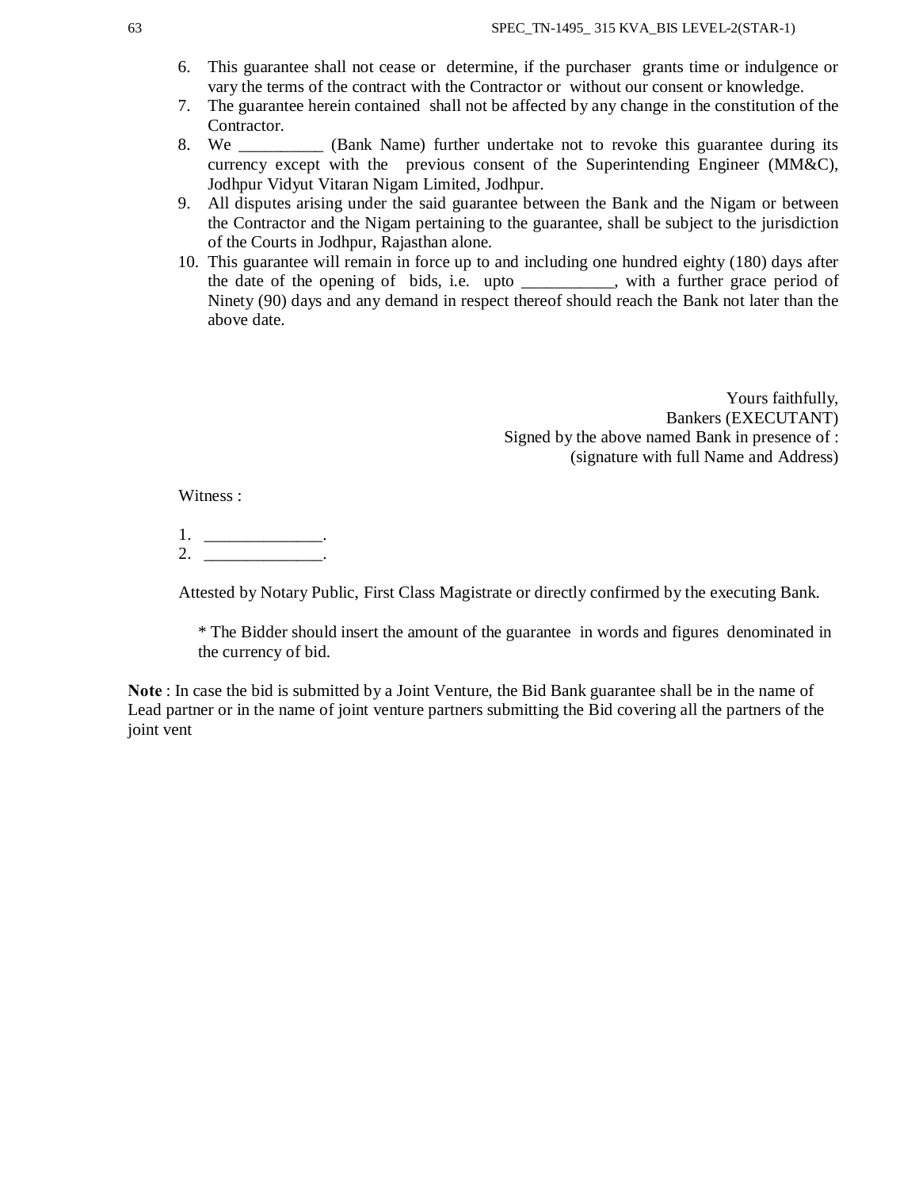6. This guarantee shall not cease or determine, if the purchaser grants time or indulgence or vary the terms of the contract with the Contractor or without our consent or knowledge.
7. The guarantee herein contained shall not be affected by any change in the constitution of the Contractor.
8. We __________ (Bank Name) further undertake not to revoke this guarantee during its currency except with the previous consent of the Superintending Engineer (MM&C), Jodhpur Vidyut Vitaran Nigam Limited, Jodhpur.
9. All disputes arising under the said guarantee between the Bank and the Nigam or between the Contractor and the Nigam pertaining to the guarantee, shall be subject to the jurisdiction of the Courts in Jodhpur, Rajasthan alone.
10. This guarantee will remain in force up to and including one hundred eighty (180) days after the date of the opening of bids, i.e. upto ___________, with a further grace period of Ninety (90) days and any demand in respect thereof should reach the Bank not later than the above date.

Yours faithfully,
Bankers (EXECUTANT)
Signed by the above named Bank in presence of :
(signature with full Name and Address)

Witness :

1. ______________.
2. ______________.

Attested by Notary Public, First Class Magistrate or directly confirmed by the executing Bank.

* The Bidder should insert the amount of the guarantee in words and figures denominated in the currency of bid.

**Note** : In case the bid is submitted by a Joint Venture, the Bid Bank guarantee shall be in the name of Lead partner or in the name of joint venture partners submitting the Bid covering all the partners of the joint vent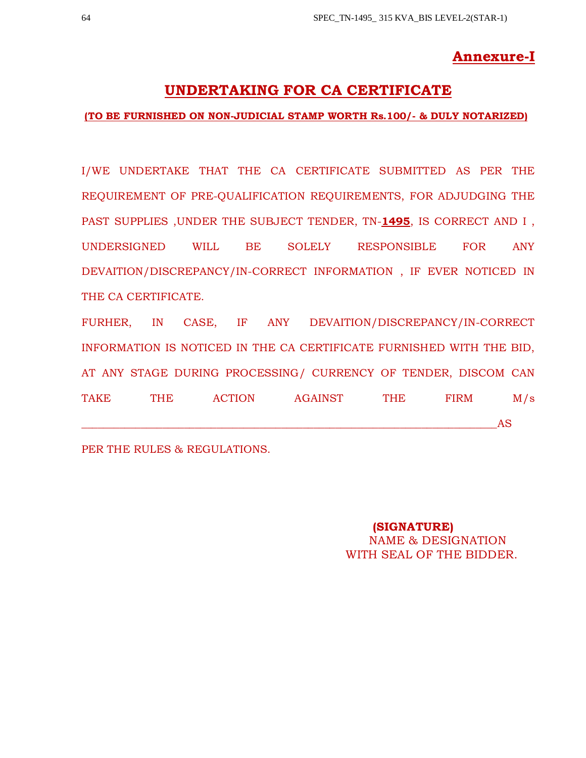**Annexure-I**

# UNDERTAKING FOR CA CERTIFICATE

**(TO BE FURNISHED ON NON-JUDICIAL STAMP WORTH Rs.100/- & DULY NOTARIZED)**

I/WE UNDERTAKE THAT THE CA CERTIFICATE SUBMITTED AS PER THE REQUIREMENT OF PRE-QUALIFICATION REQUIREMENTS, FOR ADJUDGING THE PAST SUPPLIES ,UNDER THE SUBJECT TENDER, TN-**1495**, IS CORRECT AND I , UNDERSIGNED WILL BE SOLELY RESPONSIBLE FOR ANY DEVAITION/DISCREPANCY/IN-CORRECT INFORMATION , IF EVER NOTICED IN THE CA CERTIFICATE.

FURHER, IN CASE, IF ANY DEVAITION/DISCREPANCY/IN-CORRECT INFORMATION IS NOTICED IN THE CA CERTIFICATE FURNISHED WITH THE BID, AT ANY STAGE DURING PROCESSING/ CURRENCY OF TENDER, DISCOM CAN TAKE THE ACTION AGAINST THE FIRM M/s \_\_\_\_\_\_\_\_\_\_\_\_\_\_\_\_\_\_\_\_\_\_\_\_\_\_\_\_\_\_\_\_\_\_\_\_\_\_\_\_\_\_\_\_\_\_\_\_\_\_\_\_\_\_\_\_\_\_AS PER THE RULES & REGULATIONS.

**(SIGNATURE)**
NAME & DESIGNATION
WITH SEAL OF THE BIDDER.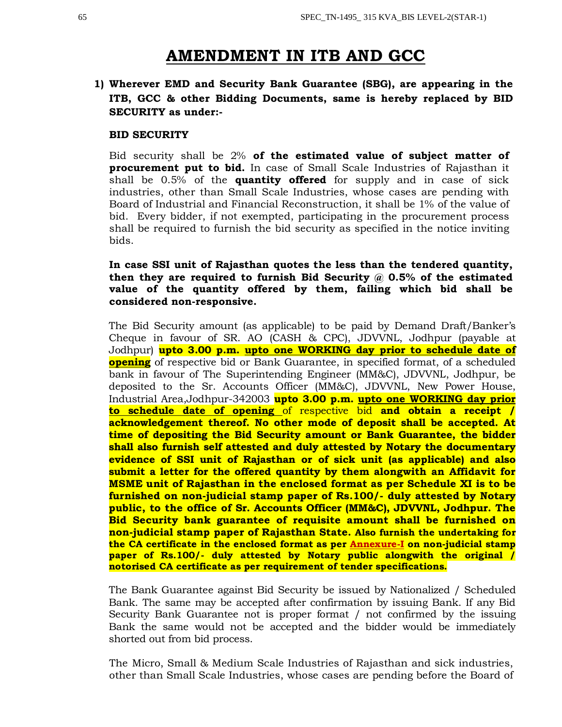# AMENDMENT IN ITB AND GCC

1) **Wherever EMD and Security Bank Guarantee (SBG), are appearing in the ITB, GCC & other Bidding Documents, same is hereby replaced by BID SECURITY as under:-**

**BID SECURITY**

Bid security shall be 2% **of the estimated value of subject matter of procurement put to bid.** In case of Small Scale Industries of Rajasthan it shall be 0.5% of the **quantity offered** for supply and in case of sick industries, other than Small Scale Industries, whose cases are pending with Board of Industrial and Financial Reconstruction, it shall be 1% of the value of bid. Every bidder, if not exempted, participating in the procurement process shall be required to furnish the bid security as specified in the notice inviting bids.

**In case SSI unit of Rajasthan quotes the less than the tendered quantity, then they are required to furnish Bid Security @ 0.5% of the estimated value of the quantity offered by them, failing which bid shall be considered non-responsive.**

The Bid Security amount (as applicable) to be paid by Demand Draft/Banker's Cheque in favour of SR. AO (CASH & CPC), JDVVNL, Jodhpur (payable at Jodhpur) **upto 3.00 p.m. upto one WORKING day prior to schedule date of opening** of respective bid or Bank Guarantee, in specified format, of a scheduled bank in favour of The Superintending Engineer (MM&C), JDVVNL, Jodhpur, be deposited to the Sr. Accounts Officer (MM&C), JDVVNL, New Power House, Industrial Area,Jodhpur-342003 **upto 3.00 p.m. upto one WORKING day prior to schedule date of opening** of respective bid **and obtain a receipt / acknowledgement thereof. No other mode of deposit shall be accepted. At time of depositing the Bid Security amount or Bank Guarantee, the bidder shall also furnish self attested and duly attested by Notary the documentary evidence of SSI unit of Rajasthan or of sick unit (as applicable) and also submit a letter for the offered quantity by them alongwith an Affidavit for MSME unit of Rajasthan in the enclosed format as per Schedule XI is to be furnished on non-judicial stamp paper of Rs.100/- duly attested by Notary public, to the office of Sr. Accounts Officer (MM&C), JDVVNL, Jodhpur. The Bid Security bank guarantee of requisite amount shall be furnished on non-judicial stamp paper of Rajasthan State. Also furnish the undertaking for the CA certificate in the enclosed format as per Annexure-I on non-judicial stamp paper of Rs.100/- duly attested by Notary public alongwith the original / notorised CA certificate as per requirement of tender specifications.**

The Bank Guarantee against Bid Security be issued by Nationalized / Scheduled Bank. The same may be accepted after confirmation by issuing Bank. If any Bid Security Bank Guarantee not is proper format / not confirmed by the issuing Bank the same would not be accepted and the bidder would be immediately shorted out from bid process.

The Micro, Small & Medium Scale Industries of Rajasthan and sick industries, other than Small Scale Industries, whose cases are pending before the Board of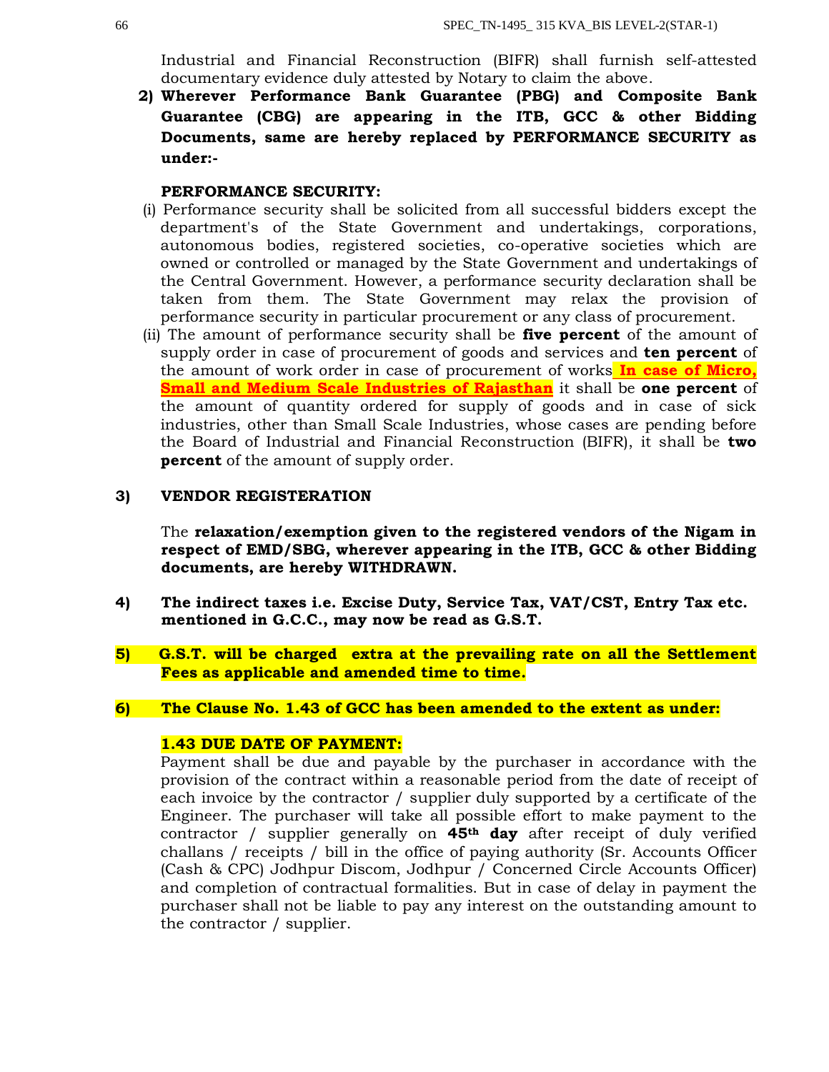Industrial and Financial Reconstruction (BIFR) shall furnish self-attested documentary evidence duly attested by Notary to claim the above.

2) **Wherever Performance Bank Guarantee (PBG) and Composite Bank Guarantee (CBG) are appearing in the ITB, GCC & other Bidding Documents, same are hereby replaced by PERFORMANCE SECURITY as under:-**

**PERFORMANCE SECURITY:**

(i) Performance security shall be solicited from all successful bidders except the department's of the State Government and undertakings, corporations, autonomous bodies, registered societies, co-operative societies which are owned or controlled or managed by the State Government and undertakings of the Central Government. However, a performance security declaration shall be taken from them. The State Government may relax the provision of performance security in particular procurement or any class of procurement.

(ii) The amount of performance security shall be **five percent** of the amount of supply order in case of procurement of goods and services and **ten percent** of the amount of work order in case of procurement of works **In case of Micro, Small and Medium Scale Industries of Rajasthan** it shall be **one percent** of the amount of quantity ordered for supply of goods and in case of sick industries, other than Small Scale Industries, whose cases are pending before the Board of Industrial and Financial Reconstruction (BIFR), it shall be **two percent** of the amount of supply order.

**3) VENDOR REGISTERATION**

The **relaxation/exemption given to the registered vendors of the Nigam in respect of EMD/SBG, wherever appearing in the ITB, GCC & other Bidding documents, are hereby WITHDRAWN.**

**4) The indirect taxes i.e. Excise Duty, Service Tax, VAT/CST, Entry Tax etc. mentioned in G.C.C., may now be read as G.S.T.**

**5) G.S.T. will be charged extra at the prevailing rate on all the Settlement Fees as applicable and amended time to time.**

**6) The Clause No. 1.43 of GCC has been amended to the extent as under:**

**1.43 DUE DATE OF PAYMENT:**

Payment shall be due and payable by the purchaser in accordance with the provision of the contract within a reasonable period from the date of receipt of each invoice by the contractor / supplier duly supported by a certificate of the Engineer. The purchaser will take all possible effort to make payment to the contractor / supplier generally on **45th day** after receipt of duly verified challans / receipts / bill in the office of paying authority (Sr. Accounts Officer (Cash & CPC) Jodhpur Discom, Jodhpur / Concerned Circle Accounts Officer) and completion of contractual formalities. But in case of delay in payment the purchaser shall not be liable to pay any interest on the outstanding amount to the contractor / supplier.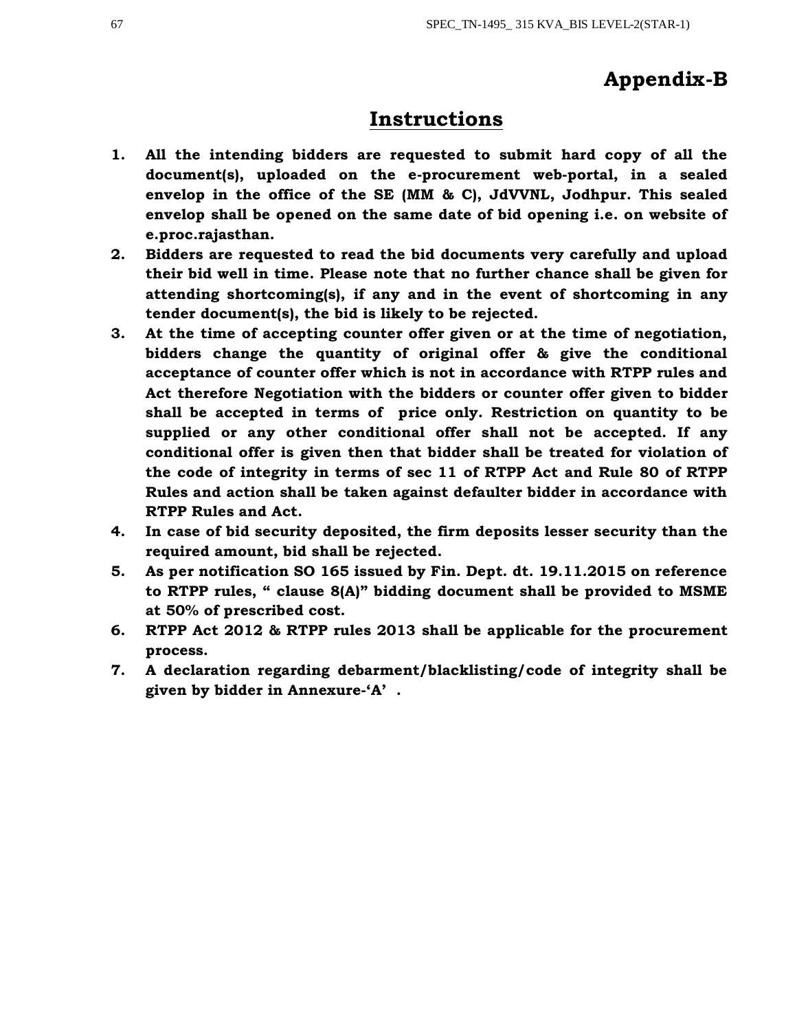# Appendix-B

## Instructions

1. **All the intending bidders are requested to submit hard copy of all the document(s), uploaded on the e-procurement web-portal, in a sealed envelop in the office of the SE (MM & C), JdVVNL, Jodhpur. This sealed envelop shall be opened on the same date of bid opening i.e. on website of e.proc.rajasthan.**
2. **Bidders are requested to read the bid documents very carefully and upload their bid well in time. Please note that no further chance shall be given for attending shortcoming(s), if any and in the event of shortcoming in any tender document(s), the bid is likely to be rejected.**
3. **At the time of accepting counter offer given or at the time of negotiation, bidders change the quantity of original offer & give the conditional acceptance of counter offer which is not in accordance with RTPP rules and Act therefore Negotiation with the bidders or counter offer given to bidder shall be accepted in terms of price only. Restriction on quantity to be supplied or any other conditional offer shall not be accepted. If any conditional offer is given then that bidder shall be treated for violation of the code of integrity in terms of sec 11 of RTPP Act and Rule 80 of RTPP Rules and action shall be taken against defaulter bidder in accordance with RTPP Rules and Act.**
4. **In case of bid security deposited, the firm deposits lesser security than the required amount, bid shall be rejected.**
5. **As per notification SO 165 issued by Fin. Dept. dt. 19.11.2015 on reference to RTPP rules, " clause 8(A)" bidding document shall be provided to MSME at 50% of prescribed cost.**
6. **RTPP Act 2012 & RTPP rules 2013 shall be applicable for the procurement process.**
7. **A declaration regarding debarment/blacklisting/code of integrity shall be given by bidder in Annexure-'A' .**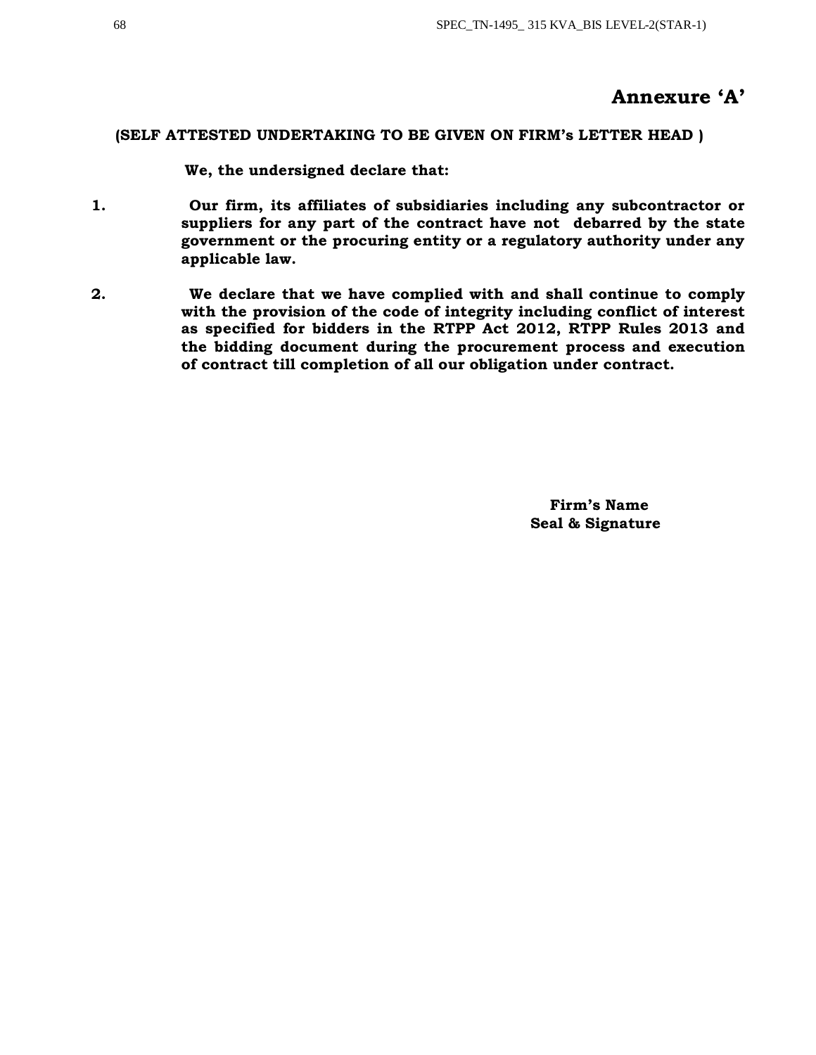# Annexure 'A'

**(SELF ATTESTED UNDERTAKING TO BE GIVEN ON FIRM's LETTER HEAD )**

**We, the undersigned declare that:**

1. **Our firm, its affiliates of subsidiaries including any subcontractor or suppliers for any part of the contract have not debarred by the state government or the procuring entity or a regulatory authority under any applicable law.**

2. **We declare that we have complied with and shall continue to comply with the provision of the code of integrity including conflict of interest as specified for bidders in the RTPP Act 2012, RTPP Rules 2013 and the bidding document during the procurement process and execution of contract till completion of all our obligation under contract.**

**Firm's Name**
**Seal & Signature**